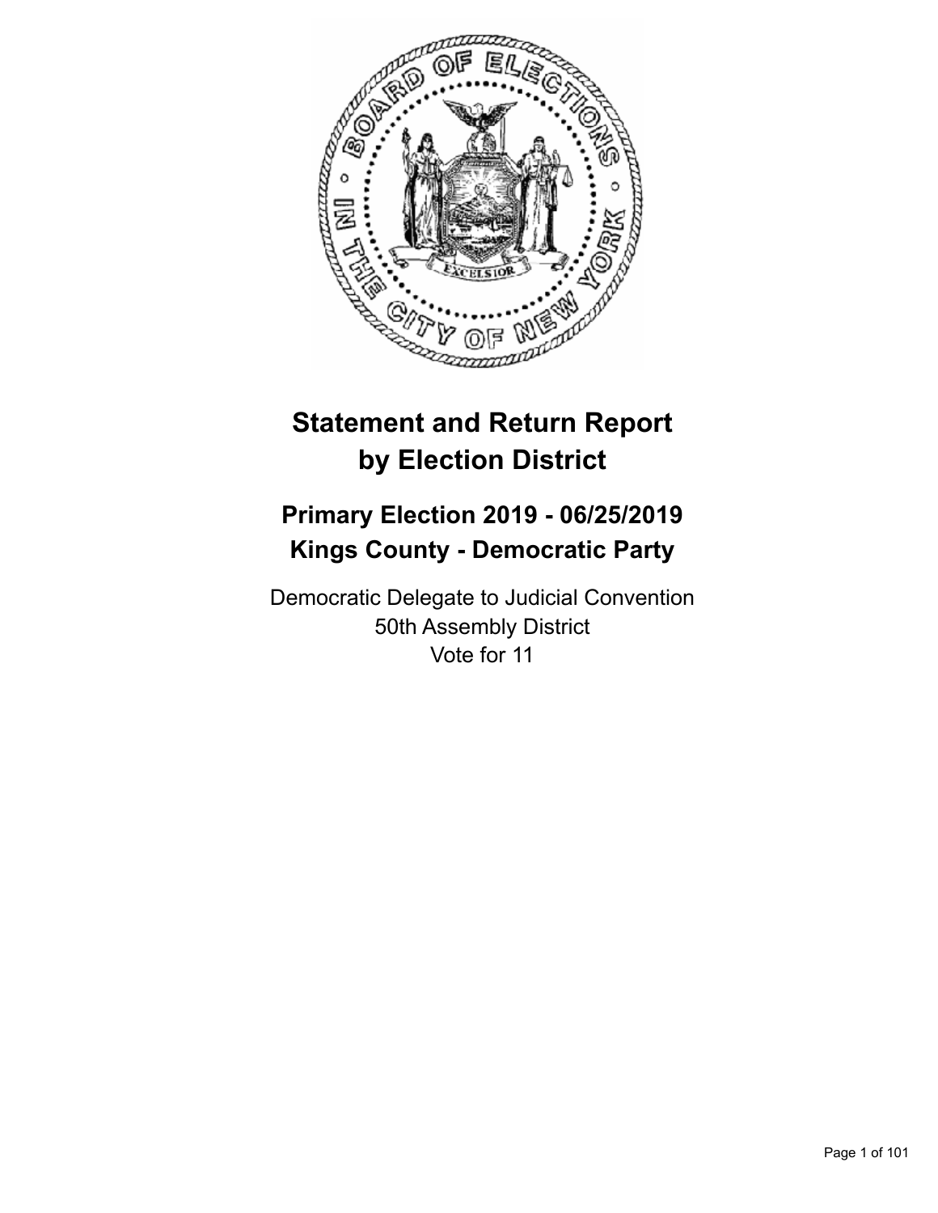# Statement and Return Report by Election District

## Primary Election 2019 - 06/25/2019
## Kings County - Democratic Party

Democratic Delegate to Judicial Convention
50th Assembly District
Vote for 11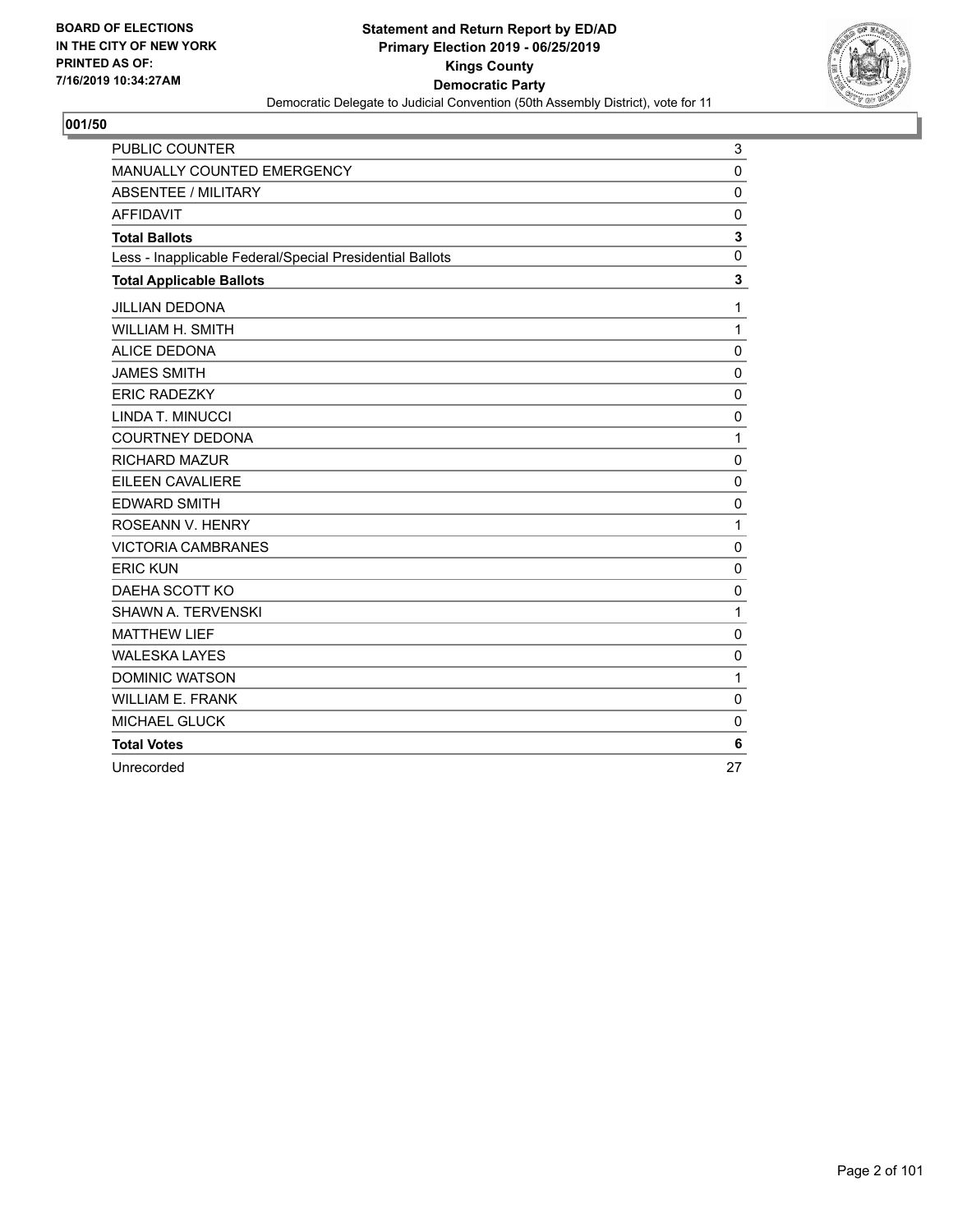**BOARD OF ELECTIONS IN THE CITY OF NEW YORK PRINTED AS OF: 7/16/2019 10:34:27AM**

**Statement and Return Report by ED/AD**
**Primary Election 2019 - 06/25/2019**
**Kings County**
**Democratic Party**
Democratic Delegate to Judicial Convention (50th Assembly District), vote for 11

**001/50**

| | |
|---|---|
| PUBLIC COUNTER | 3 |
| MANUALLY COUNTED EMERGENCY | 0 |
| ABSENTEE / MILITARY | 0 |
| AFFIDAVIT | 0 |
| **Total Ballots** | **3** |
| Less - Inapplicable Federal/Special Presidential Ballots | 0 |
| **Total Applicable Ballots** | **3** |
| JILLIAN DEDONA | 1 |
| WILLIAM H. SMITH | 1 |
| ALICE DEDONA | 0 |
| JAMES SMITH | 0 |
| ERIC RADEZKY | 0 |
| LINDA T. MINUCCI | 0 |
| COURTNEY DEDONA | 1 |
| RICHARD MAZUR | 0 |
| EILEEN CAVALIERE | 0 |
| EDWARD SMITH | 0 |
| ROSEANN V. HENRY | 1 |
| VICTORIA CAMBRANES | 0 |
| ERIC KUN | 0 |
| DAEHA SCOTT KO | 0 |
| SHAWN A. TERVENSKI | 1 |
| MATTHEW LIEF | 0 |
| WALESKA LAYES | 0 |
| DOMINIC WATSON | 1 |
| WILLIAM E. FRANK | 0 |
| MICHAEL GLUCK | 0 |
| **Total Votes** | **6** |
| Unrecorded | 27 |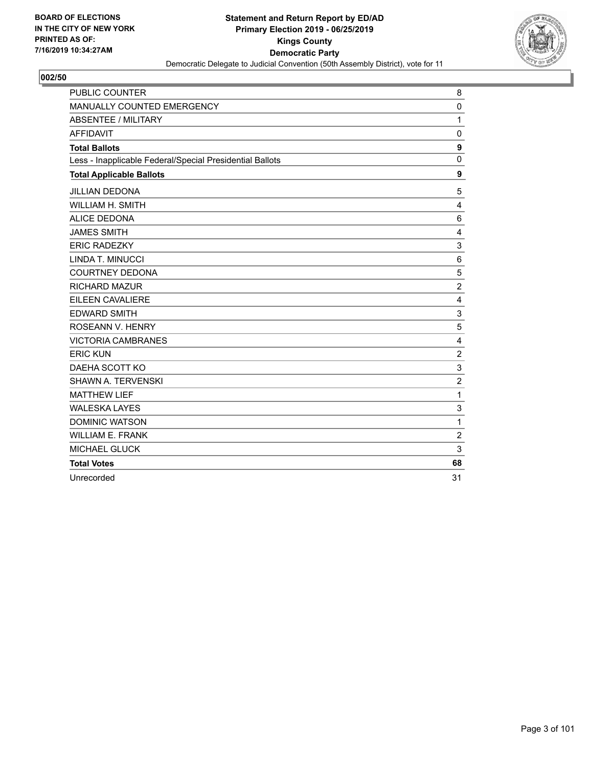BOARD OF ELECTIONS
IN THE CITY OF NEW YORK
PRINTED AS OF:
7/16/2019 10:34:27AM

**Statement and Return Report by ED/AD**
**Primary Election 2019 - 06/25/2019**
**Kings County**
**Democratic Party**
Democratic Delegate to Judicial Convention (50th Assembly District), vote for 11

**002/50**

| | |
|---|---|
| PUBLIC COUNTER | 8 |
| MANUALLY COUNTED EMERGENCY | 0 |
| ABSENTEE / MILITARY | 1 |
| AFFIDAVIT | 0 |
| **Total Ballots** | **9** |
| Less - Inapplicable Federal/Special Presidential Ballots | 0 |
| **Total Applicable Ballots** | **9** |
| JILLIAN DEDONA | 5 |
| WILLIAM H. SMITH | 4 |
| ALICE DEDONA | 6 |
| JAMES SMITH | 4 |
| ERIC RADEZKY | 3 |
| LINDA T. MINUCCI | 6 |
| COURTNEY DEDONA | 5 |
| RICHARD MAZUR | 2 |
| EILEEN CAVALIERE | 4 |
| EDWARD SMITH | 3 |
| ROSEANN V. HENRY | 5 |
| VICTORIA CAMBRANES | 4 |
| ERIC KUN | 2 |
| DAEHA SCOTT KO | 3 |
| SHAWN A. TERVENSKI | 2 |
| MATTHEW LIEF | 1 |
| WALESKA LAYES | 3 |
| DOMINIC WATSON | 1 |
| WILLIAM E. FRANK | 2 |
| MICHAEL GLUCK | 3 |
| **Total Votes** | **68** |
| Unrecorded | 31 |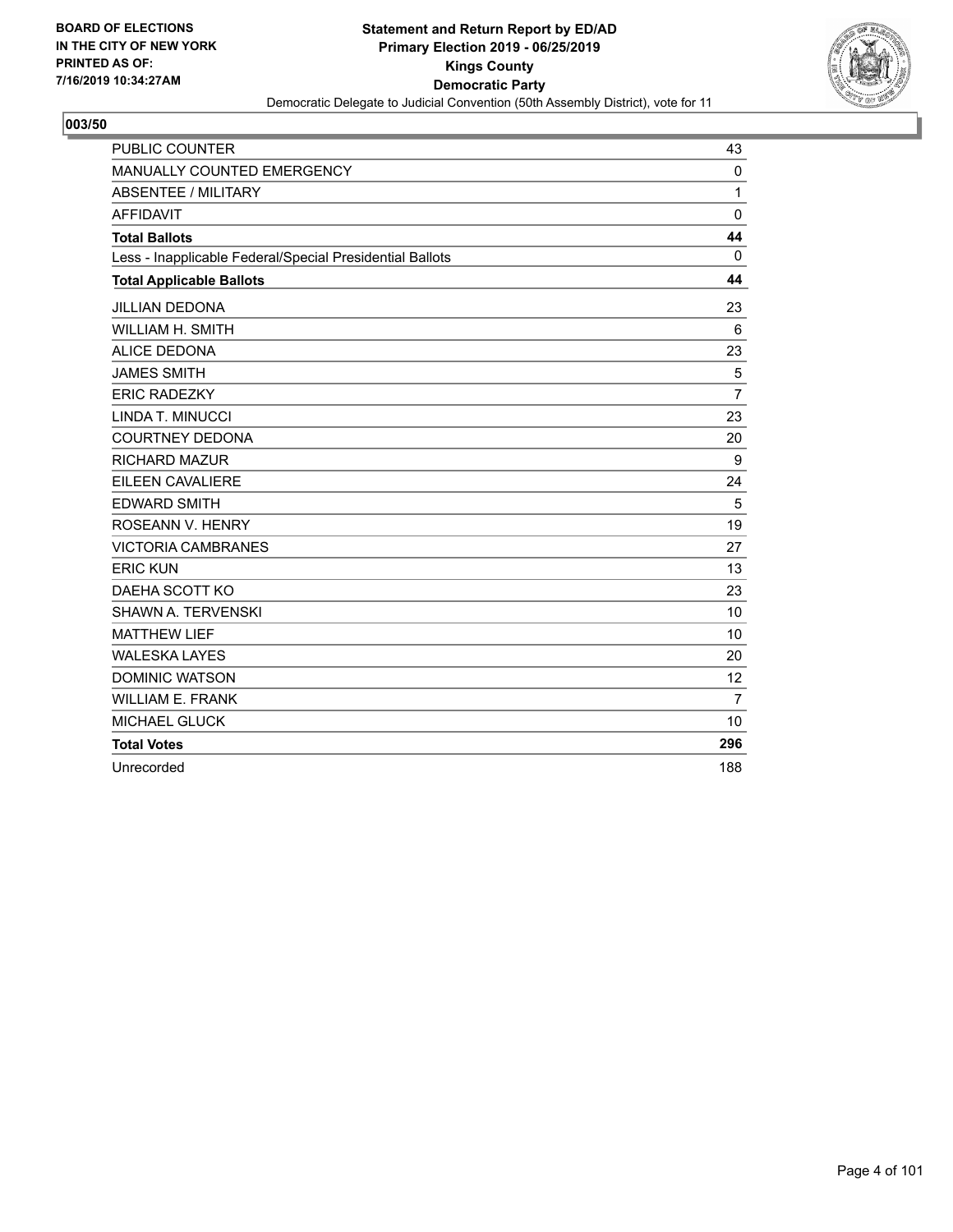BOARD OF ELECTIONS
IN THE CITY OF NEW YORK
PRINTED AS OF:
7/16/2019 10:34:27AM

**Statement and Return Report by ED/AD**
**Primary Election 2019 - 06/25/2019**
**Kings County**
**Democratic Party**
Democratic Delegate to Judicial Convention (50th Assembly District), vote for 11

## 003/50

| | |
|---|---|
| PUBLIC COUNTER | 43 |
| MANUALLY COUNTED EMERGENCY | 0 |
| ABSENTEE / MILITARY | 1 |
| AFFIDAVIT | 0 |
| **Total Ballots** | **44** |
| Less - Inapplicable Federal/Special Presidential Ballots | 0 |
| **Total Applicable Ballots** | **44** |
| JILLIAN DEDONA | 23 |
| WILLIAM H. SMITH | 6 |
| ALICE DEDONA | 23 |
| JAMES SMITH | 5 |
| ERIC RADEZKY | 7 |
| LINDA T. MINUCCI | 23 |
| COURTNEY DEDONA | 20 |
| RICHARD MAZUR | 9 |
| EILEEN CAVALIERE | 24 |
| EDWARD SMITH | 5 |
| ROSEANN V. HENRY | 19 |
| VICTORIA CAMBRANES | 27 |
| ERIC KUN | 13 |
| DAEHA SCOTT KO | 23 |
| SHAWN A. TERVENSKI | 10 |
| MATTHEW LIEF | 10 |
| WALESKA LAYES | 20 |
| DOMINIC WATSON | 12 |
| WILLIAM E. FRANK | 7 |
| MICHAEL GLUCK | 10 |
| **Total Votes** | **296** |
| Unrecorded | 188 |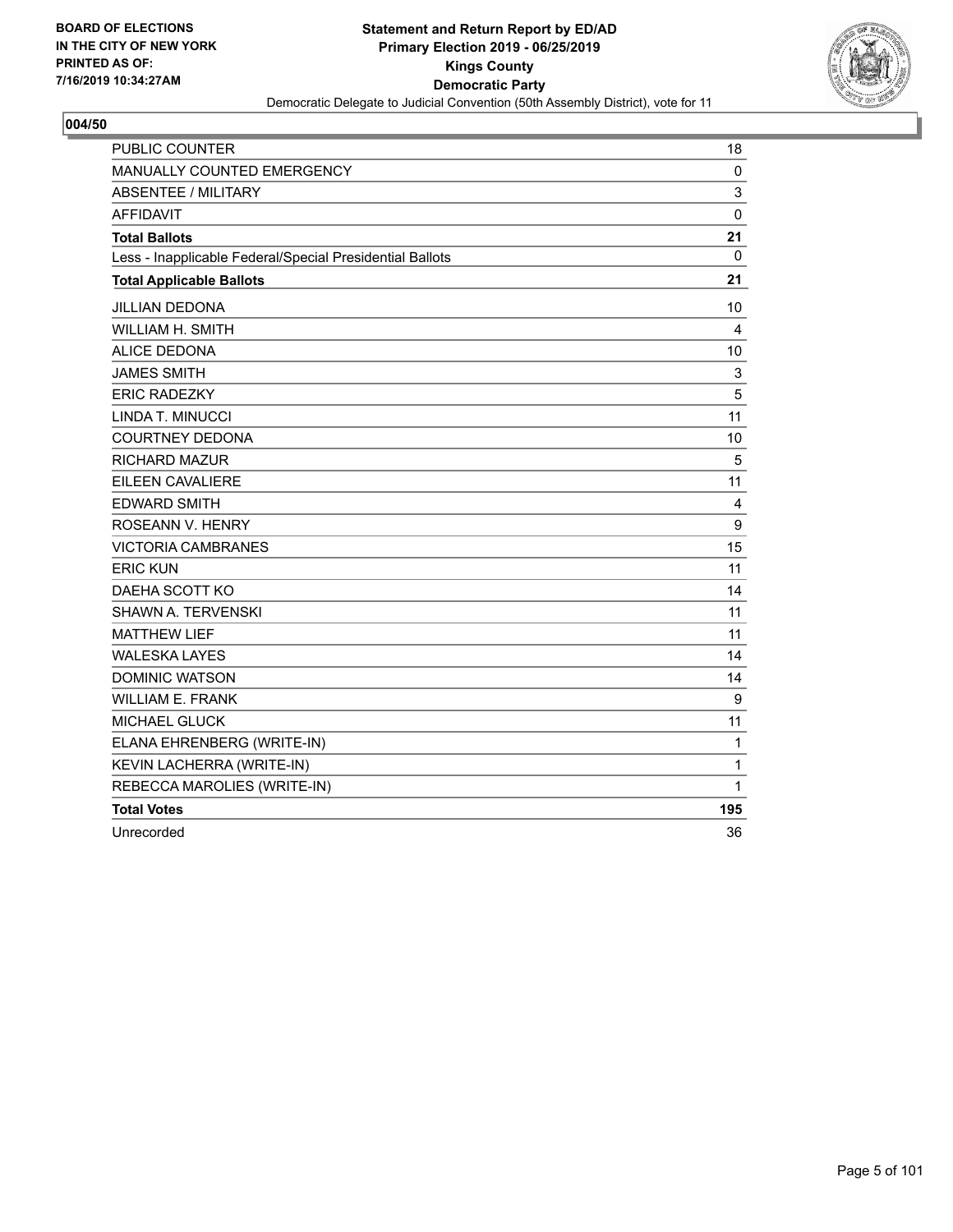BOARD OF ELECTIONS
IN THE CITY OF NEW YORK
PRINTED AS OF:
7/16/2019 10:34:27AM

**Statement and Return Report by ED/AD**
**Primary Election 2019 - 06/25/2019**
**Kings County**
**Democratic Party**
Democratic Delegate to Judicial Convention (50th Assembly District), vote for 11

## 004/50

| | |
|---|---|
| PUBLIC COUNTER | 18 |
| MANUALLY COUNTED EMERGENCY | 0 |
| ABSENTEE / MILITARY | 3 |
| AFFIDAVIT | 0 |
| **Total Ballots** | **21** |
| Less - Inapplicable Federal/Special Presidential Ballots | 0 |
| **Total Applicable Ballots** | **21** |
| JILLIAN DEDONA | 10 |
| WILLIAM H. SMITH | 4 |
| ALICE DEDONA | 10 |
| JAMES SMITH | 3 |
| ERIC RADEZKY | 5 |
| LINDA T. MINUCCI | 11 |
| COURTNEY DEDONA | 10 |
| RICHARD MAZUR | 5 |
| EILEEN CAVALIERE | 11 |
| EDWARD SMITH | 4 |
| ROSEANN V. HENRY | 9 |
| VICTORIA CAMBRANES | 15 |
| ERIC KUN | 11 |
| DAEHA SCOTT KO | 14 |
| SHAWN A. TERVENSKI | 11 |
| MATTHEW LIEF | 11 |
| WALESKA LAYES | 14 |
| DOMINIC WATSON | 14 |
| WILLIAM E. FRANK | 9 |
| MICHAEL GLUCK | 11 |
| ELANA EHRENBERG (WRITE-IN) | 1 |
| KEVIN LACHERRA (WRITE-IN) | 1 |
| REBECCA MAROLIES (WRITE-IN) | 1 |
| **Total Votes** | **195** |
| Unrecorded | 36 |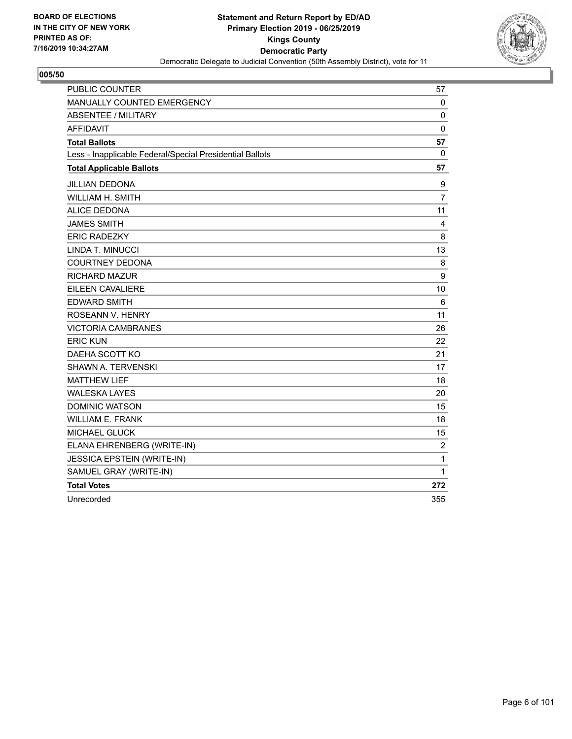BOARD OF ELECTIONS
IN THE CITY OF NEW YORK
PRINTED AS OF:
7/16/2019 10:34:27AM

**Statement and Return Report by ED/AD**
**Primary Election 2019 - 06/25/2019**
**Kings County**
**Democratic Party**
Democratic Delegate to Judicial Convention (50th Assembly District), vote for 11

**005/50**

| | |
|---|---|
| PUBLIC COUNTER | 57 |
| MANUALLY COUNTED EMERGENCY | 0 |
| ABSENTEE / MILITARY | 0 |
| AFFIDAVIT | 0 |
| **Total Ballots** | **57** |
| Less - Inapplicable Federal/Special Presidential Ballots | 0 |
| **Total Applicable Ballots** | **57** |
| JILLIAN DEDONA | 9 |
| WILLIAM H. SMITH | 7 |
| ALICE DEDONA | 11 |
| JAMES SMITH | 4 |
| ERIC RADEZKY | 8 |
| LINDA T. MINUCCI | 13 |
| COURTNEY DEDONA | 8 |
| RICHARD MAZUR | 9 |
| EILEEN CAVALIERE | 10 |
| EDWARD SMITH | 6 |
| ROSEANN V. HENRY | 11 |
| VICTORIA CAMBRANES | 26 |
| ERIC KUN | 22 |
| DAEHA SCOTT KO | 21 |
| SHAWN A. TERVENSKI | 17 |
| MATTHEW LIEF | 18 |
| WALESKA LAYES | 20 |
| DOMINIC WATSON | 15 |
| WILLIAM E. FRANK | 18 |
| MICHAEL GLUCK | 15 |
| ELANA EHRENBERG (WRITE-IN) | 2 |
| JESSICA EPSTEIN (WRITE-IN) | 1 |
| SAMUEL GRAY (WRITE-IN) | 1 |
| **Total Votes** | **272** |
| Unrecorded | 355 |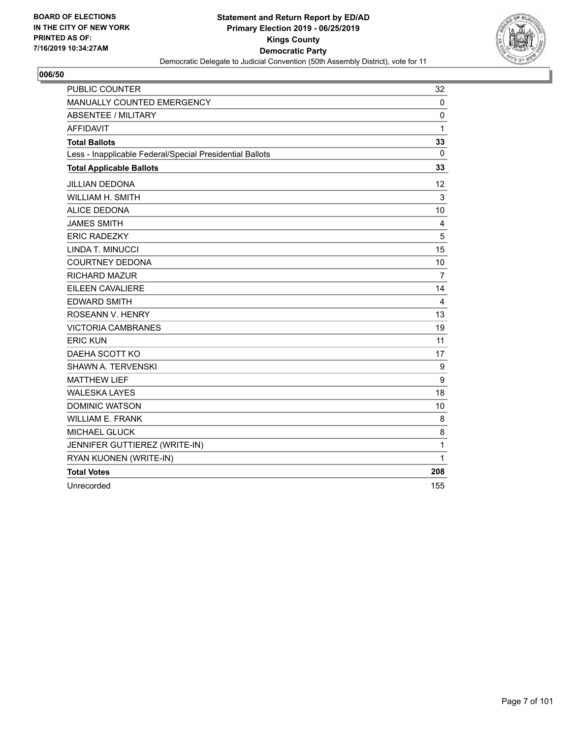BOARD OF ELECTIONS
IN THE CITY OF NEW YORK
PRINTED AS OF:
7/16/2019 10:34:27AM

**Statement and Return Report by ED/AD**
**Primary Election 2019 - 06/25/2019**
**Kings County**
**Democratic Party**
Democratic Delegate to Judicial Convention (50th Assembly District), vote for 11

## 006/50

| | |
|---|---|
| PUBLIC COUNTER | 32 |
| MANUALLY COUNTED EMERGENCY | 0 |
| ABSENTEE / MILITARY | 0 |
| AFFIDAVIT | 1 |
| **Total Ballots** | **33** |
| Less - Inapplicable Federal/Special Presidential Ballots | 0 |
| **Total Applicable Ballots** | **33** |
| JILLIAN DEDONA | 12 |
| WILLIAM H. SMITH | 3 |
| ALICE DEDONA | 10 |
| JAMES SMITH | 4 |
| ERIC RADEZKY | 5 |
| LINDA T. MINUCCI | 15 |
| COURTNEY DEDONA | 10 |
| RICHARD MAZUR | 7 |
| EILEEN CAVALIERE | 14 |
| EDWARD SMITH | 4 |
| ROSEANN V. HENRY | 13 |
| VICTORIA CAMBRANES | 19 |
| ERIC KUN | 11 |
| DAEHA SCOTT KO | 17 |
| SHAWN A. TERVENSKI | 9 |
| MATTHEW LIEF | 9 |
| WALESKA LAYES | 18 |
| DOMINIC WATSON | 10 |
| WILLIAM E. FRANK | 8 |
| MICHAEL GLUCK | 8 |
| JENNIFER GUTTIEREZ (WRITE-IN) | 1 |
| RYAN KUONEN (WRITE-IN) | 1 |
| **Total Votes** | **208** |
| Unrecorded | 155 |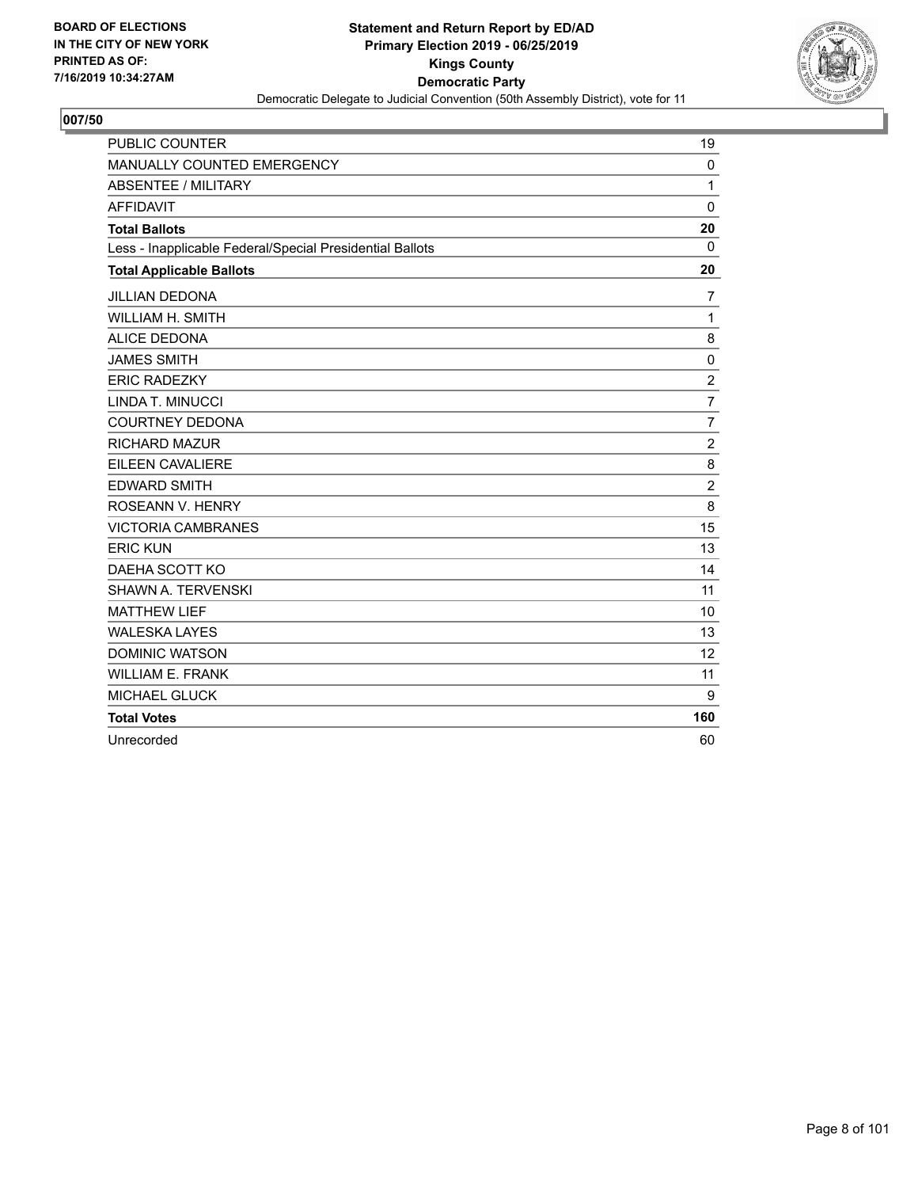BOARD OF ELECTIONS
IN THE CITY OF NEW YORK
PRINTED AS OF:
7/16/2019 10:34:27AM

**Statement and Return Report by ED/AD**
**Primary Election 2019 - 06/25/2019**
**Kings County**
**Democratic Party**
Democratic Delegate to Judicial Convention (50th Assembly District), vote for 11

## 007/50

| | |
|---|---|
| PUBLIC COUNTER | 19 |
| MANUALLY COUNTED EMERGENCY | 0 |
| ABSENTEE / MILITARY | 1 |
| AFFIDAVIT | 0 |
| **Total Ballots** | **20** |
| Less - Inapplicable Federal/Special Presidential Ballots | 0 |
| **Total Applicable Ballots** | **20** |
| JILLIAN DEDONA | 7 |
| WILLIAM H. SMITH | 1 |
| ALICE DEDONA | 8 |
| JAMES SMITH | 0 |
| ERIC RADEZKY | 2 |
| LINDA T. MINUCCI | 7 |
| COURTNEY DEDONA | 7 |
| RICHARD MAZUR | 2 |
| EILEEN CAVALIERE | 8 |
| EDWARD SMITH | 2 |
| ROSEANN V. HENRY | 8 |
| VICTORIA CAMBRANES | 15 |
| ERIC KUN | 13 |
| DAEHA SCOTT KO | 14 |
| SHAWN A. TERVENSKI | 11 |
| MATTHEW LIEF | 10 |
| WALESKA LAYES | 13 |
| DOMINIC WATSON | 12 |
| WILLIAM E. FRANK | 11 |
| MICHAEL GLUCK | 9 |
| **Total Votes** | **160** |
| Unrecorded | 60 |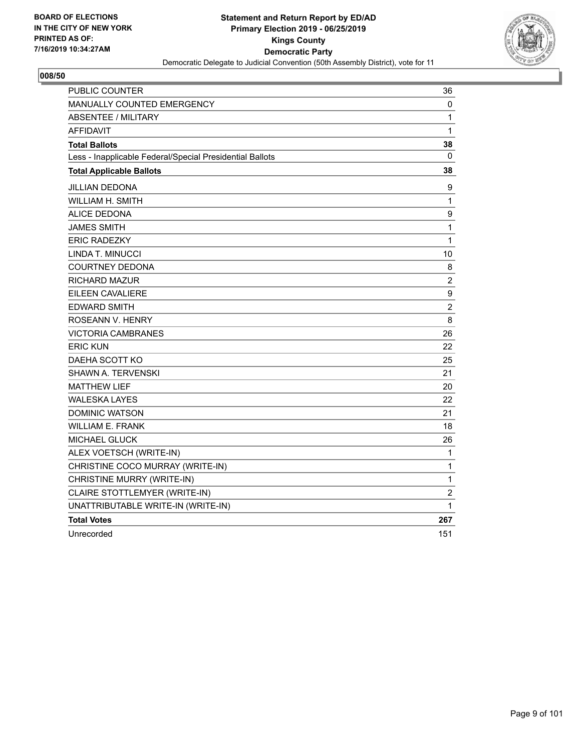BOARD OF ELECTIONS
IN THE CITY OF NEW YORK
PRINTED AS OF:
7/16/2019 10:34:27AM

**Statement and Return Report by ED/AD**
**Primary Election 2019 - 06/25/2019**
**Kings County**
**Democratic Party**
Democratic Delegate to Judicial Convention (50th Assembly District), vote for 11

**008/50**

| | |
|---|---|
| PUBLIC COUNTER | 36 |
| MANUALLY COUNTED EMERGENCY | 0 |
| ABSENTEE / MILITARY | 1 |
| AFFIDAVIT | 1 |
| **Total Ballots** | **38** |
| Less - Inapplicable Federal/Special Presidential Ballots | 0 |
| **Total Applicable Ballots** | **38** |
| JILLIAN DEDONA | 9 |
| WILLIAM H. SMITH | 1 |
| ALICE DEDONA | 9 |
| JAMES SMITH | 1 |
| ERIC RADEZKY | 1 |
| LINDA T. MINUCCI | 10 |
| COURTNEY DEDONA | 8 |
| RICHARD MAZUR | 2 |
| EILEEN CAVALIERE | 9 |
| EDWARD SMITH | 2 |
| ROSEANN V. HENRY | 8 |
| VICTORIA CAMBRANES | 26 |
| ERIC KUN | 22 |
| DAEHA SCOTT KO | 25 |
| SHAWN A. TERVENSKI | 21 |
| MATTHEW LIEF | 20 |
| WALESKA LAYES | 22 |
| DOMINIC WATSON | 21 |
| WILLIAM E. FRANK | 18 |
| MICHAEL GLUCK | 26 |
| ALEX VOETSCH (WRITE-IN) | 1 |
| CHRISTINE COCO MURRAY (WRITE-IN) | 1 |
| CHRISTINE MURRY (WRITE-IN) | 1 |
| CLAIRE STOTTLEMYER (WRITE-IN) | 2 |
| UNATTRIBUTABLE WRITE-IN (WRITE-IN) | 1 |
| **Total Votes** | **267** |
| Unrecorded | 151 |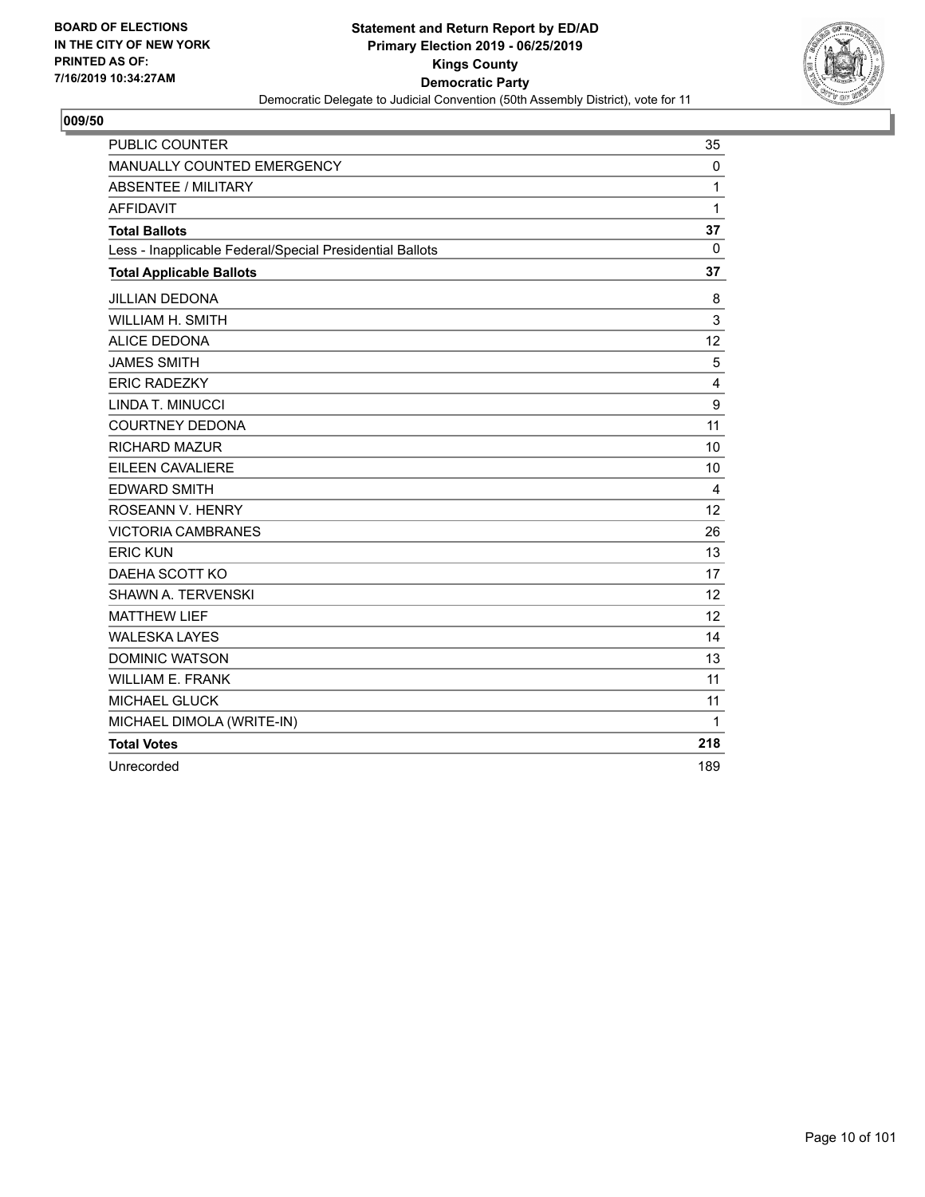BOARD OF ELECTIONS
IN THE CITY OF NEW YORK
PRINTED AS OF:
7/16/2019 10:34:27AM

**Statement and Return Report by ED/AD**
**Primary Election 2019 - 06/25/2019**
**Kings County**
**Democratic Party**
Democratic Delegate to Judicial Convention (50th Assembly District), vote for 11

**009/50**

| | |
|---|---|
| PUBLIC COUNTER | 35 |
| MANUALLY COUNTED EMERGENCY | 0 |
| ABSENTEE / MILITARY | 1 |
| AFFIDAVIT | 1 |
| **Total Ballots** | **37** |
| Less - Inapplicable Federal/Special Presidential Ballots | 0 |
| **Total Applicable Ballots** | **37** |
| JILLIAN DEDONA | 8 |
| WILLIAM H. SMITH | 3 |
| ALICE DEDONA | 12 |
| JAMES SMITH | 5 |
| ERIC RADEZKY | 4 |
| LINDA T. MINUCCI | 9 |
| COURTNEY DEDONA | 11 |
| RICHARD MAZUR | 10 |
| EILEEN CAVALIERE | 10 |
| EDWARD SMITH | 4 |
| ROSEANN V. HENRY | 12 |
| VICTORIA CAMBRANES | 26 |
| ERIC KUN | 13 |
| DAEHA SCOTT KO | 17 |
| SHAWN A. TERVENSKI | 12 |
| MATTHEW LIEF | 12 |
| WALESKA LAYES | 14 |
| DOMINIC WATSON | 13 |
| WILLIAM E. FRANK | 11 |
| MICHAEL GLUCK | 11 |
| MICHAEL DIMOLA (WRITE-IN) | 1 |
| **Total Votes** | **218** |
| Unrecorded | 189 |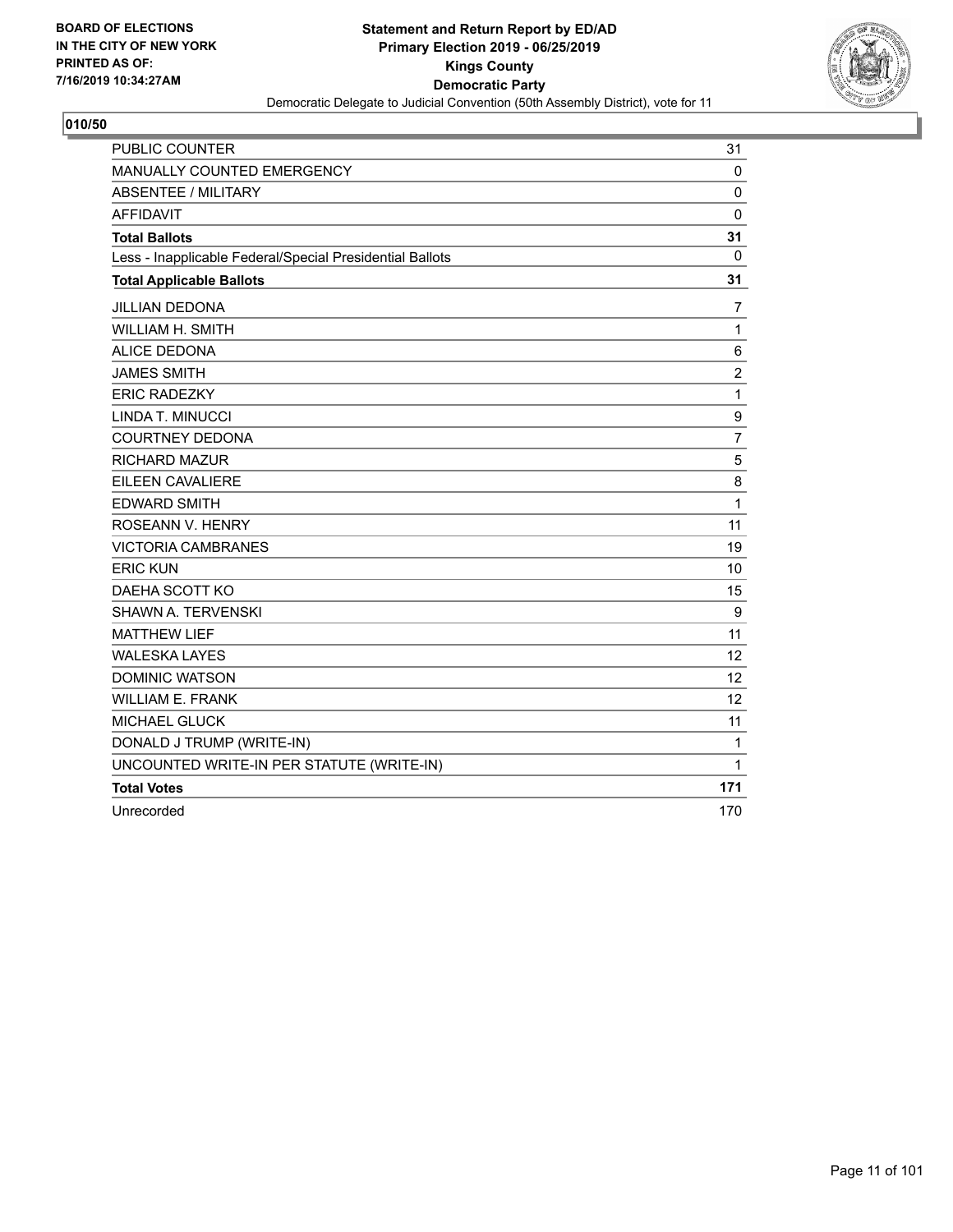BOARD OF ELECTIONS
IN THE CITY OF NEW YORK
PRINTED AS OF:
7/16/2019 10:34:27AM

**Statement and Return Report by ED/AD**
**Primary Election 2019 - 06/25/2019**
**Kings County**
**Democratic Party**
Democratic Delegate to Judicial Convention (50th Assembly District), vote for 11

**010/50**

| | |
|---|---|
| PUBLIC COUNTER | 31 |
| MANUALLY COUNTED EMERGENCY | 0 |
| ABSENTEE / MILITARY | 0 |
| AFFIDAVIT | 0 |
| **Total Ballots** | **31** |
| Less - Inapplicable Federal/Special Presidential Ballots | 0 |
| **Total Applicable Ballots** | **31** |
| JILLIAN DEDONA | 7 |
| WILLIAM H. SMITH | 1 |
| ALICE DEDONA | 6 |
| JAMES SMITH | 2 |
| ERIC RADEZKY | 1 |
| LINDA T. MINUCCI | 9 |
| COURTNEY DEDONA | 7 |
| RICHARD MAZUR | 5 |
| EILEEN CAVALIERE | 8 |
| EDWARD SMITH | 1 |
| ROSEANN V. HENRY | 11 |
| VICTORIA CAMBRANES | 19 |
| ERIC KUN | 10 |
| DAEHA SCOTT KO | 15 |
| SHAWN A. TERVENSKI | 9 |
| MATTHEW LIEF | 11 |
| WALESKA LAYES | 12 |
| DOMINIC WATSON | 12 |
| WILLIAM E. FRANK | 12 |
| MICHAEL GLUCK | 11 |
| DONALD J TRUMP (WRITE-IN) | 1 |
| UNCOUNTED WRITE-IN PER STATUTE (WRITE-IN) | 1 |
| **Total Votes** | **171** |
| Unrecorded | 170 |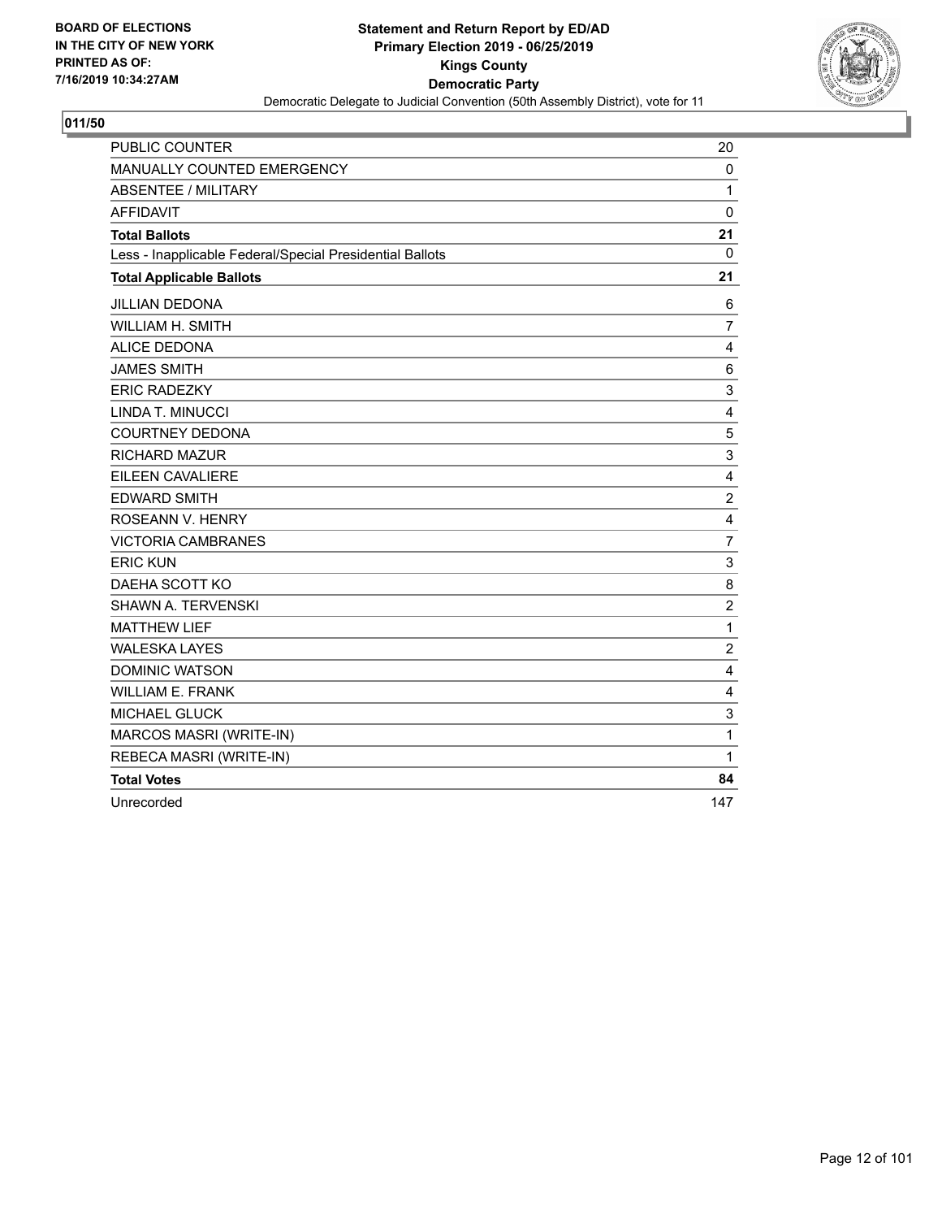**BOARD OF ELECTIONS IN THE CITY OF NEW YORK PRINTED AS OF: 7/16/2019 10:34:27AM**

**Statement and Return Report by ED/AD**
**Primary Election 2019 - 06/25/2019**
**Kings County**
**Democratic Party**
Democratic Delegate to Judicial Convention (50th Assembly District), vote for 11

## 011/50

| | |
|---|---|
| PUBLIC COUNTER | 20 |
| MANUALLY COUNTED EMERGENCY | 0 |
| ABSENTEE / MILITARY | 1 |
| AFFIDAVIT | 0 |
| **Total Ballots** | **21** |
| Less - Inapplicable Federal/Special Presidential Ballots | 0 |
| **Total Applicable Ballots** | **21** |
| JILLIAN DEDONA | 6 |
| WILLIAM H. SMITH | 7 |
| ALICE DEDONA | 4 |
| JAMES SMITH | 6 |
| ERIC RADEZKY | 3 |
| LINDA T. MINUCCI | 4 |
| COURTNEY DEDONA | 5 |
| RICHARD MAZUR | 3 |
| EILEEN CAVALIERE | 4 |
| EDWARD SMITH | 2 |
| ROSEANN V. HENRY | 4 |
| VICTORIA CAMBRANES | 7 |
| ERIC KUN | 3 |
| DAEHA SCOTT KO | 8 |
| SHAWN A. TERVENSKI | 2 |
| MATTHEW LIEF | 1 |
| WALESKA LAYES | 2 |
| DOMINIC WATSON | 4 |
| WILLIAM E. FRANK | 4 |
| MICHAEL GLUCK | 3 |
| MARCOS MASRI (WRITE-IN) | 1 |
| REBECA MASRI (WRITE-IN) | 1 |
| **Total Votes** | **84** |
| Unrecorded | 147 |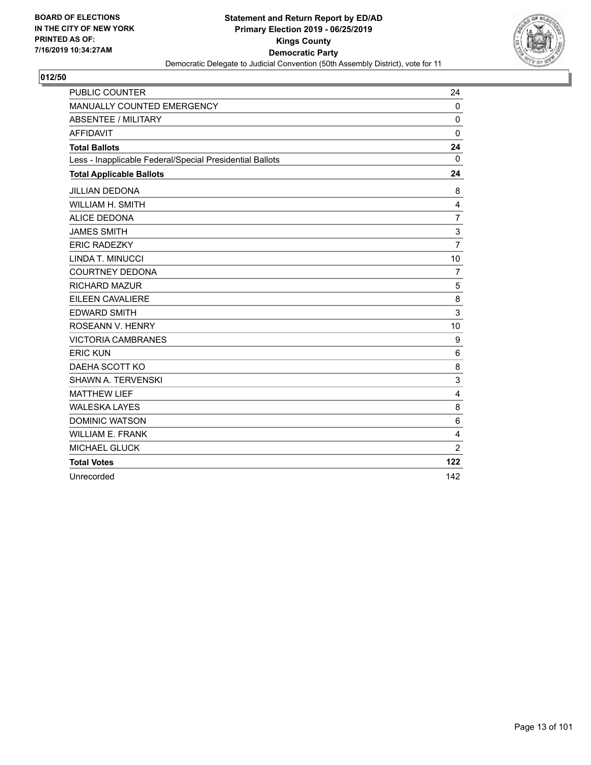BOARD OF ELECTIONS
IN THE CITY OF NEW YORK
PRINTED AS OF:
7/16/2019 10:34:27AM

**Statement and Return Report by ED/AD**
**Primary Election 2019 - 06/25/2019**
**Kings County**
**Democratic Party**
Democratic Delegate to Judicial Convention (50th Assembly District), vote for 11

## 012/50

| | |
|---|---|
| PUBLIC COUNTER | 24 |
| MANUALLY COUNTED EMERGENCY | 0 |
| ABSENTEE / MILITARY | 0 |
| AFFIDAVIT | 0 |
| **Total Ballots** | **24** |
| Less - Inapplicable Federal/Special Presidential Ballots | 0 |
| **Total Applicable Ballots** | **24** |
| JILLIAN DEDONA | 8 |
| WILLIAM H. SMITH | 4 |
| ALICE DEDONA | 7 |
| JAMES SMITH | 3 |
| ERIC RADEZKY | 7 |
| LINDA T. MINUCCI | 10 |
| COURTNEY DEDONA | 7 |
| RICHARD MAZUR | 5 |
| EILEEN CAVALIERE | 8 |
| EDWARD SMITH | 3 |
| ROSEANN V. HENRY | 10 |
| VICTORIA CAMBRANES | 9 |
| ERIC KUN | 6 |
| DAEHA SCOTT KO | 8 |
| SHAWN A. TERVENSKI | 3 |
| MATTHEW LIEF | 4 |
| WALESKA LAYES | 8 |
| DOMINIC WATSON | 6 |
| WILLIAM E. FRANK | 4 |
| MICHAEL GLUCK | 2 |
| **Total Votes** | **122** |
| Unrecorded | 142 |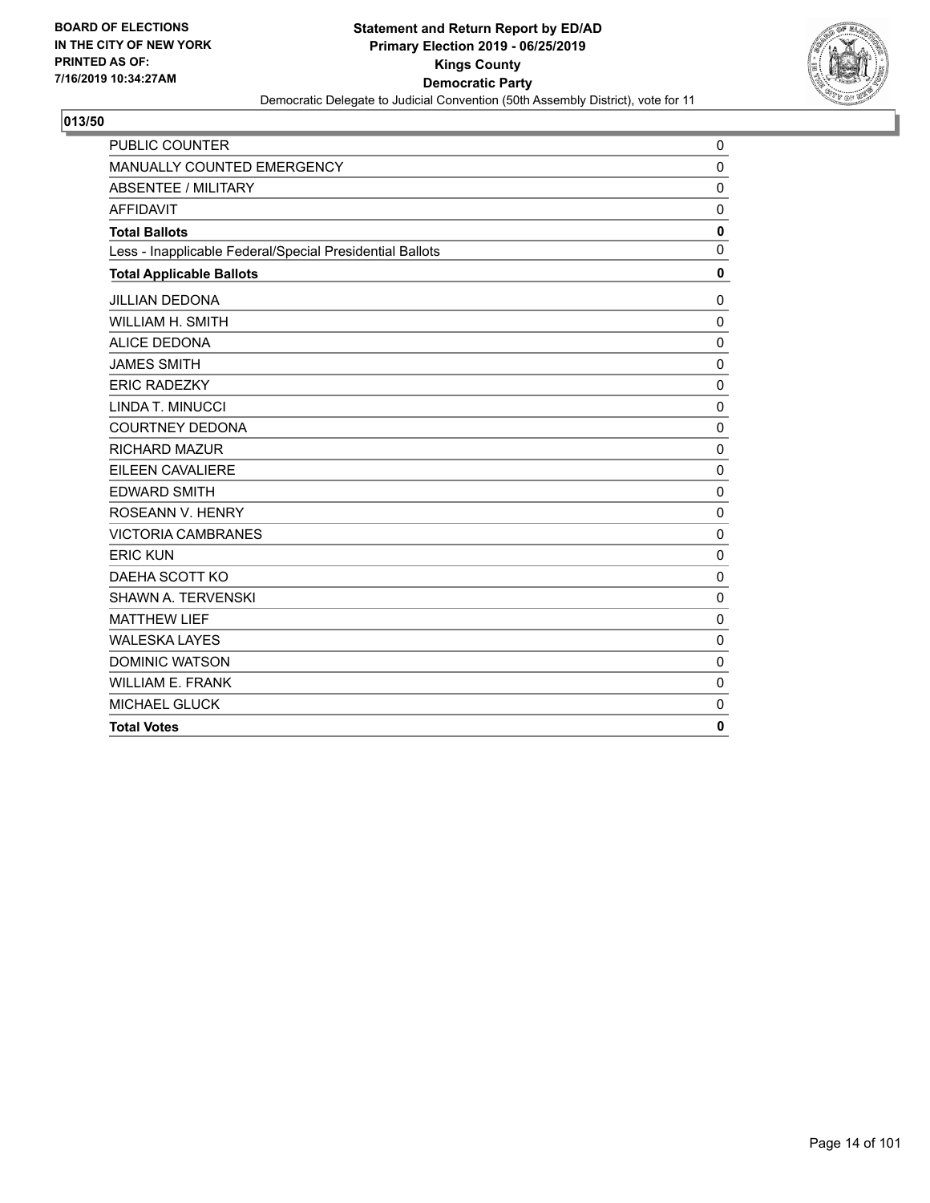BOARD OF ELECTIONS
IN THE CITY OF NEW YORK
PRINTED AS OF:
7/16/2019 10:34:27AM

**Statement and Return Report by ED/AD**
**Primary Election 2019 - 06/25/2019**
**Kings County**
**Democratic Party**
Democratic Delegate to Judicial Convention (50th Assembly District), vote for 11

## 013/50

| | |
|---|---|
| PUBLIC COUNTER | 0 |
| MANUALLY COUNTED EMERGENCY | 0 |
| ABSENTEE / MILITARY | 0 |
| AFFIDAVIT | 0 |
| **Total Ballots** | **0** |
| Less - Inapplicable Federal/Special Presidential Ballots | 0 |
| **Total Applicable Ballots** | **0** |
| JILLIAN DEDONA | 0 |
| WILLIAM H. SMITH | 0 |
| ALICE DEDONA | 0 |
| JAMES SMITH | 0 |
| ERIC RADEZKY | 0 |
| LINDA T. MINUCCI | 0 |
| COURTNEY DEDONA | 0 |
| RICHARD MAZUR | 0 |
| EILEEN CAVALIERE | 0 |
| EDWARD SMITH | 0 |
| ROSEANN V. HENRY | 0 |
| VICTORIA CAMBRANES | 0 |
| ERIC KUN | 0 |
| DAEHA SCOTT KO | 0 |
| SHAWN A. TERVENSKI | 0 |
| MATTHEW LIEF | 0 |
| WALESKA LAYES | 0 |
| DOMINIC WATSON | 0 |
| WILLIAM E. FRANK | 0 |
| MICHAEL GLUCK | 0 |
| **Total Votes** | **0** |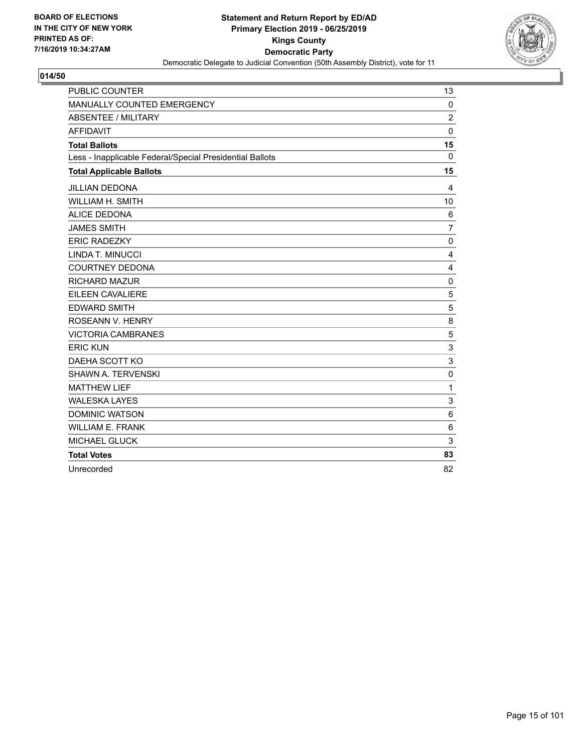BOARD OF ELECTIONS
IN THE CITY OF NEW YORK
PRINTED AS OF:
7/16/2019 10:34:27AM

**Statement and Return Report by ED/AD**
**Primary Election 2019 - 06/25/2019**
**Kings County**
**Democratic Party**
Democratic Delegate to Judicial Convention (50th Assembly District), vote for 11

**014/50**

| | |
|---|---|
| PUBLIC COUNTER | 13 |
| MANUALLY COUNTED EMERGENCY | 0 |
| ABSENTEE / MILITARY | 2 |
| AFFIDAVIT | 0 |
| **Total Ballots** | **15** |
| Less - Inapplicable Federal/Special Presidential Ballots | 0 |
| **Total Applicable Ballots** | **15** |
| JILLIAN DEDONA | 4 |
| WILLIAM H. SMITH | 10 |
| ALICE DEDONA | 6 |
| JAMES SMITH | 7 |
| ERIC RADEZKY | 0 |
| LINDA T. MINUCCI | 4 |
| COURTNEY DEDONA | 4 |
| RICHARD MAZUR | 0 |
| EILEEN CAVALIERE | 5 |
| EDWARD SMITH | 5 |
| ROSEANN V. HENRY | 8 |
| VICTORIA CAMBRANES | 5 |
| ERIC KUN | 3 |
| DAEHA SCOTT KO | 3 |
| SHAWN A. TERVENSKI | 0 |
| MATTHEW LIEF | 1 |
| WALESKA LAYES | 3 |
| DOMINIC WATSON | 6 |
| WILLIAM E. FRANK | 6 |
| MICHAEL GLUCK | 3 |
| **Total Votes** | **83** |
| Unrecorded | 82 |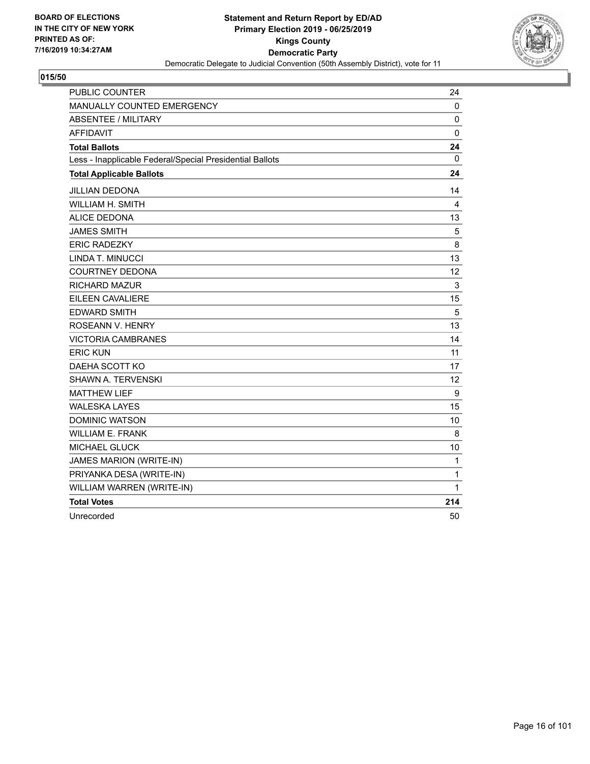BOARD OF ELECTIONS
IN THE CITY OF NEW YORK
PRINTED AS OF:
7/16/2019 10:34:27AM

**Statement and Return Report by ED/AD**
**Primary Election 2019 - 06/25/2019**
**Kings County**
**Democratic Party**
Democratic Delegate to Judicial Convention (50th Assembly District), vote for 11

**015/50**

| | |
|---|---|
| PUBLIC COUNTER | 24 |
| MANUALLY COUNTED EMERGENCY | 0 |
| ABSENTEE / MILITARY | 0 |
| AFFIDAVIT | 0 |
| **Total Ballots** | **24** |
| Less - Inapplicable Federal/Special Presidential Ballots | 0 |
| **Total Applicable Ballots** | **24** |
| JILLIAN DEDONA | 14 |
| WILLIAM H. SMITH | 4 |
| ALICE DEDONA | 13 |
| JAMES SMITH | 5 |
| ERIC RADEZKY | 8 |
| LINDA T. MINUCCI | 13 |
| COURTNEY DEDONA | 12 |
| RICHARD MAZUR | 3 |
| EILEEN CAVALIERE | 15 |
| EDWARD SMITH | 5 |
| ROSEANN V. HENRY | 13 |
| VICTORIA CAMBRANES | 14 |
| ERIC KUN | 11 |
| DAEHA SCOTT KO | 17 |
| SHAWN A. TERVENSKI | 12 |
| MATTHEW LIEF | 9 |
| WALESKA LAYES | 15 |
| DOMINIC WATSON | 10 |
| WILLIAM E. FRANK | 8 |
| MICHAEL GLUCK | 10 |
| JAMES MARION (WRITE-IN) | 1 |
| PRIYANKA DESA (WRITE-IN) | 1 |
| WILLIAM WARREN (WRITE-IN) | 1 |
| **Total Votes** | **214** |
| Unrecorded | 50 |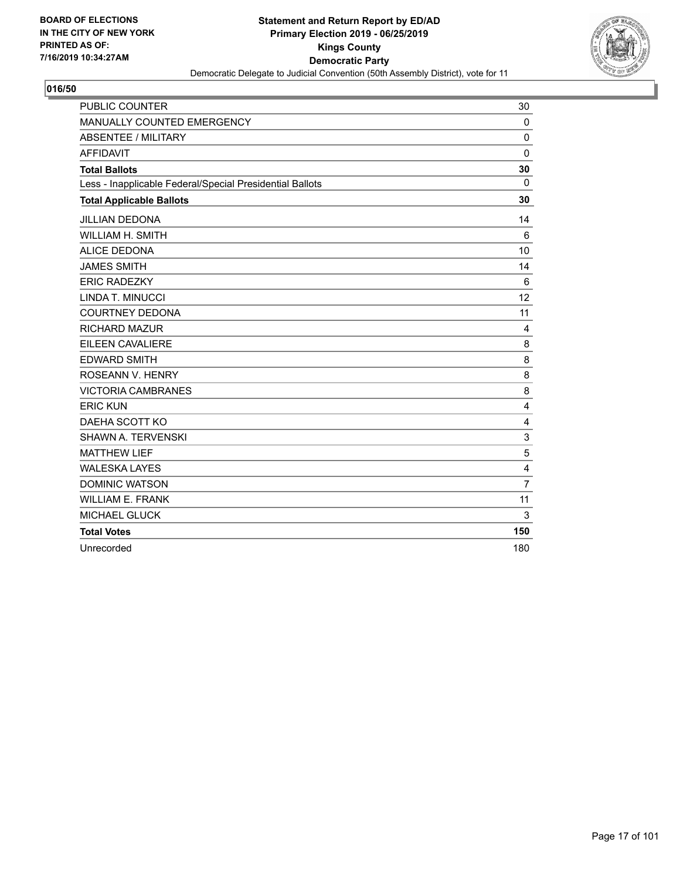BOARD OF ELECTIONS
IN THE CITY OF NEW YORK
PRINTED AS OF:
7/16/2019 10:34:27AM

**Statement and Return Report by ED/AD**
**Primary Election 2019 - 06/25/2019**
**Kings County**
**Democratic Party**
Democratic Delegate to Judicial Convention (50th Assembly District), vote for 11

## 016/50

| | |
|---|---|
| PUBLIC COUNTER | 30 |
| MANUALLY COUNTED EMERGENCY | 0 |
| ABSENTEE / MILITARY | 0 |
| AFFIDAVIT | 0 |
| **Total Ballots** | **30** |
| Less - Inapplicable Federal/Special Presidential Ballots | 0 |
| **Total Applicable Ballots** | **30** |
| JILLIAN DEDONA | 14 |
| WILLIAM H. SMITH | 6 |
| ALICE DEDONA | 10 |
| JAMES SMITH | 14 |
| ERIC RADEZKY | 6 |
| LINDA T. MINUCCI | 12 |
| COURTNEY DEDONA | 11 |
| RICHARD MAZUR | 4 |
| EILEEN CAVALIERE | 8 |
| EDWARD SMITH | 8 |
| ROSEANN V. HENRY | 8 |
| VICTORIA CAMBRANES | 8 |
| ERIC KUN | 4 |
| DAEHA SCOTT KO | 4 |
| SHAWN A. TERVENSKI | 3 |
| MATTHEW LIEF | 5 |
| WALESKA LAYES | 4 |
| DOMINIC WATSON | 7 |
| WILLIAM E. FRANK | 11 |
| MICHAEL GLUCK | 3 |
| **Total Votes** | **150** |
| Unrecorded | 180 |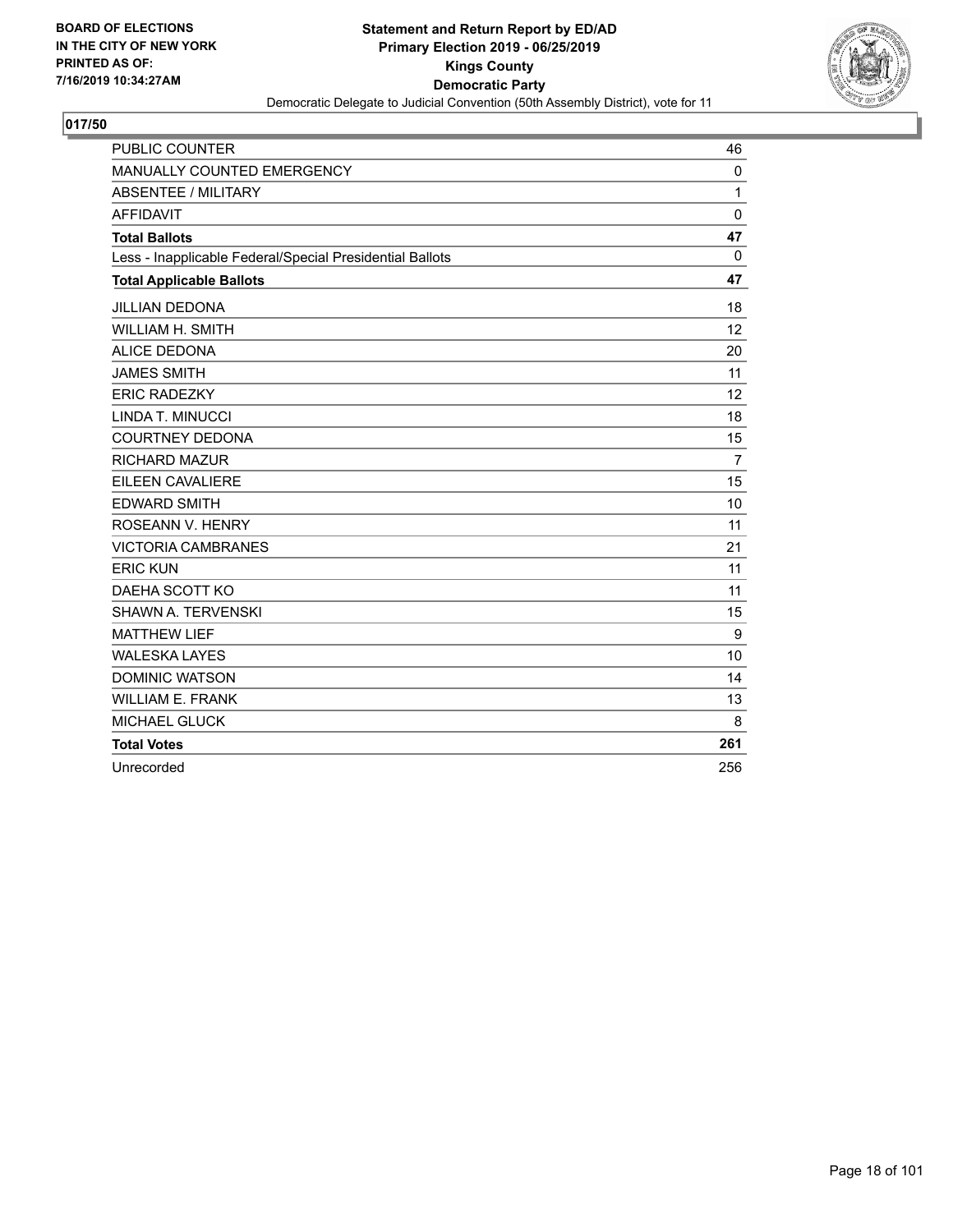**BOARD OF ELECTIONS IN THE CITY OF NEW YORK PRINTED AS OF: 7/16/2019 10:34:27AM**

**Statement and Return Report by ED/AD**
**Primary Election 2019 - 06/25/2019**
**Kings County**
**Democratic Party**
Democratic Delegate to Judicial Convention (50th Assembly District), vote for 11

## 017/50

| | |
|---|---|
| PUBLIC COUNTER | 46 |
| MANUALLY COUNTED EMERGENCY | 0 |
| ABSENTEE / MILITARY | 1 |
| AFFIDAVIT | 0 |
| **Total Ballots** | **47** |
| Less - Inapplicable Federal/Special Presidential Ballots | 0 |
| **Total Applicable Ballots** | **47** |
| JILLIAN DEDONA | 18 |
| WILLIAM H. SMITH | 12 |
| ALICE DEDONA | 20 |
| JAMES SMITH | 11 |
| ERIC RADEZKY | 12 |
| LINDA T. MINUCCI | 18 |
| COURTNEY DEDONA | 15 |
| RICHARD MAZUR | 7 |
| EILEEN CAVALIERE | 15 |
| EDWARD SMITH | 10 |
| ROSEANN V. HENRY | 11 |
| VICTORIA CAMBRANES | 21 |
| ERIC KUN | 11 |
| DAEHA SCOTT KO | 11 |
| SHAWN A. TERVENSKI | 15 |
| MATTHEW LIEF | 9 |
| WALESKA LAYES | 10 |
| DOMINIC WATSON | 14 |
| WILLIAM E. FRANK | 13 |
| MICHAEL GLUCK | 8 |
| **Total Votes** | **261** |
| Unrecorded | 256 |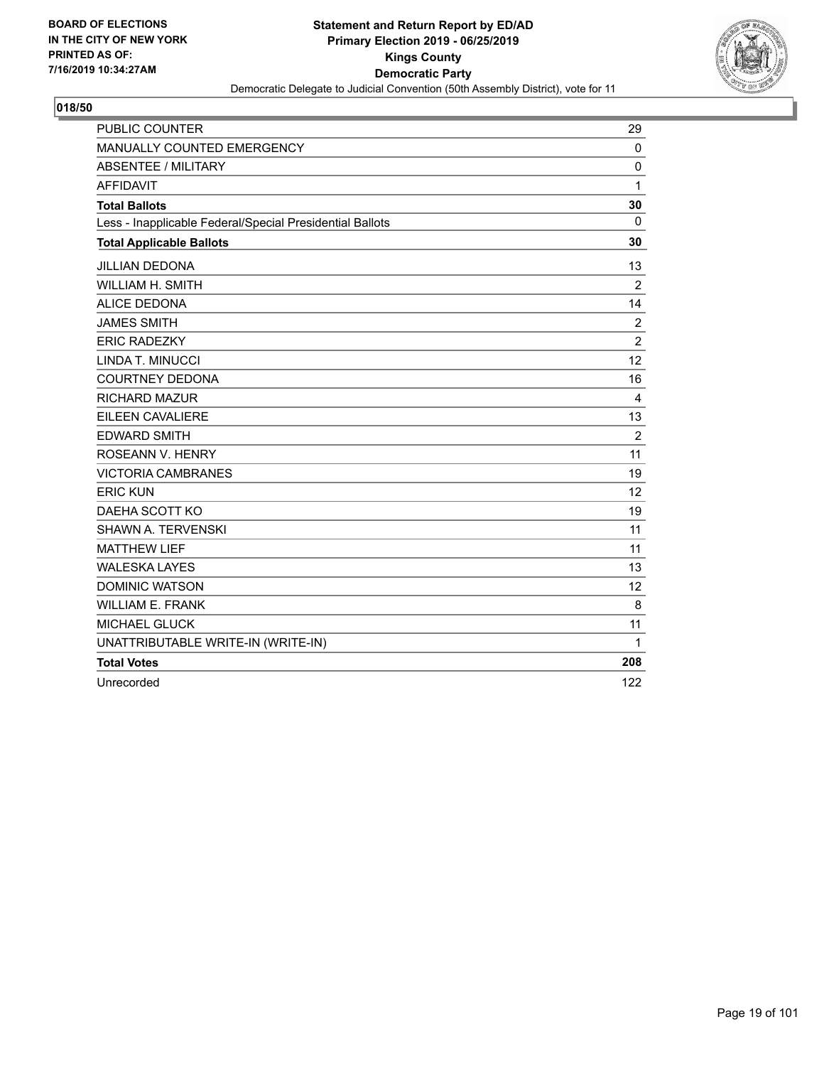BOARD OF ELECTIONS
IN THE CITY OF NEW YORK
PRINTED AS OF:
7/16/2019 10:34:27AM

**Statement and Return Report by ED/AD**
**Primary Election 2019 - 06/25/2019**
**Kings County**
**Democratic Party**
Democratic Delegate to Judicial Convention (50th Assembly District), vote for 11

**018/50**

| | |
|---|---|
| PUBLIC COUNTER | 29 |
| MANUALLY COUNTED EMERGENCY | 0 |
| ABSENTEE / MILITARY | 0 |
| AFFIDAVIT | 1 |
| **Total Ballots** | **30** |
| Less - Inapplicable Federal/Special Presidential Ballots | 0 |
| **Total Applicable Ballots** | **30** |
| JILLIAN DEDONA | 13 |
| WILLIAM H. SMITH | 2 |
| ALICE DEDONA | 14 |
| JAMES SMITH | 2 |
| ERIC RADEZKY | 2 |
| LINDA T. MINUCCI | 12 |
| COURTNEY DEDONA | 16 |
| RICHARD MAZUR | 4 |
| EILEEN CAVALIERE | 13 |
| EDWARD SMITH | 2 |
| ROSEANN V. HENRY | 11 |
| VICTORIA CAMBRANES | 19 |
| ERIC KUN | 12 |
| DAEHA SCOTT KO | 19 |
| SHAWN A. TERVENSKI | 11 |
| MATTHEW LIEF | 11 |
| WALESKA LAYES | 13 |
| DOMINIC WATSON | 12 |
| WILLIAM E. FRANK | 8 |
| MICHAEL GLUCK | 11 |
| UNATTRIBUTABLE WRITE-IN (WRITE-IN) | 1 |
| **Total Votes** | **208** |
| Unrecorded | 122 |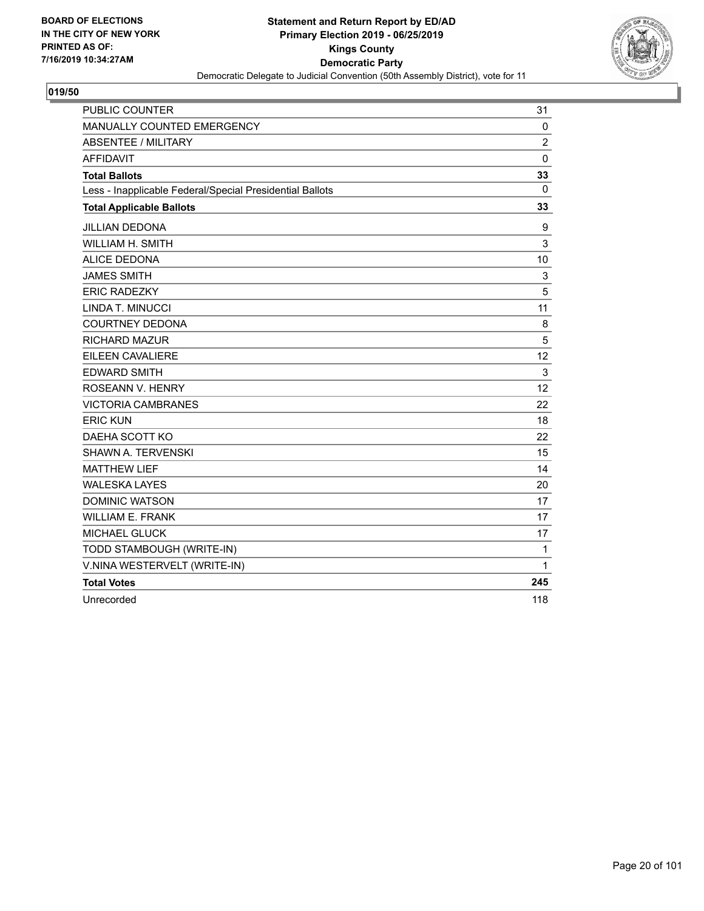BOARD OF ELECTIONS
IN THE CITY OF NEW YORK
PRINTED AS OF:
7/16/2019 10:34:27AM

**Statement and Return Report by ED/AD**
**Primary Election 2019 - 06/25/2019**
**Kings County**
**Democratic Party**
Democratic Delegate to Judicial Convention (50th Assembly District), vote for 11

**019/50**

| | |
|---|---|
| PUBLIC COUNTER | 31 |
| MANUALLY COUNTED EMERGENCY | 0 |
| ABSENTEE / MILITARY | 2 |
| AFFIDAVIT | 0 |
| **Total Ballots** | **33** |
| Less - Inapplicable Federal/Special Presidential Ballots | 0 |
| **Total Applicable Ballots** | **33** |
| JILLIAN DEDONA | 9 |
| WILLIAM H. SMITH | 3 |
| ALICE DEDONA | 10 |
| JAMES SMITH | 3 |
| ERIC RADEZKY | 5 |
| LINDA T. MINUCCI | 11 |
| COURTNEY DEDONA | 8 |
| RICHARD MAZUR | 5 |
| EILEEN CAVALIERE | 12 |
| EDWARD SMITH | 3 |
| ROSEANN V. HENRY | 12 |
| VICTORIA CAMBRANES | 22 |
| ERIC KUN | 18 |
| DAEHA SCOTT KO | 22 |
| SHAWN A. TERVENSKI | 15 |
| MATTHEW LIEF | 14 |
| WALESKA LAYES | 20 |
| DOMINIC WATSON | 17 |
| WILLIAM E. FRANK | 17 |
| MICHAEL GLUCK | 17 |
| TODD STAMBOUGH (WRITE-IN) | 1 |
| V.NINA WESTERVELT (WRITE-IN) | 1 |
| **Total Votes** | **245** |
| Unrecorded | 118 |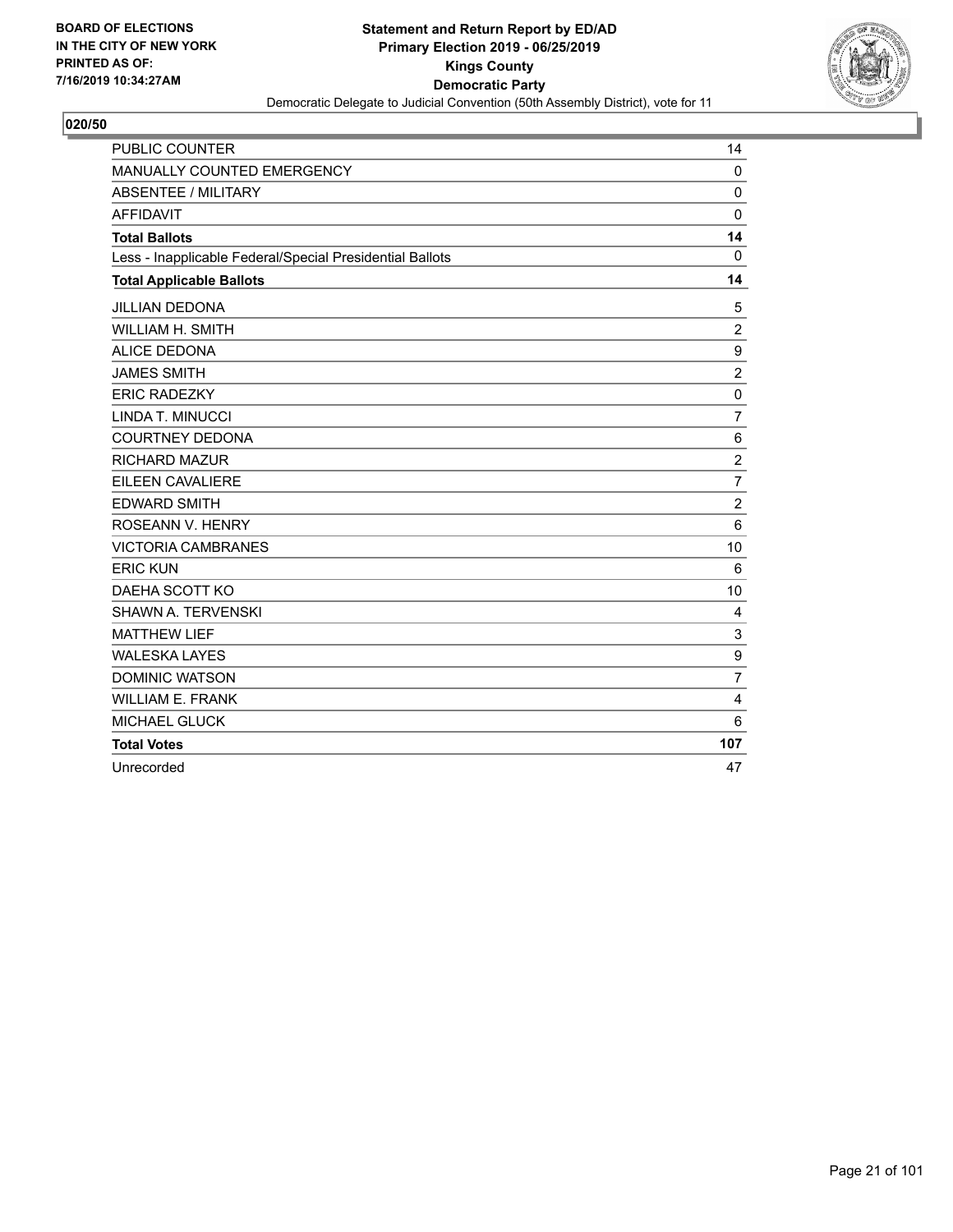BOARD OF ELECTIONS
IN THE CITY OF NEW YORK
PRINTED AS OF:
7/16/2019 10:34:27AM

**Statement and Return Report by ED/AD**
**Primary Election 2019 - 06/25/2019**
**Kings County**
**Democratic Party**
Democratic Delegate to Judicial Convention (50th Assembly District), vote for 11

## 020/50

| | |
|---|---|
| PUBLIC COUNTER | 14 |
| MANUALLY COUNTED EMERGENCY | 0 |
| ABSENTEE / MILITARY | 0 |
| AFFIDAVIT | 0 |
| **Total Ballots** | **14** |
| Less - Inapplicable Federal/Special Presidential Ballots | 0 |
| **Total Applicable Ballots** | **14** |
| JILLIAN DEDONA | 5 |
| WILLIAM H. SMITH | 2 |
| ALICE DEDONA | 9 |
| JAMES SMITH | 2 |
| ERIC RADEZKY | 0 |
| LINDA T. MINUCCI | 7 |
| COURTNEY DEDONA | 6 |
| RICHARD MAZUR | 2 |
| EILEEN CAVALIERE | 7 |
| EDWARD SMITH | 2 |
| ROSEANN V. HENRY | 6 |
| VICTORIA CAMBRANES | 10 |
| ERIC KUN | 6 |
| DAEHA SCOTT KO | 10 |
| SHAWN A. TERVENSKI | 4 |
| MATTHEW LIEF | 3 |
| WALESKA LAYES | 9 |
| DOMINIC WATSON | 7 |
| WILLIAM E. FRANK | 4 |
| MICHAEL GLUCK | 6 |
| **Total Votes** | **107** |
| Unrecorded | 47 |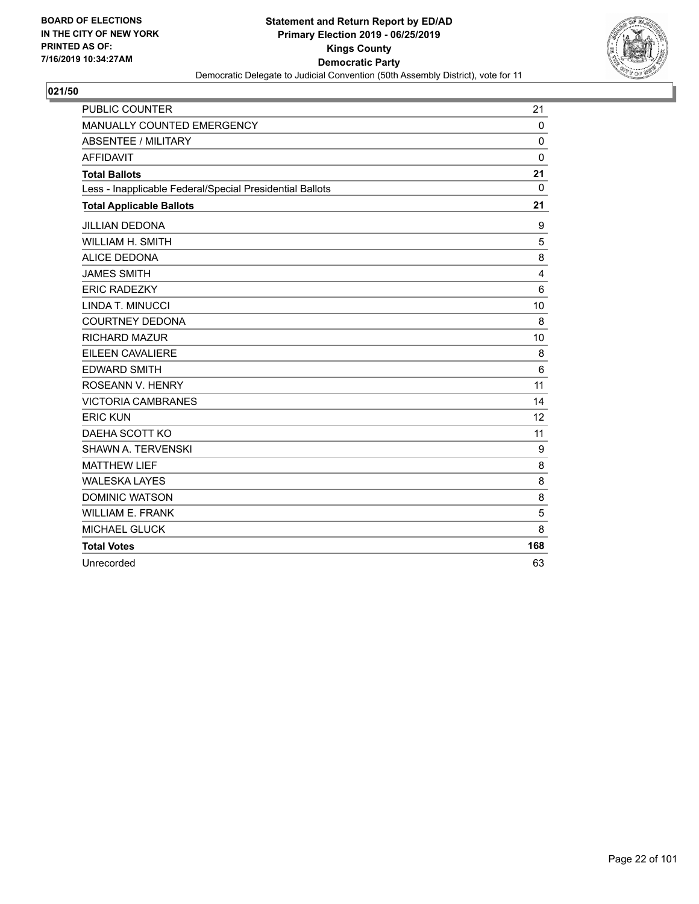**BOARD OF ELECTIONS IN THE CITY OF NEW YORK PRINTED AS OF: 7/16/2019 10:34:27AM**

**Statement and Return Report by ED/AD**
**Primary Election 2019 - 06/25/2019**
**Kings County**
**Democratic Party**
Democratic Delegate to Judicial Convention (50th Assembly District), vote for 11

**021/50**

| | |
|---|---|
| PUBLIC COUNTER | 21 |
| MANUALLY COUNTED EMERGENCY | 0 |
| ABSENTEE / MILITARY | 0 |
| AFFIDAVIT | 0 |
| **Total Ballots** | **21** |
| Less - Inapplicable Federal/Special Presidential Ballots | 0 |
| **Total Applicable Ballots** | **21** |
| JILLIAN DEDONA | 9 |
| WILLIAM H. SMITH | 5 |
| ALICE DEDONA | 8 |
| JAMES SMITH | 4 |
| ERIC RADEZKY | 6 |
| LINDA T. MINUCCI | 10 |
| COURTNEY DEDONA | 8 |
| RICHARD MAZUR | 10 |
| EILEEN CAVALIERE | 8 |
| EDWARD SMITH | 6 |
| ROSEANN V. HENRY | 11 |
| VICTORIA CAMBRANES | 14 |
| ERIC KUN | 12 |
| DAEHA SCOTT KO | 11 |
| SHAWN A. TERVENSKI | 9 |
| MATTHEW LIEF | 8 |
| WALESKA LAYES | 8 |
| DOMINIC WATSON | 8 |
| WILLIAM E. FRANK | 5 |
| MICHAEL GLUCK | 8 |
| **Total Votes** | **168** |
| Unrecorded | 63 |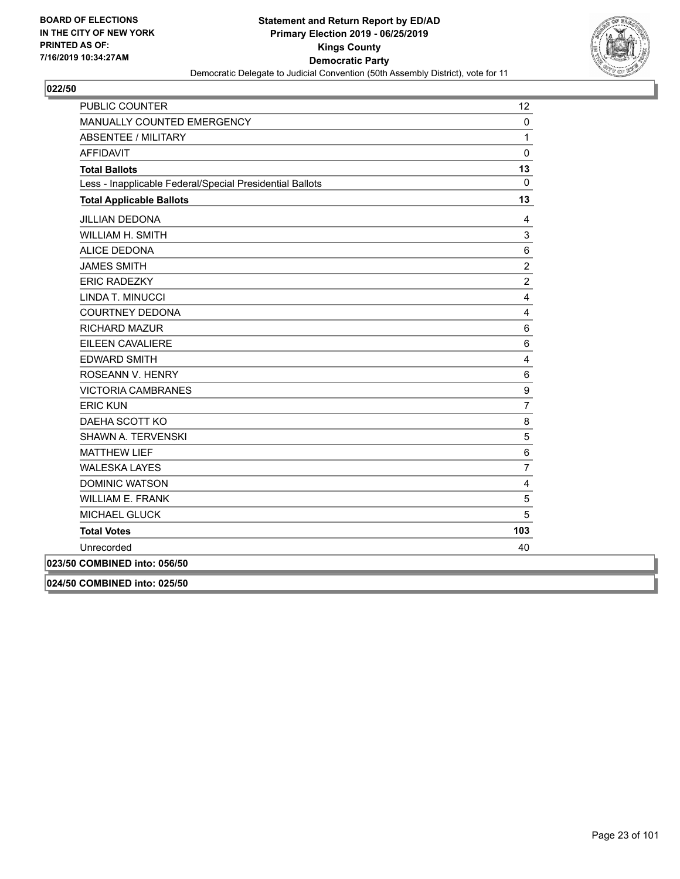BOARD OF ELECTIONS
IN THE CITY OF NEW YORK
PRINTED AS OF:
7/16/2019 10:34:27AM

**Statement and Return Report by ED/AD**
**Primary Election 2019 - 06/25/2019**
**Kings County**
**Democratic Party**
Democratic Delegate to Judicial Convention (50th Assembly District), vote for 11

## 022/50

| | |
|---|---|
| PUBLIC COUNTER | 12 |
| MANUALLY COUNTED EMERGENCY | 0 |
| ABSENTEE / MILITARY | 1 |
| AFFIDAVIT | 0 |
| **Total Ballots** | **13** |
| Less - Inapplicable Federal/Special Presidential Ballots | 0 |
| **Total Applicable Ballots** | **13** |
| JILLIAN DEDONA | 4 |
| WILLIAM H. SMITH | 3 |
| ALICE DEDONA | 6 |
| JAMES SMITH | 2 |
| ERIC RADEZKY | 2 |
| LINDA T. MINUCCI | 4 |
| COURTNEY DEDONA | 4 |
| RICHARD MAZUR | 6 |
| EILEEN CAVALIERE | 6 |
| EDWARD SMITH | 4 |
| ROSEANN V. HENRY | 6 |
| VICTORIA CAMBRANES | 9 |
| ERIC KUN | 7 |
| DAEHA SCOTT KO | 8 |
| SHAWN A. TERVENSKI | 5 |
| MATTHEW LIEF | 6 |
| WALESKA LAYES | 7 |
| DOMINIC WATSON | 4 |
| WILLIAM E. FRANK | 5 |
| MICHAEL GLUCK | 5 |
| **Total Votes** | **103** |
| Unrecorded | 40 |

**023/50 COMBINED into: 056/50**

**024/50 COMBINED into: 025/50**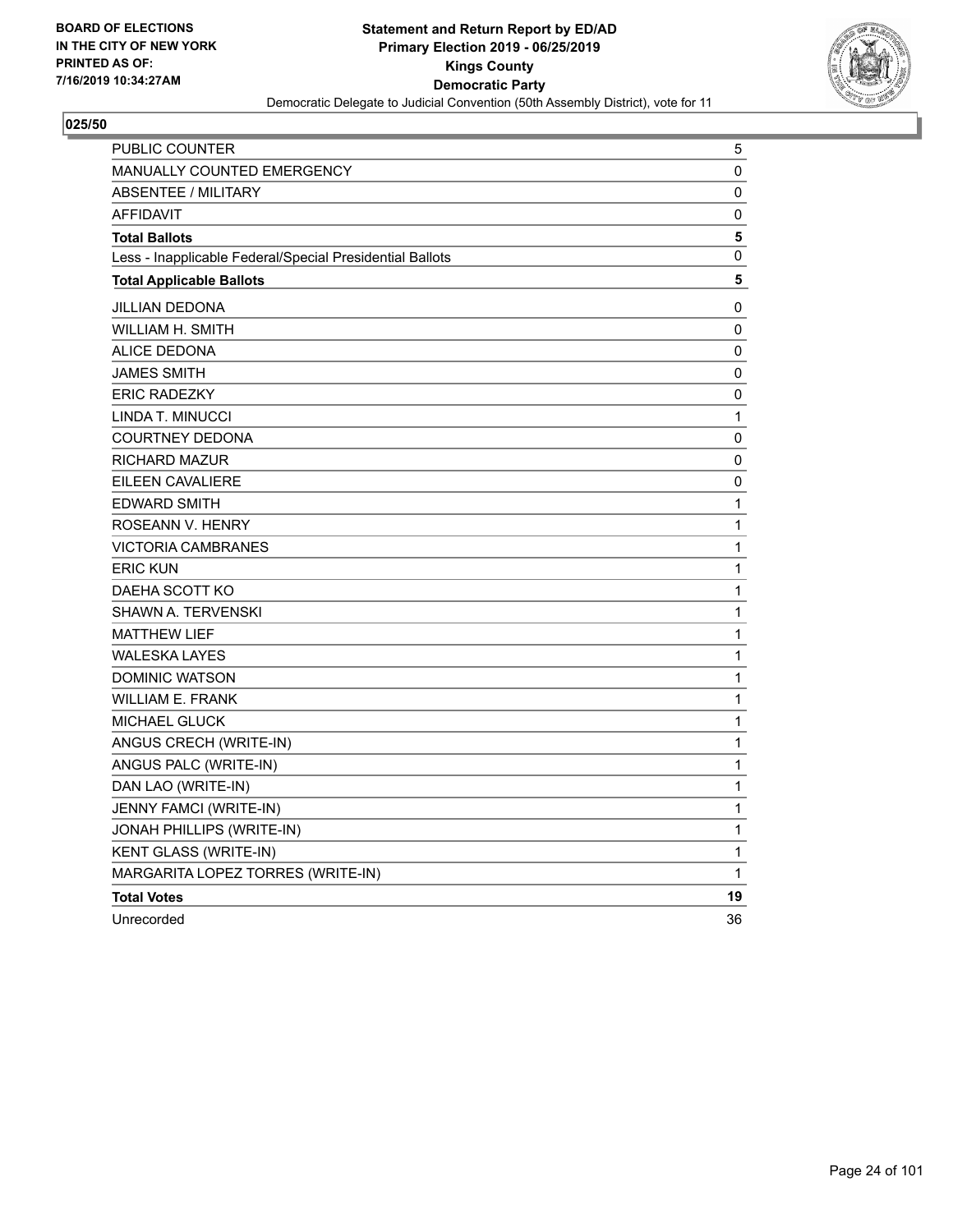BOARD OF ELECTIONS
IN THE CITY OF NEW YORK
PRINTED AS OF:
7/16/2019 10:34:27AM

**Statement and Return Report by ED/AD**
**Primary Election 2019 - 06/25/2019**
**Kings County**
**Democratic Party**
Democratic Delegate to Judicial Convention (50th Assembly District), vote for 11

**025/50**

| | |
|---|---|
| PUBLIC COUNTER | 5 |
| MANUALLY COUNTED EMERGENCY | 0 |
| ABSENTEE / MILITARY | 0 |
| AFFIDAVIT | 0 |
| **Total Ballots** | **5** |
| Less - Inapplicable Federal/Special Presidential Ballots | 0 |
| **Total Applicable Ballots** | **5** |
| JILLIAN DEDONA | 0 |
| WILLIAM H. SMITH | 0 |
| ALICE DEDONA | 0 |
| JAMES SMITH | 0 |
| ERIC RADEZKY | 0 |
| LINDA T. MINUCCI | 1 |
| COURTNEY DEDONA | 0 |
| RICHARD MAZUR | 0 |
| EILEEN CAVALIERE | 0 |
| EDWARD SMITH | 1 |
| ROSEANN V. HENRY | 1 |
| VICTORIA CAMBRANES | 1 |
| ERIC KUN | 1 |
| DAEHA SCOTT KO | 1 |
| SHAWN A. TERVENSKI | 1 |
| MATTHEW LIEF | 1 |
| WALESKA LAYES | 1 |
| DOMINIC WATSON | 1 |
| WILLIAM E. FRANK | 1 |
| MICHAEL GLUCK | 1 |
| ANGUS CRECH (WRITE-IN) | 1 |
| ANGUS PALC (WRITE-IN) | 1 |
| DAN LAO (WRITE-IN) | 1 |
| JENNY FAMCI (WRITE-IN) | 1 |
| JONAH PHILLIPS (WRITE-IN) | 1 |
| KENT GLASS (WRITE-IN) | 1 |
| MARGARITA LOPEZ TORRES (WRITE-IN) | 1 |
| **Total Votes** | **19** |
| Unrecorded | 36 |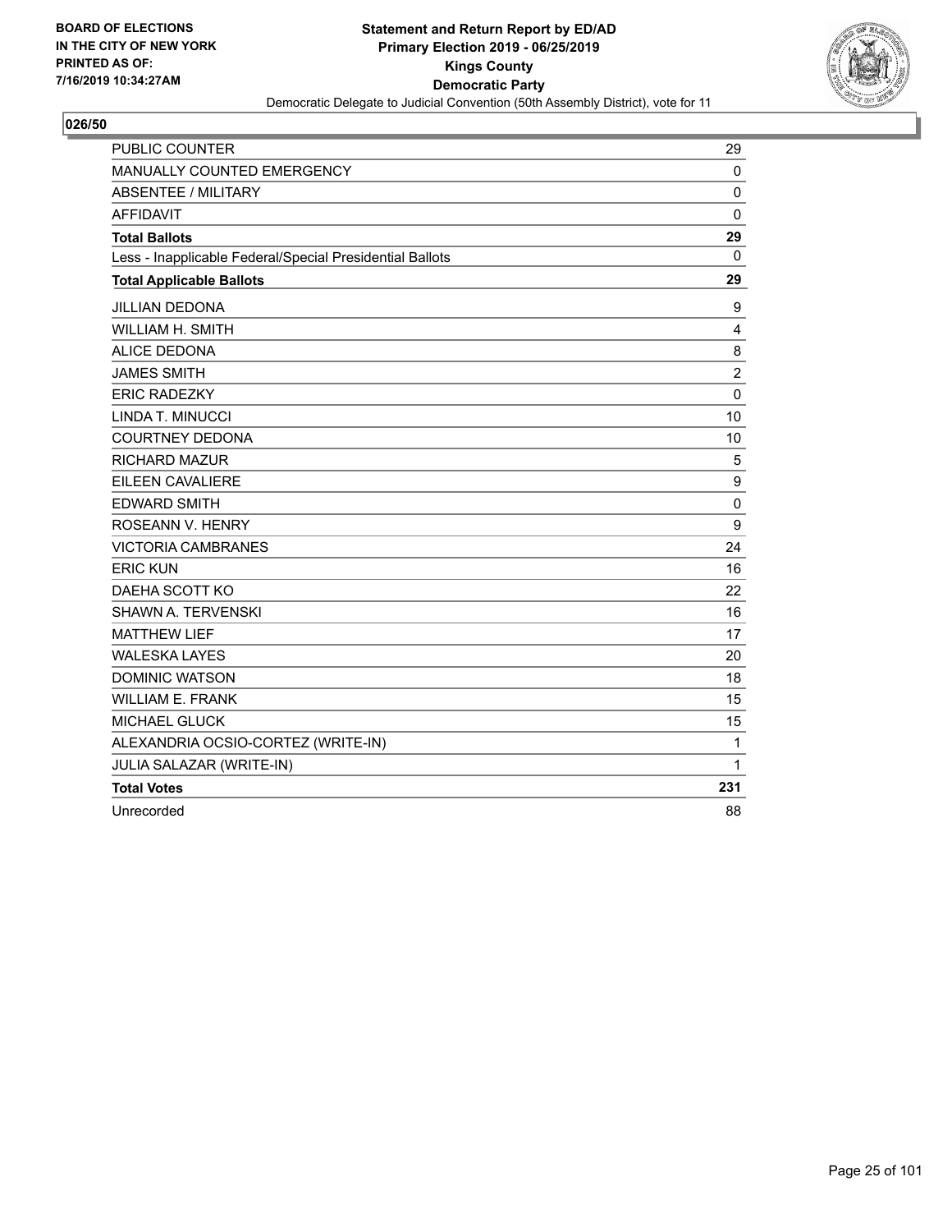BOARD OF ELECTIONS
IN THE CITY OF NEW YORK
PRINTED AS OF:
7/16/2019 10:34:27AM

**Statement and Return Report by ED/AD**
**Primary Election 2019 - 06/25/2019**
**Kings County**
**Democratic Party**
Democratic Delegate to Judicial Convention (50th Assembly District), vote for 11

## 026/50

| | |
|---|---|
| PUBLIC COUNTER | 29 |
| MANUALLY COUNTED EMERGENCY | 0 |
| ABSENTEE / MILITARY | 0 |
| AFFIDAVIT | 0 |
| **Total Ballots** | **29** |
| Less - Inapplicable Federal/Special Presidential Ballots | 0 |
| **Total Applicable Ballots** | **29** |
| JILLIAN DEDONA | 9 |
| WILLIAM H. SMITH | 4 |
| ALICE DEDONA | 8 |
| JAMES SMITH | 2 |
| ERIC RADEZKY | 0 |
| LINDA T. MINUCCI | 10 |
| COURTNEY DEDONA | 10 |
| RICHARD MAZUR | 5 |
| EILEEN CAVALIERE | 9 |
| EDWARD SMITH | 0 |
| ROSEANN V. HENRY | 9 |
| VICTORIA CAMBRANES | 24 |
| ERIC KUN | 16 |
| DAEHA SCOTT KO | 22 |
| SHAWN A. TERVENSKI | 16 |
| MATTHEW LIEF | 17 |
| WALESKA LAYES | 20 |
| DOMINIC WATSON | 18 |
| WILLIAM E. FRANK | 15 |
| MICHAEL GLUCK | 15 |
| ALEXANDRIA OCSIO-CORTEZ (WRITE-IN) | 1 |
| JULIA SALAZAR (WRITE-IN) | 1 |
| **Total Votes** | **231** |
| Unrecorded | 88 |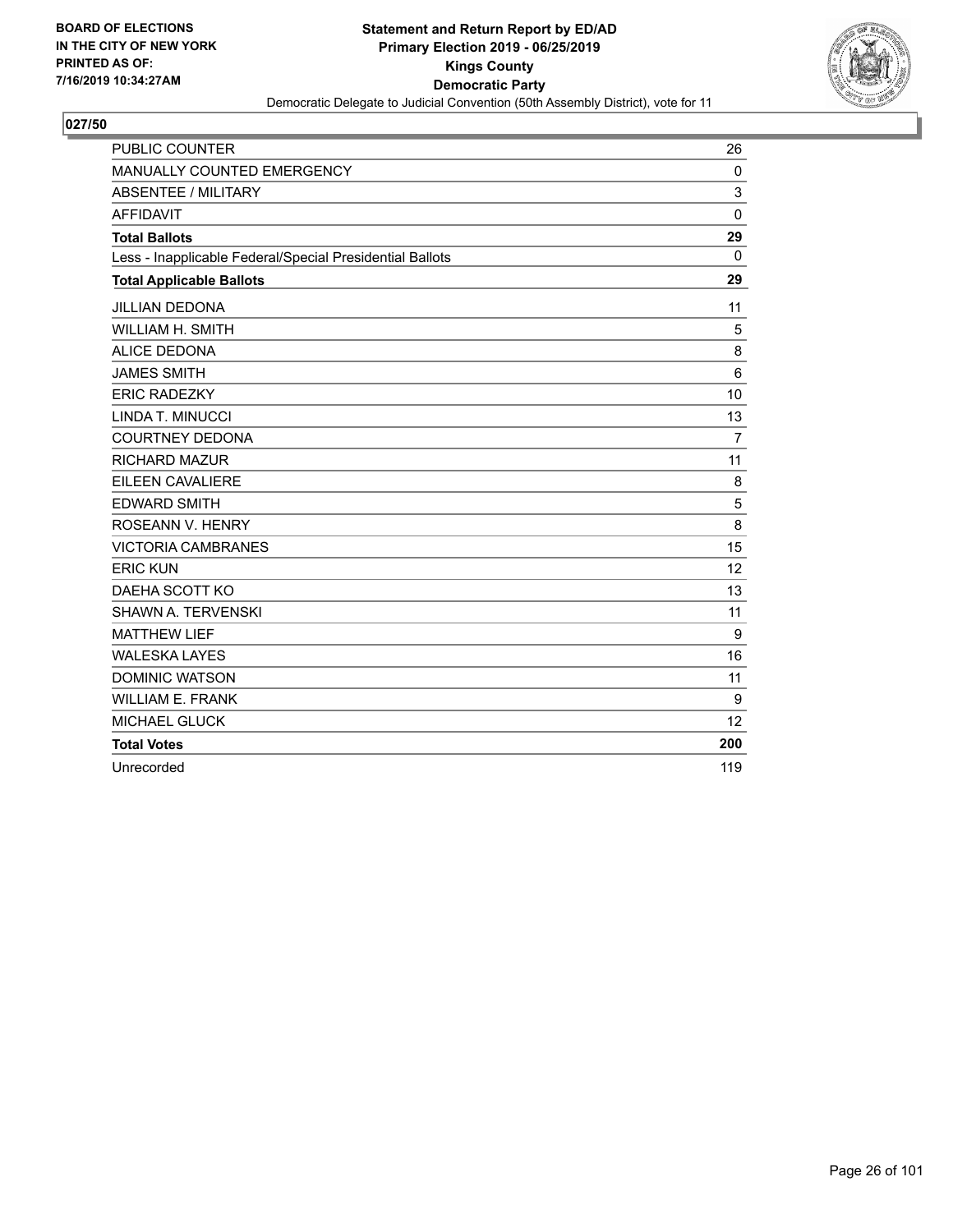BOARD OF ELECTIONS
IN THE CITY OF NEW YORK
PRINTED AS OF:
7/16/2019 10:34:27AM

**Statement and Return Report by ED/AD**
**Primary Election 2019 - 06/25/2019**
**Kings County**
**Democratic Party**
Democratic Delegate to Judicial Convention (50th Assembly District), vote for 11

## 027/50

| | |
|---|---|
| PUBLIC COUNTER | 26 |
| MANUALLY COUNTED EMERGENCY | 0 |
| ABSENTEE / MILITARY | 3 |
| AFFIDAVIT | 0 |
| **Total Ballots** | **29** |
| Less - Inapplicable Federal/Special Presidential Ballots | 0 |
| **Total Applicable Ballots** | **29** |
| JILLIAN DEDONA | 11 |
| WILLIAM H. SMITH | 5 |
| ALICE DEDONA | 8 |
| JAMES SMITH | 6 |
| ERIC RADEZKY | 10 |
| LINDA T. MINUCCI | 13 |
| COURTNEY DEDONA | 7 |
| RICHARD MAZUR | 11 |
| EILEEN CAVALIERE | 8 |
| EDWARD SMITH | 5 |
| ROSEANN V. HENRY | 8 |
| VICTORIA CAMBRANES | 15 |
| ERIC KUN | 12 |
| DAEHA SCOTT KO | 13 |
| SHAWN A. TERVENSKI | 11 |
| MATTHEW LIEF | 9 |
| WALESKA LAYES | 16 |
| DOMINIC WATSON | 11 |
| WILLIAM E. FRANK | 9 |
| MICHAEL GLUCK | 12 |
| **Total Votes** | **200** |
| Unrecorded | 119 |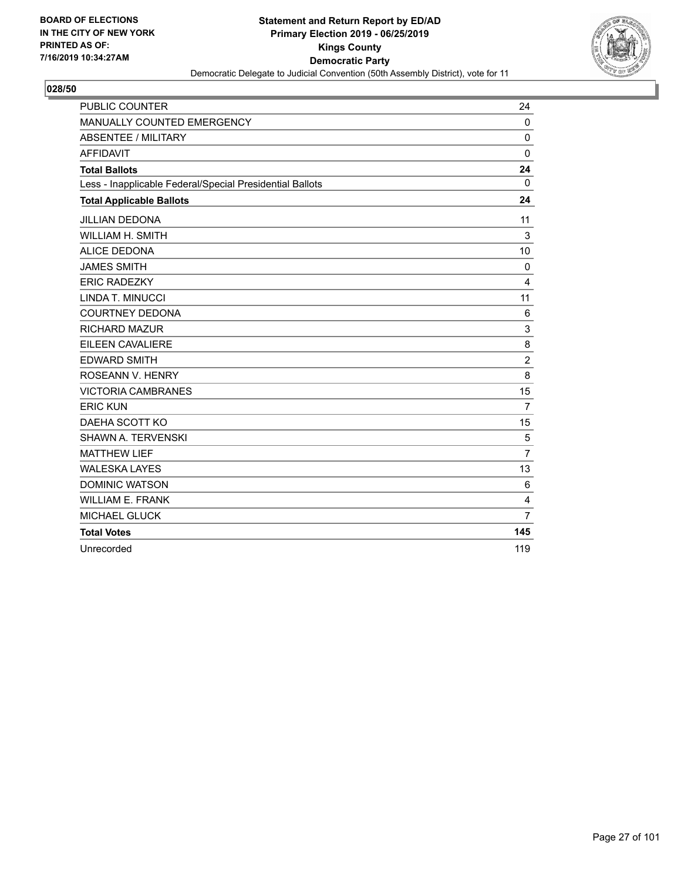BOARD OF ELECTIONS
IN THE CITY OF NEW YORK
PRINTED AS OF:
7/16/2019 10:34:27AM

**Statement and Return Report by ED/AD**
**Primary Election 2019 - 06/25/2019**
**Kings County**
**Democratic Party**
Democratic Delegate to Judicial Convention (50th Assembly District), vote for 11

**028/50**

| | |
|---|---|
| PUBLIC COUNTER | 24 |
| MANUALLY COUNTED EMERGENCY | 0 |
| ABSENTEE / MILITARY | 0 |
| AFFIDAVIT | 0 |
| **Total Ballots** | **24** |
| Less - Inapplicable Federal/Special Presidential Ballots | 0 |
| **Total Applicable Ballots** | **24** |
| JILLIAN DEDONA | 11 |
| WILLIAM H. SMITH | 3 |
| ALICE DEDONA | 10 |
| JAMES SMITH | 0 |
| ERIC RADEZKY | 4 |
| LINDA T. MINUCCI | 11 |
| COURTNEY DEDONA | 6 |
| RICHARD MAZUR | 3 |
| EILEEN CAVALIERE | 8 |
| EDWARD SMITH | 2 |
| ROSEANN V. HENRY | 8 |
| VICTORIA CAMBRANES | 15 |
| ERIC KUN | 7 |
| DAEHA SCOTT KO | 15 |
| SHAWN A. TERVENSKI | 5 |
| MATTHEW LIEF | 7 |
| WALESKA LAYES | 13 |
| DOMINIC WATSON | 6 |
| WILLIAM E. FRANK | 4 |
| MICHAEL GLUCK | 7 |
| **Total Votes** | **145** |
| Unrecorded | 119 |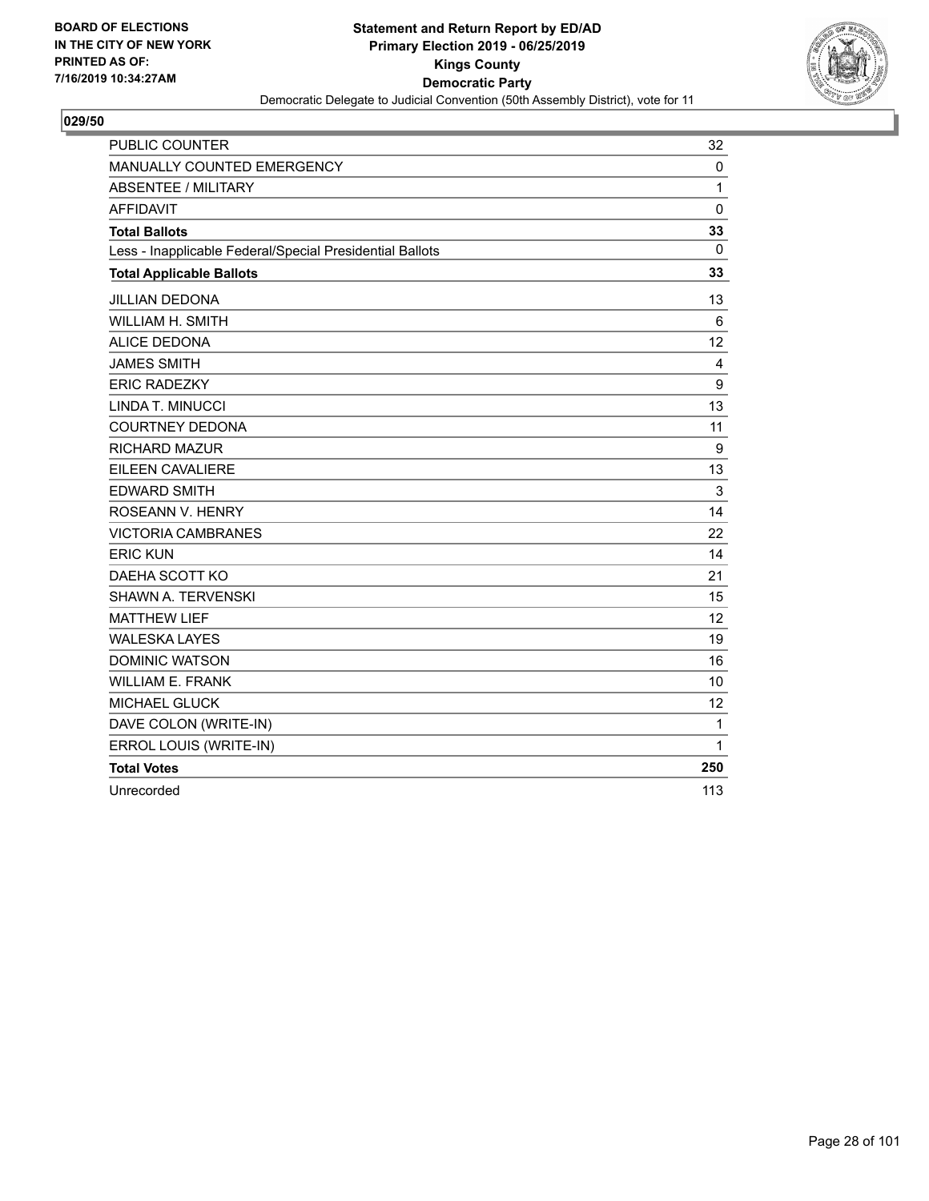BOARD OF ELECTIONS
IN THE CITY OF NEW YORK
PRINTED AS OF:
7/16/2019 10:34:27AM

**Statement and Return Report by ED/AD**
**Primary Election 2019 - 06/25/2019**
**Kings County**
**Democratic Party**
Democratic Delegate to Judicial Convention (50th Assembly District), vote for 11

## 029/50

| | |
|---|---|
| PUBLIC COUNTER | 32 |
| MANUALLY COUNTED EMERGENCY | 0 |
| ABSENTEE / MILITARY | 1 |
| AFFIDAVIT | 0 |
| **Total Ballots** | **33** |
| Less - Inapplicable Federal/Special Presidential Ballots | 0 |
| **Total Applicable Ballots** | **33** |
| JILLIAN DEDONA | 13 |
| WILLIAM H. SMITH | 6 |
| ALICE DEDONA | 12 |
| JAMES SMITH | 4 |
| ERIC RADEZKY | 9 |
| LINDA T. MINUCCI | 13 |
| COURTNEY DEDONA | 11 |
| RICHARD MAZUR | 9 |
| EILEEN CAVALIERE | 13 |
| EDWARD SMITH | 3 |
| ROSEANN V. HENRY | 14 |
| VICTORIA CAMBRANES | 22 |
| ERIC KUN | 14 |
| DAEHA SCOTT KO | 21 |
| SHAWN A. TERVENSKI | 15 |
| MATTHEW LIEF | 12 |
| WALESKA LAYES | 19 |
| DOMINIC WATSON | 16 |
| WILLIAM E. FRANK | 10 |
| MICHAEL GLUCK | 12 |
| DAVE COLON (WRITE-IN) | 1 |
| ERROL LOUIS (WRITE-IN) | 1 |
| **Total Votes** | **250** |
| Unrecorded | 113 |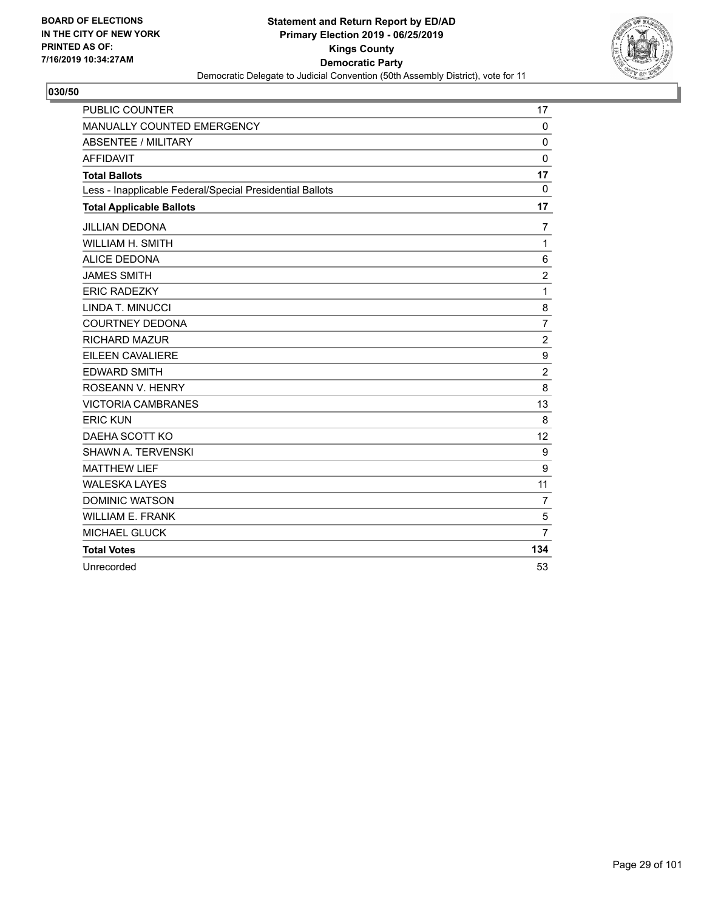BOARD OF ELECTIONS
IN THE CITY OF NEW YORK
PRINTED AS OF:
7/16/2019 10:34:27AM

**Statement and Return Report by ED/AD**
**Primary Election 2019 - 06/25/2019**
**Kings County**
**Democratic Party**
Democratic Delegate to Judicial Convention (50th Assembly District), vote for 11

## 030/50

| | |
|---|---|
| PUBLIC COUNTER | 17 |
| MANUALLY COUNTED EMERGENCY | 0 |
| ABSENTEE / MILITARY | 0 |
| AFFIDAVIT | 0 |
| **Total Ballots** | **17** |
| Less - Inapplicable Federal/Special Presidential Ballots | 0 |
| **Total Applicable Ballots** | **17** |
| JILLIAN DEDONA | 7 |
| WILLIAM H. SMITH | 1 |
| ALICE DEDONA | 6 |
| JAMES SMITH | 2 |
| ERIC RADEZKY | 1 |
| LINDA T. MINUCCI | 8 |
| COURTNEY DEDONA | 7 |
| RICHARD MAZUR | 2 |
| EILEEN CAVALIERE | 9 |
| EDWARD SMITH | 2 |
| ROSEANN V. HENRY | 8 |
| VICTORIA CAMBRANES | 13 |
| ERIC KUN | 8 |
| DAEHA SCOTT KO | 12 |
| SHAWN A. TERVENSKI | 9 |
| MATTHEW LIEF | 9 |
| WALESKA LAYES | 11 |
| DOMINIC WATSON | 7 |
| WILLIAM E. FRANK | 5 |
| MICHAEL GLUCK | 7 |
| **Total Votes** | **134** |
| Unrecorded | 53 |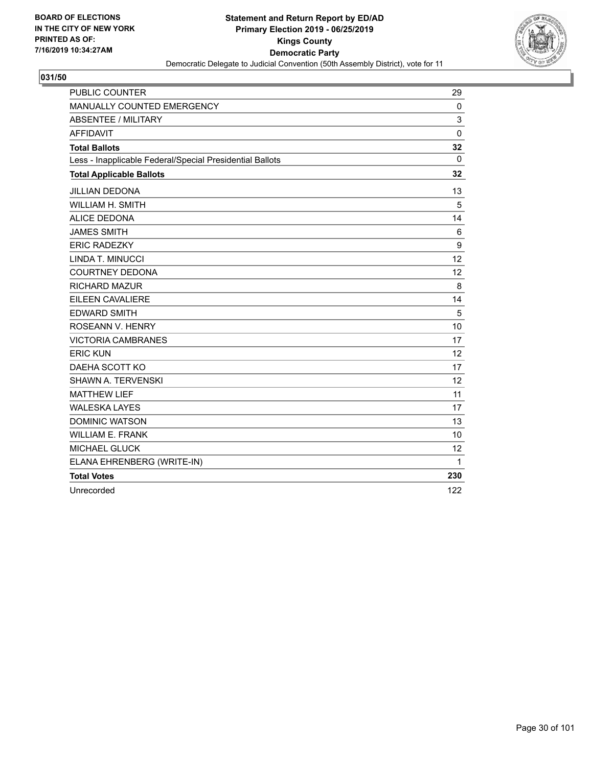BOARD OF ELECTIONS
IN THE CITY OF NEW YORK
PRINTED AS OF:
7/16/2019 10:34:27AM

**Statement and Return Report by ED/AD**
**Primary Election 2019 - 06/25/2019**
**Kings County**
**Democratic Party**
Democratic Delegate to Judicial Convention (50th Assembly District), vote for 11

## 031/50

| | |
|---|---|
| PUBLIC COUNTER | 29 |
| MANUALLY COUNTED EMERGENCY | 0 |
| ABSENTEE / MILITARY | 3 |
| AFFIDAVIT | 0 |
| **Total Ballots** | **32** |
| Less - Inapplicable Federal/Special Presidential Ballots | 0 |
| **Total Applicable Ballots** | **32** |
| JILLIAN DEDONA | 13 |
| WILLIAM H. SMITH | 5 |
| ALICE DEDONA | 14 |
| JAMES SMITH | 6 |
| ERIC RADEZKY | 9 |
| LINDA T. MINUCCI | 12 |
| COURTNEY DEDONA | 12 |
| RICHARD MAZUR | 8 |
| EILEEN CAVALIERE | 14 |
| EDWARD SMITH | 5 |
| ROSEANN V. HENRY | 10 |
| VICTORIA CAMBRANES | 17 |
| ERIC KUN | 12 |
| DAEHA SCOTT KO | 17 |
| SHAWN A. TERVENSKI | 12 |
| MATTHEW LIEF | 11 |
| WALESKA LAYES | 17 |
| DOMINIC WATSON | 13 |
| WILLIAM E. FRANK | 10 |
| MICHAEL GLUCK | 12 |
| ELANA EHRENBERG (WRITE-IN) | 1 |
| **Total Votes** | **230** |
| Unrecorded | 122 |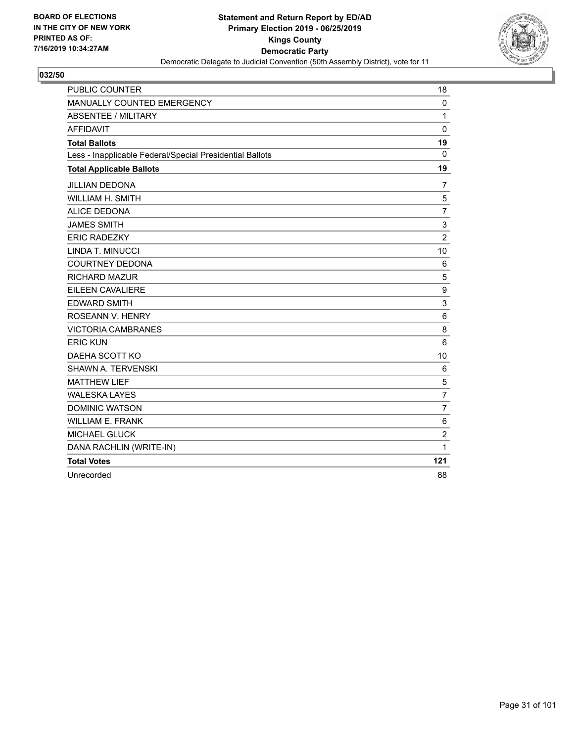BOARD OF ELECTIONS
IN THE CITY OF NEW YORK
PRINTED AS OF:
7/16/2019 10:34:27AM

**Statement and Return Report by ED/AD**
**Primary Election 2019 - 06/25/2019**
**Kings County**
**Democratic Party**
Democratic Delegate to Judicial Convention (50th Assembly District), vote for 11

**032/50**

| | |
|---|---|
| PUBLIC COUNTER | 18 |
| MANUALLY COUNTED EMERGENCY | 0 |
| ABSENTEE / MILITARY | 1 |
| AFFIDAVIT | 0 |
| **Total Ballots** | **19** |
| Less - Inapplicable Federal/Special Presidential Ballots | 0 |
| **Total Applicable Ballots** | **19** |
| JILLIAN DEDONA | 7 |
| WILLIAM H. SMITH | 5 |
| ALICE DEDONA | 7 |
| JAMES SMITH | 3 |
| ERIC RADEZKY | 2 |
| LINDA T. MINUCCI | 10 |
| COURTNEY DEDONA | 6 |
| RICHARD MAZUR | 5 |
| EILEEN CAVALIERE | 9 |
| EDWARD SMITH | 3 |
| ROSEANN V. HENRY | 6 |
| VICTORIA CAMBRANES | 8 |
| ERIC KUN | 6 |
| DAEHA SCOTT KO | 10 |
| SHAWN A. TERVENSKI | 6 |
| MATTHEW LIEF | 5 |
| WALESKA LAYES | 7 |
| DOMINIC WATSON | 7 |
| WILLIAM E. FRANK | 6 |
| MICHAEL GLUCK | 2 |
| DANA RACHLIN (WRITE-IN) | 1 |
| **Total Votes** | **121** |
| Unrecorded | 88 |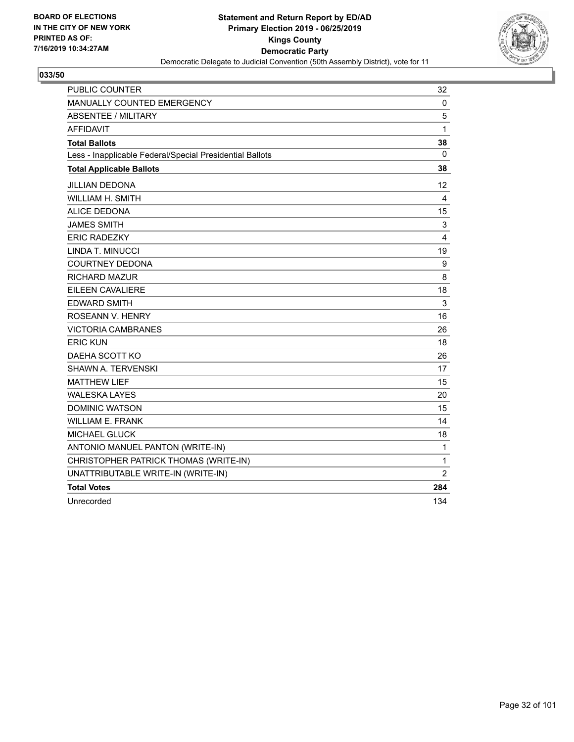**BOARD OF ELECTIONS IN THE CITY OF NEW YORK PRINTED AS OF: 7/16/2019 10:34:27AM**

**Statement and Return Report by ED/AD**
**Primary Election 2019 - 06/25/2019**
**Kings County**
**Democratic Party**
Democratic Delegate to Judicial Convention (50th Assembly District), vote for 11

## 033/50

| | |
|---|---|
| PUBLIC COUNTER | 32 |
| MANUALLY COUNTED EMERGENCY | 0 |
| ABSENTEE / MILITARY | 5 |
| AFFIDAVIT | 1 |
| **Total Ballots** | **38** |
| Less - Inapplicable Federal/Special Presidential Ballots | 0 |
| **Total Applicable Ballots** | **38** |
| JILLIAN DEDONA | 12 |
| WILLIAM H. SMITH | 4 |
| ALICE DEDONA | 15 |
| JAMES SMITH | 3 |
| ERIC RADEZKY | 4 |
| LINDA T. MINUCCI | 19 |
| COURTNEY DEDONA | 9 |
| RICHARD MAZUR | 8 |
| EILEEN CAVALIERE | 18 |
| EDWARD SMITH | 3 |
| ROSEANN V. HENRY | 16 |
| VICTORIA CAMBRANES | 26 |
| ERIC KUN | 18 |
| DAEHA SCOTT KO | 26 |
| SHAWN A. TERVENSKI | 17 |
| MATTHEW LIEF | 15 |
| WALESKA LAYES | 20 |
| DOMINIC WATSON | 15 |
| WILLIAM E. FRANK | 14 |
| MICHAEL GLUCK | 18 |
| ANTONIO MANUEL PANTON (WRITE-IN) | 1 |
| CHRISTOPHER PATRICK THOMAS (WRITE-IN) | 1 |
| UNATTRIBUTABLE WRITE-IN (WRITE-IN) | 2 |
| **Total Votes** | **284** |
| Unrecorded | 134 |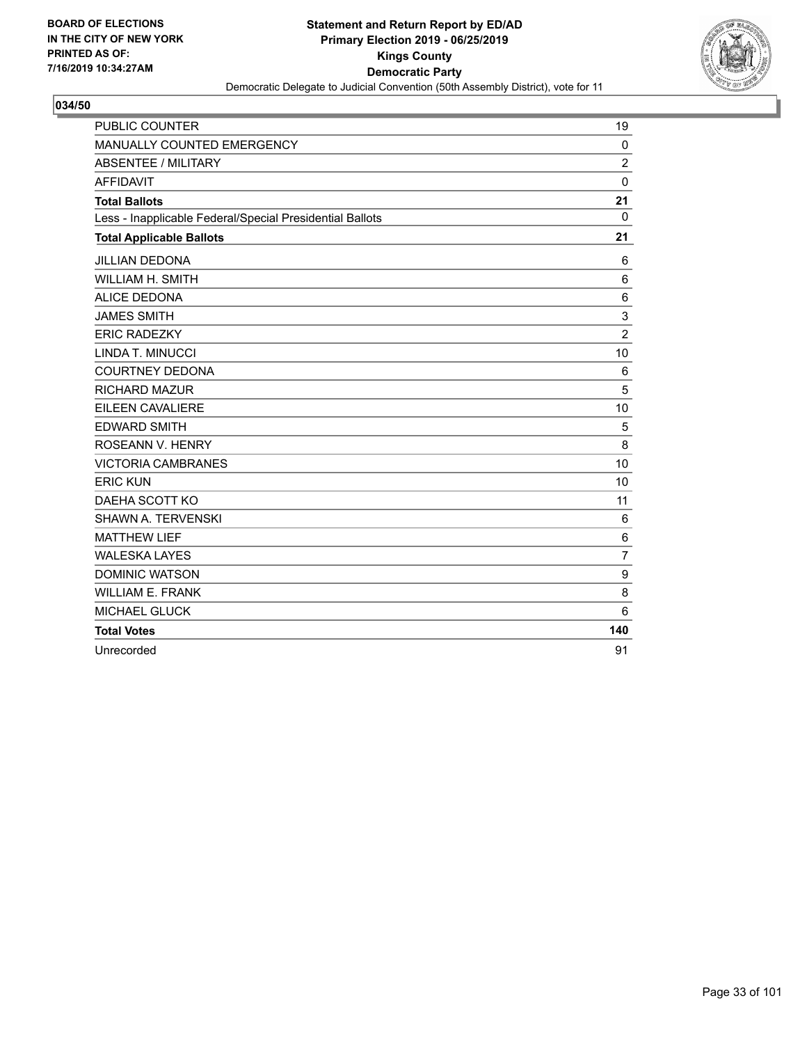**BOARD OF ELECTIONS IN THE CITY OF NEW YORK PRINTED AS OF: 7/16/2019 10:34:27AM**

**Statement and Return Report by ED/AD**
**Primary Election 2019 - 06/25/2019**
**Kings County**
**Democratic Party**
Democratic Delegate to Judicial Convention (50th Assembly District), vote for 11

**034/50**

| | |
|---|---|
| PUBLIC COUNTER | 19 |
| MANUALLY COUNTED EMERGENCY | 0 |
| ABSENTEE / MILITARY | 2 |
| AFFIDAVIT | 0 |
| **Total Ballots** | **21** |
| Less - Inapplicable Federal/Special Presidential Ballots | 0 |
| **Total Applicable Ballots** | **21** |
| JILLIAN DEDONA | 6 |
| WILLIAM H. SMITH | 6 |
| ALICE DEDONA | 6 |
| JAMES SMITH | 3 |
| ERIC RADEZKY | 2 |
| LINDA T. MINUCCI | 10 |
| COURTNEY DEDONA | 6 |
| RICHARD MAZUR | 5 |
| EILEEN CAVALIERE | 10 |
| EDWARD SMITH | 5 |
| ROSEANN V. HENRY | 8 |
| VICTORIA CAMBRANES | 10 |
| ERIC KUN | 10 |
| DAEHA SCOTT KO | 11 |
| SHAWN A. TERVENSKI | 6 |
| MATTHEW LIEF | 6 |
| WALESKA LAYES | 7 |
| DOMINIC WATSON | 9 |
| WILLIAM E. FRANK | 8 |
| MICHAEL GLUCK | 6 |
| **Total Votes** | **140** |
| Unrecorded | 91 |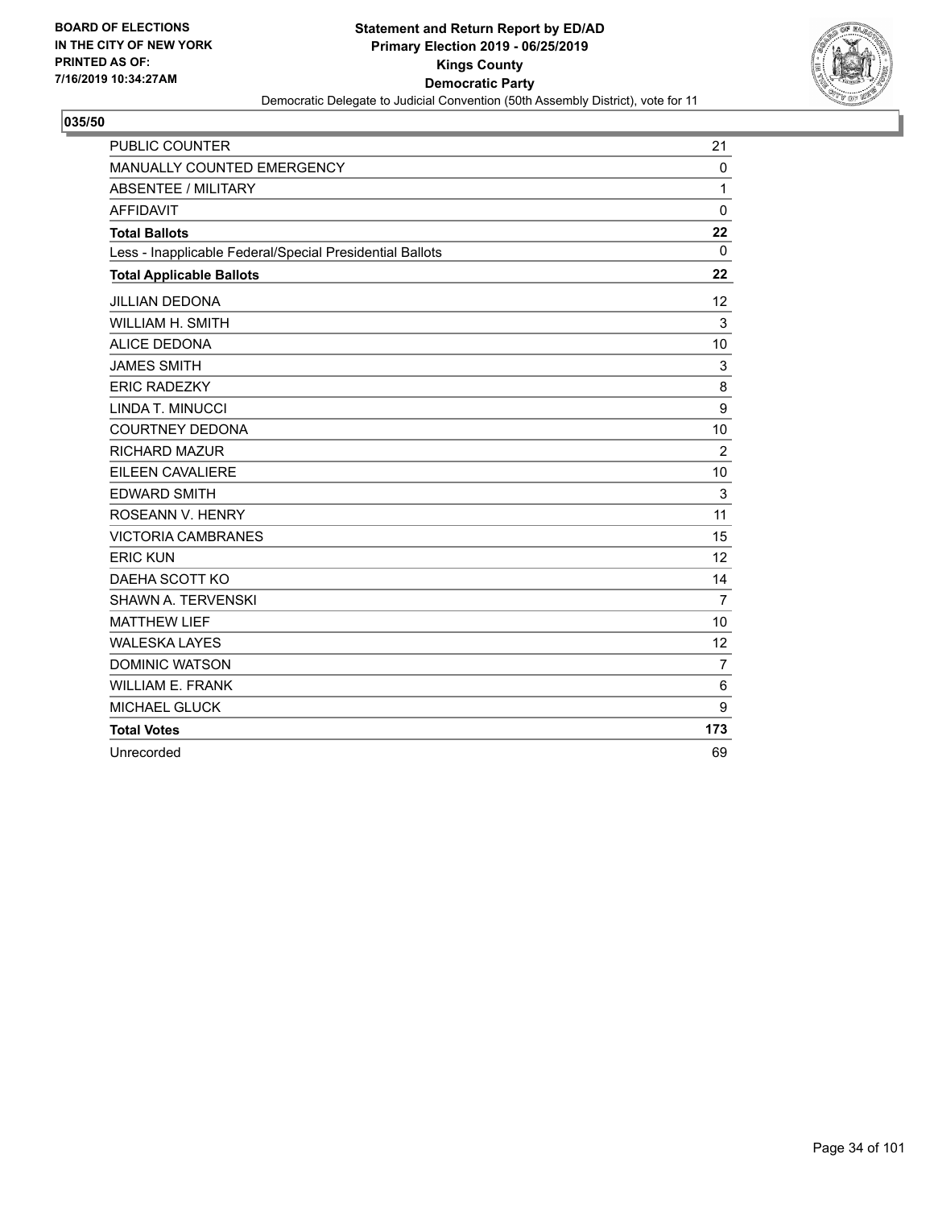BOARD OF ELECTIONS
IN THE CITY OF NEW YORK
PRINTED AS OF:
7/16/2019 10:34:27AM

**Statement and Return Report by ED/AD**
**Primary Election 2019 - 06/25/2019**
**Kings County**
**Democratic Party**
Democratic Delegate to Judicial Convention (50th Assembly District), vote for 11

## 035/50

| | |
|---|---|
| PUBLIC COUNTER | 21 |
| MANUALLY COUNTED EMERGENCY | 0 |
| ABSENTEE / MILITARY | 1 |
| AFFIDAVIT | 0 |
| **Total Ballots** | **22** |
| Less - Inapplicable Federal/Special Presidential Ballots | 0 |
| **Total Applicable Ballots** | **22** |
| JILLIAN DEDONA | 12 |
| WILLIAM H. SMITH | 3 |
| ALICE DEDONA | 10 |
| JAMES SMITH | 3 |
| ERIC RADEZKY | 8 |
| LINDA T. MINUCCI | 9 |
| COURTNEY DEDONA | 10 |
| RICHARD MAZUR | 2 |
| EILEEN CAVALIERE | 10 |
| EDWARD SMITH | 3 |
| ROSEANN V. HENRY | 11 |
| VICTORIA CAMBRANES | 15 |
| ERIC KUN | 12 |
| DAEHA SCOTT KO | 14 |
| SHAWN A. TERVENSKI | 7 |
| MATTHEW LIEF | 10 |
| WALESKA LAYES | 12 |
| DOMINIC WATSON | 7 |
| WILLIAM E. FRANK | 6 |
| MICHAEL GLUCK | 9 |
| **Total Votes** | **173** |
| Unrecorded | 69 |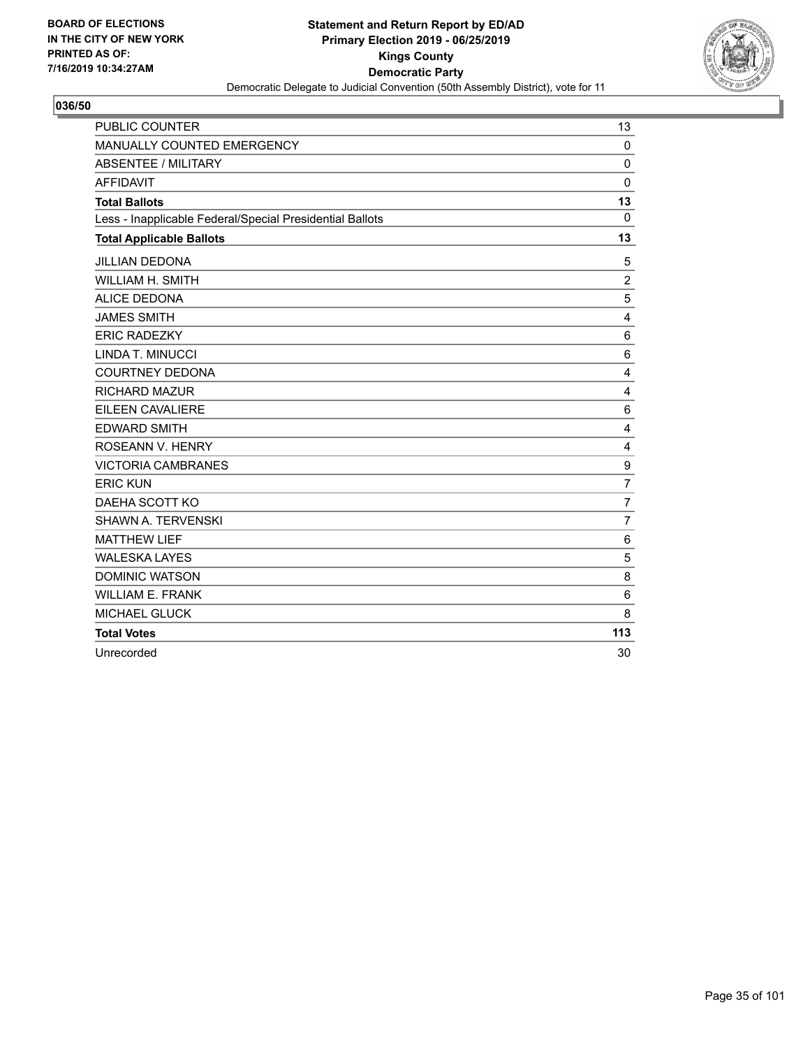BOARD OF ELECTIONS
IN THE CITY OF NEW YORK
PRINTED AS OF:
7/16/2019 10:34:27AM

**Statement and Return Report by ED/AD**
**Primary Election 2019 - 06/25/2019**
**Kings County**
**Democratic Party**
Democratic Delegate to Judicial Convention (50th Assembly District), vote for 11

**036/50**

| | |
|---|---|
| PUBLIC COUNTER | 13 |
| MANUALLY COUNTED EMERGENCY | 0 |
| ABSENTEE / MILITARY | 0 |
| AFFIDAVIT | 0 |
| **Total Ballots** | **13** |
| Less - Inapplicable Federal/Special Presidential Ballots | 0 |
| **Total Applicable Ballots** | **13** |
| JILLIAN DEDONA | 5 |
| WILLIAM H. SMITH | 2 |
| ALICE DEDONA | 5 |
| JAMES SMITH | 4 |
| ERIC RADEZKY | 6 |
| LINDA T. MINUCCI | 6 |
| COURTNEY DEDONA | 4 |
| RICHARD MAZUR | 4 |
| EILEEN CAVALIERE | 6 |
| EDWARD SMITH | 4 |
| ROSEANN V. HENRY | 4 |
| VICTORIA CAMBRANES | 9 |
| ERIC KUN | 7 |
| DAEHA SCOTT KO | 7 |
| SHAWN A. TERVENSKI | 7 |
| MATTHEW LIEF | 6 |
| WALESKA LAYES | 5 |
| DOMINIC WATSON | 8 |
| WILLIAM E. FRANK | 6 |
| MICHAEL GLUCK | 8 |
| **Total Votes** | **113** |
| Unrecorded | 30 |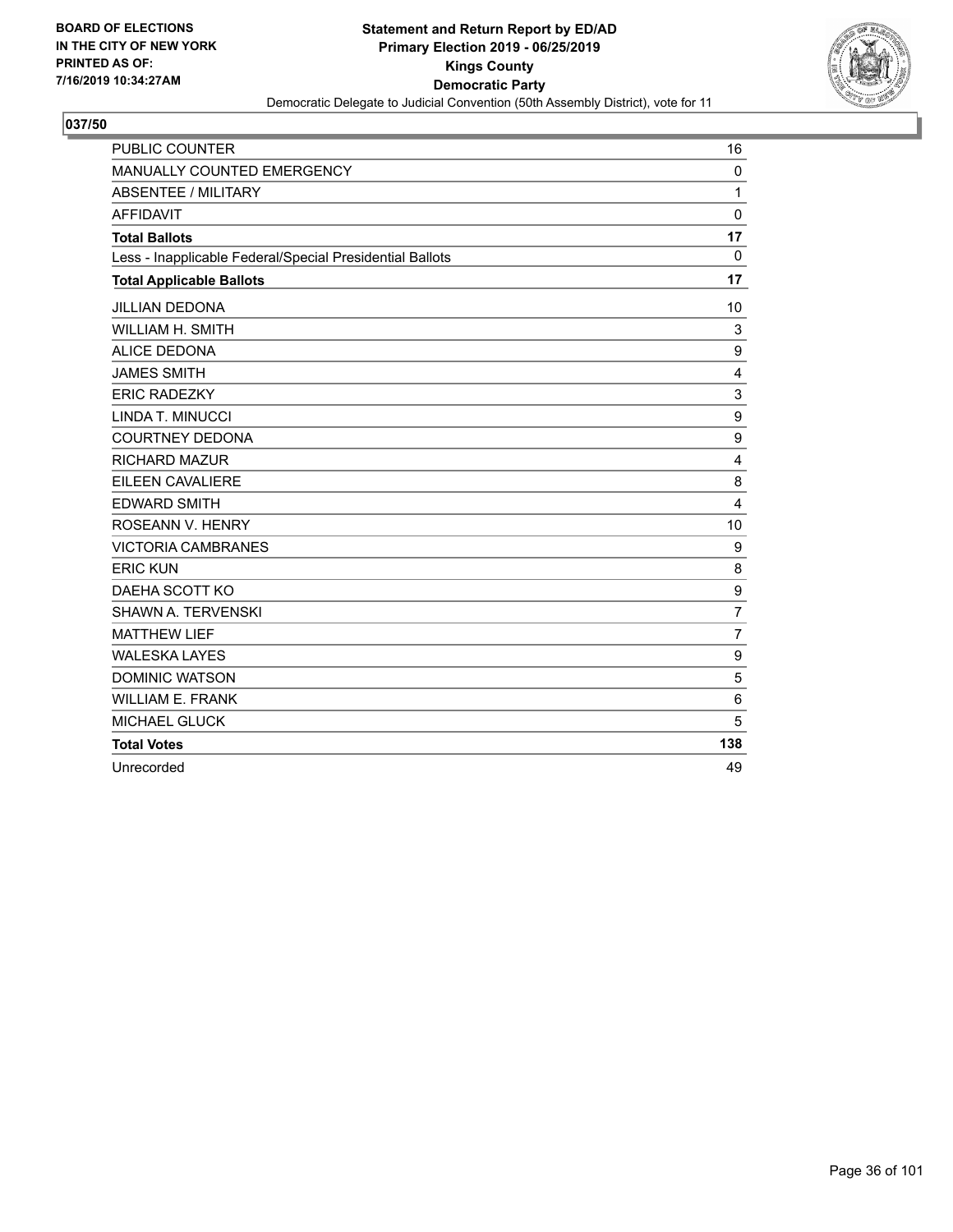**BOARD OF ELECTIONS IN THE CITY OF NEW YORK PRINTED AS OF: 7/16/2019 10:34:27AM**

**Statement and Return Report by ED/AD**
**Primary Election 2019 - 06/25/2019**
**Kings County**
**Democratic Party**
Democratic Delegate to Judicial Convention (50th Assembly District), vote for 11

**037/50**

| | |
|---|---|
| PUBLIC COUNTER | 16 |
| MANUALLY COUNTED EMERGENCY | 0 |
| ABSENTEE / MILITARY | 1 |
| AFFIDAVIT | 0 |
| **Total Ballots** | **17** |
| Less - Inapplicable Federal/Special Presidential Ballots | 0 |
| **Total Applicable Ballots** | **17** |
| JILLIAN DEDONA | 10 |
| WILLIAM H. SMITH | 3 |
| ALICE DEDONA | 9 |
| JAMES SMITH | 4 |
| ERIC RADEZKY | 3 |
| LINDA T. MINUCCI | 9 |
| COURTNEY DEDONA | 9 |
| RICHARD MAZUR | 4 |
| EILEEN CAVALIERE | 8 |
| EDWARD SMITH | 4 |
| ROSEANN V. HENRY | 10 |
| VICTORIA CAMBRANES | 9 |
| ERIC KUN | 8 |
| DAEHA SCOTT KO | 9 |
| SHAWN A. TERVENSKI | 7 |
| MATTHEW LIEF | 7 |
| WALESKA LAYES | 9 |
| DOMINIC WATSON | 5 |
| WILLIAM E. FRANK | 6 |
| MICHAEL GLUCK | 5 |
| **Total Votes** | **138** |
| Unrecorded | 49 |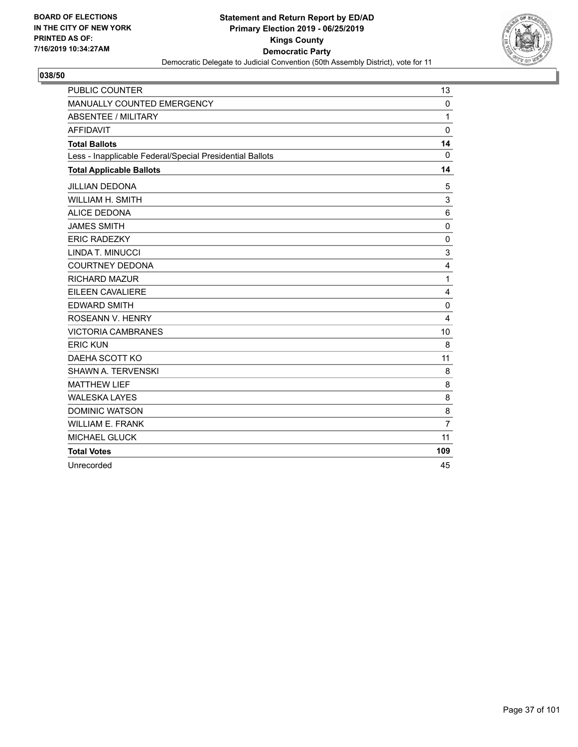**BOARD OF ELECTIONS IN THE CITY OF NEW YORK PRINTED AS OF: 7/16/2019 10:34:27AM**

**Statement and Return Report by ED/AD**
**Primary Election 2019 - 06/25/2019**
**Kings County**
**Democratic Party**
Democratic Delegate to Judicial Convention (50th Assembly District), vote for 11

## 038/50

| | |
|---|---|
| PUBLIC COUNTER | 13 |
| MANUALLY COUNTED EMERGENCY | 0 |
| ABSENTEE / MILITARY | 1 |
| AFFIDAVIT | 0 |
| **Total Ballots** | **14** |
| Less - Inapplicable Federal/Special Presidential Ballots | 0 |
| **Total Applicable Ballots** | **14** |
| JILLIAN DEDONA | 5 |
| WILLIAM H. SMITH | 3 |
| ALICE DEDONA | 6 |
| JAMES SMITH | 0 |
| ERIC RADEZKY | 0 |
| LINDA T. MINUCCI | 3 |
| COURTNEY DEDONA | 4 |
| RICHARD MAZUR | 1 |
| EILEEN CAVALIERE | 4 |
| EDWARD SMITH | 0 |
| ROSEANN V. HENRY | 4 |
| VICTORIA CAMBRANES | 10 |
| ERIC KUN | 8 |
| DAEHA SCOTT KO | 11 |
| SHAWN A. TERVENSKI | 8 |
| MATTHEW LIEF | 8 |
| WALESKA LAYES | 8 |
| DOMINIC WATSON | 8 |
| WILLIAM E. FRANK | 7 |
| MICHAEL GLUCK | 11 |
| **Total Votes** | **109** |
| Unrecorded | 45 |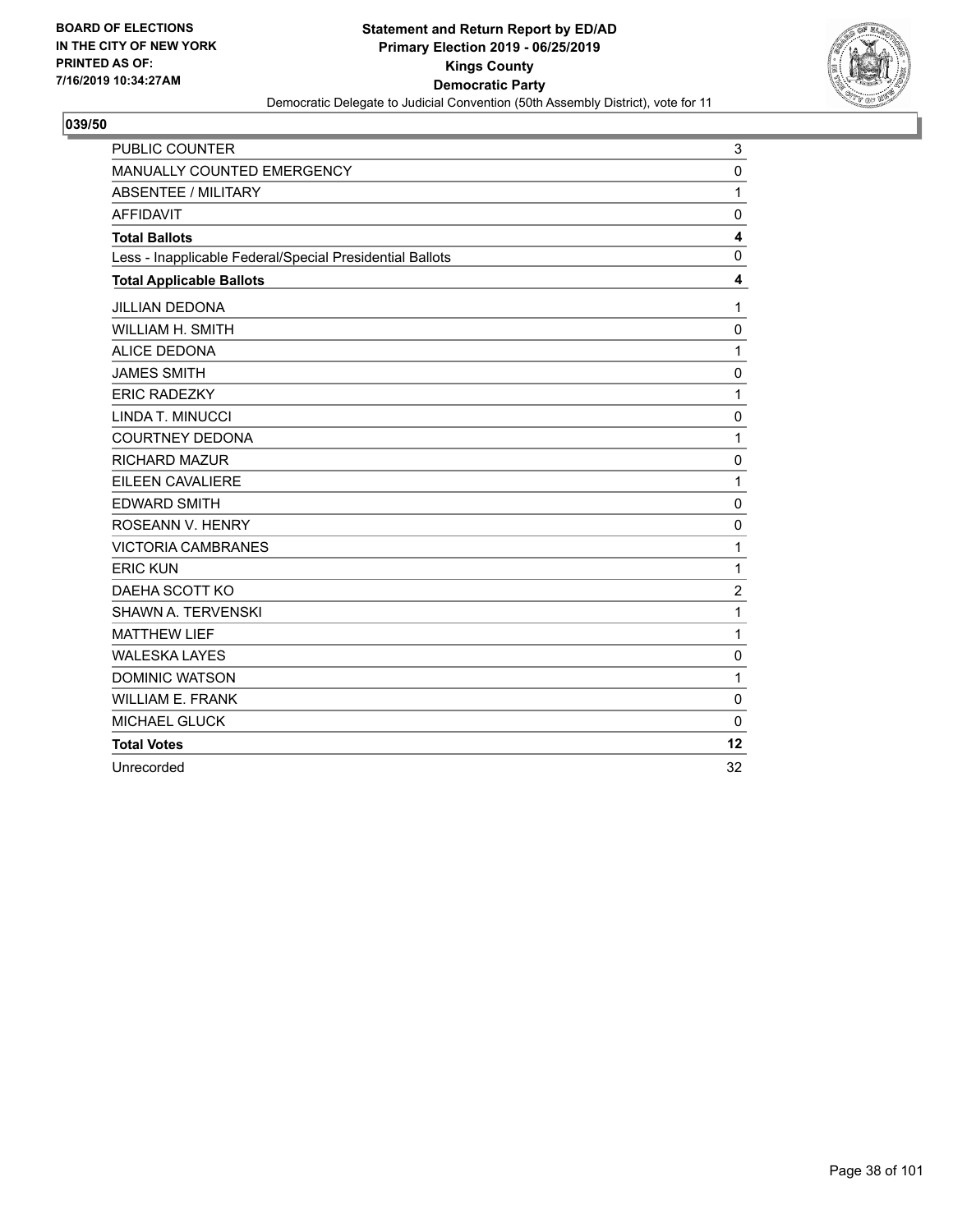**BOARD OF ELECTIONS IN THE CITY OF NEW YORK PRINTED AS OF: 7/16/2019 10:34:27AM**

**Statement and Return Report by ED/AD**
**Primary Election 2019 - 06/25/2019**
**Kings County**
**Democratic Party**
Democratic Delegate to Judicial Convention (50th Assembly District), vote for 11

**039/50**

| | |
|---|---|
| PUBLIC COUNTER | 3 |
| MANUALLY COUNTED EMERGENCY | 0 |
| ABSENTEE / MILITARY | 1 |
| AFFIDAVIT | 0 |
| **Total Ballots** | **4** |
| Less - Inapplicable Federal/Special Presidential Ballots | 0 |
| **Total Applicable Ballots** | **4** |
| JILLIAN DEDONA | 1 |
| WILLIAM H. SMITH | 0 |
| ALICE DEDONA | 1 |
| JAMES SMITH | 0 |
| ERIC RADEZKY | 1 |
| LINDA T. MINUCCI | 0 |
| COURTNEY DEDONA | 1 |
| RICHARD MAZUR | 0 |
| EILEEN CAVALIERE | 1 |
| EDWARD SMITH | 0 |
| ROSEANN V. HENRY | 0 |
| VICTORIA CAMBRANES | 1 |
| ERIC KUN | 1 |
| DAEHA SCOTT KO | 2 |
| SHAWN A. TERVENSKI | 1 |
| MATTHEW LIEF | 1 |
| WALESKA LAYES | 0 |
| DOMINIC WATSON | 1 |
| WILLIAM E. FRANK | 0 |
| MICHAEL GLUCK | 0 |
| **Total Votes** | **12** |
| Unrecorded | 32 |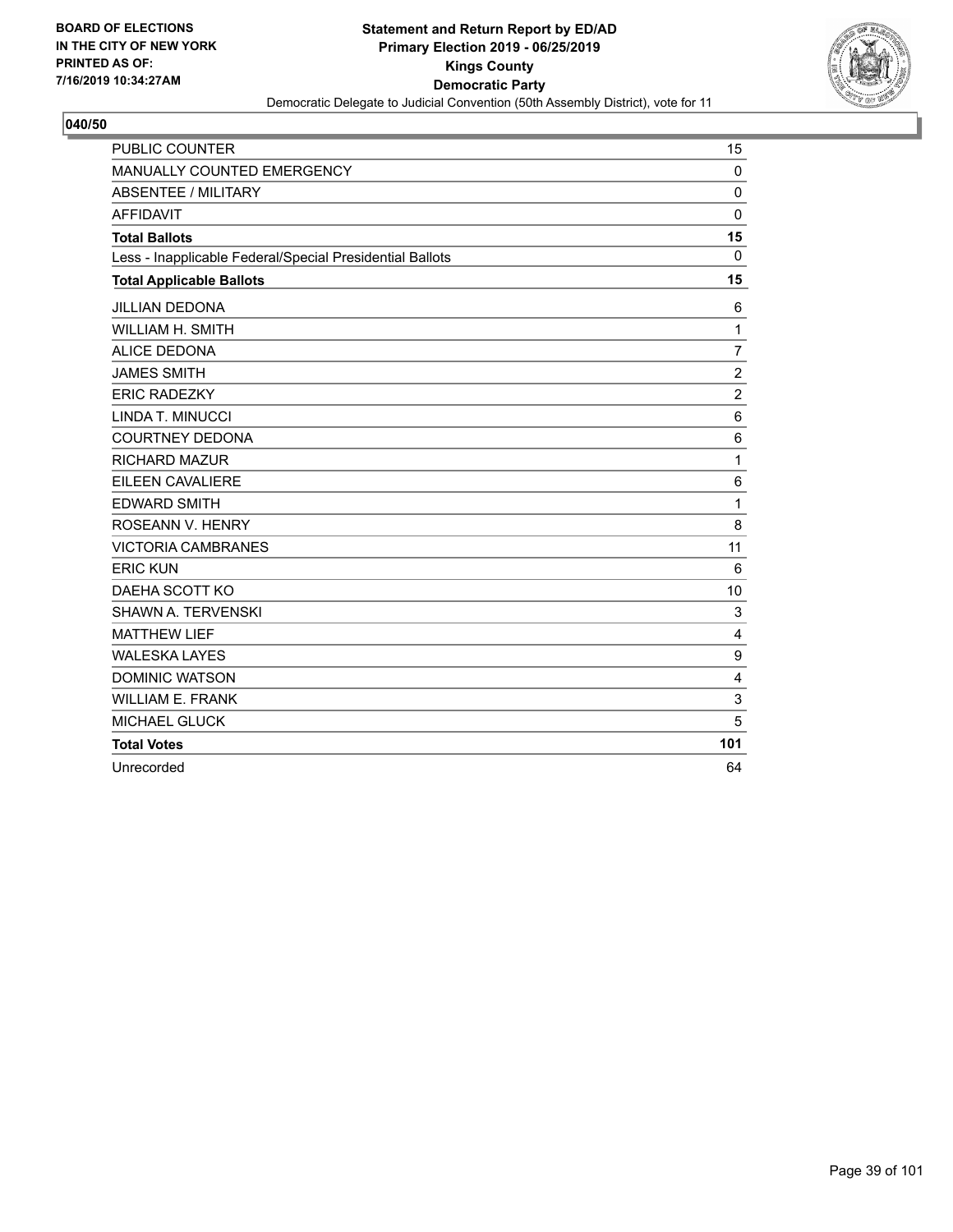BOARD OF ELECTIONS
IN THE CITY OF NEW YORK
PRINTED AS OF:
7/16/2019 10:34:27AM

**Statement and Return Report by ED/AD**
**Primary Election 2019 - 06/25/2019**
**Kings County**
**Democratic Party**
Democratic Delegate to Judicial Convention (50th Assembly District), vote for 11

**040/50**

| | |
|---|---|
| PUBLIC COUNTER | 15 |
| MANUALLY COUNTED EMERGENCY | 0 |
| ABSENTEE / MILITARY | 0 |
| AFFIDAVIT | 0 |
| **Total Ballots** | **15** |
| Less - Inapplicable Federal/Special Presidential Ballots | 0 |
| **Total Applicable Ballots** | **15** |
| JILLIAN DEDONA | 6 |
| WILLIAM H. SMITH | 1 |
| ALICE DEDONA | 7 |
| JAMES SMITH | 2 |
| ERIC RADEZKY | 2 |
| LINDA T. MINUCCI | 6 |
| COURTNEY DEDONA | 6 |
| RICHARD MAZUR | 1 |
| EILEEN CAVALIERE | 6 |
| EDWARD SMITH | 1 |
| ROSEANN V. HENRY | 8 |
| VICTORIA CAMBRANES | 11 |
| ERIC KUN | 6 |
| DAEHA SCOTT KO | 10 |
| SHAWN A. TERVENSKI | 3 |
| MATTHEW LIEF | 4 |
| WALESKA LAYES | 9 |
| DOMINIC WATSON | 4 |
| WILLIAM E. FRANK | 3 |
| MICHAEL GLUCK | 5 |
| **Total Votes** | **101** |
| Unrecorded | 64 |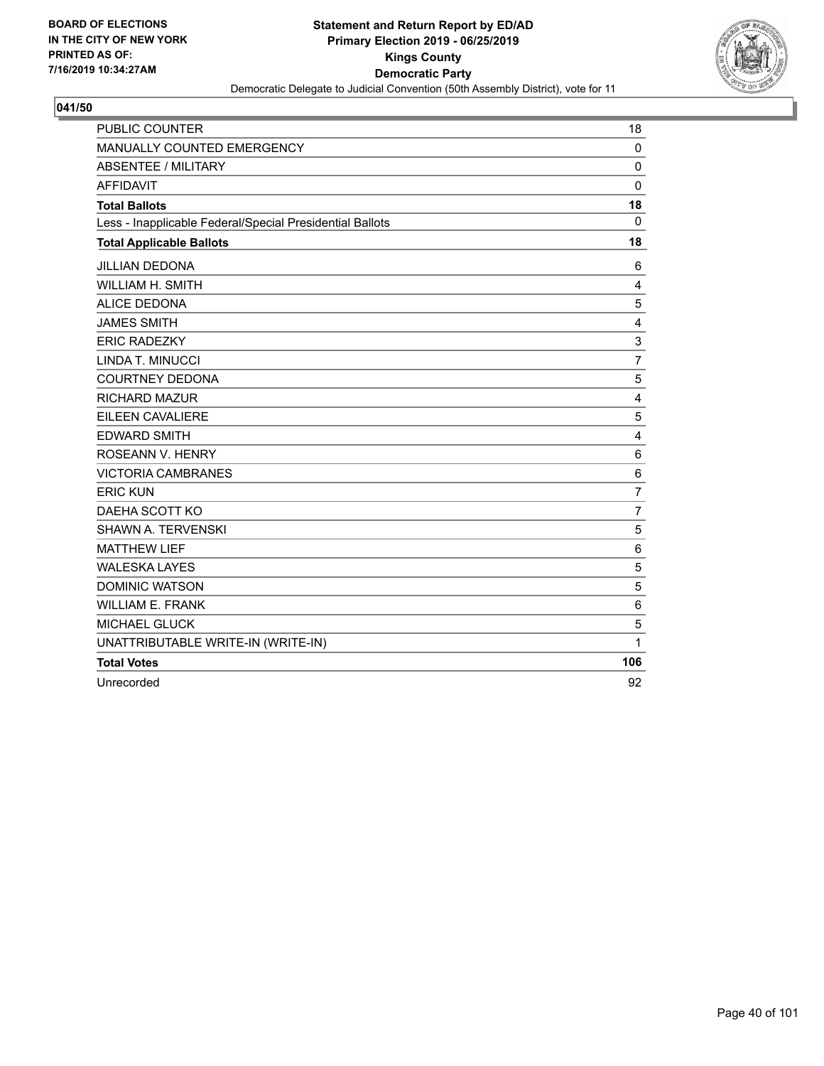BOARD OF ELECTIONS
IN THE CITY OF NEW YORK
PRINTED AS OF:
7/16/2019 10:34:27AM

**Statement and Return Report by ED/AD**
**Primary Election 2019 - 06/25/2019**
**Kings County**
**Democratic Party**
Democratic Delegate to Judicial Convention (50th Assembly District), vote for 11

**041/50**

| | |
|---|---|
| PUBLIC COUNTER | 18 |
| MANUALLY COUNTED EMERGENCY | 0 |
| ABSENTEE / MILITARY | 0 |
| AFFIDAVIT | 0 |
| **Total Ballots** | **18** |
| Less - Inapplicable Federal/Special Presidential Ballots | 0 |
| **Total Applicable Ballots** | **18** |
| JILLIAN DEDONA | 6 |
| WILLIAM H. SMITH | 4 |
| ALICE DEDONA | 5 |
| JAMES SMITH | 4 |
| ERIC RADEZKY | 3 |
| LINDA T. MINUCCI | 7 |
| COURTNEY DEDONA | 5 |
| RICHARD MAZUR | 4 |
| EILEEN CAVALIERE | 5 |
| EDWARD SMITH | 4 |
| ROSEANN V. HENRY | 6 |
| VICTORIA CAMBRANES | 6 |
| ERIC KUN | 7 |
| DAEHA SCOTT KO | 7 |
| SHAWN A. TERVENSKI | 5 |
| MATTHEW LIEF | 6 |
| WALESKA LAYES | 5 |
| DOMINIC WATSON | 5 |
| WILLIAM E. FRANK | 6 |
| MICHAEL GLUCK | 5 |
| UNATTRIBUTABLE WRITE-IN (WRITE-IN) | 1 |
| **Total Votes** | **106** |
| Unrecorded | 92 |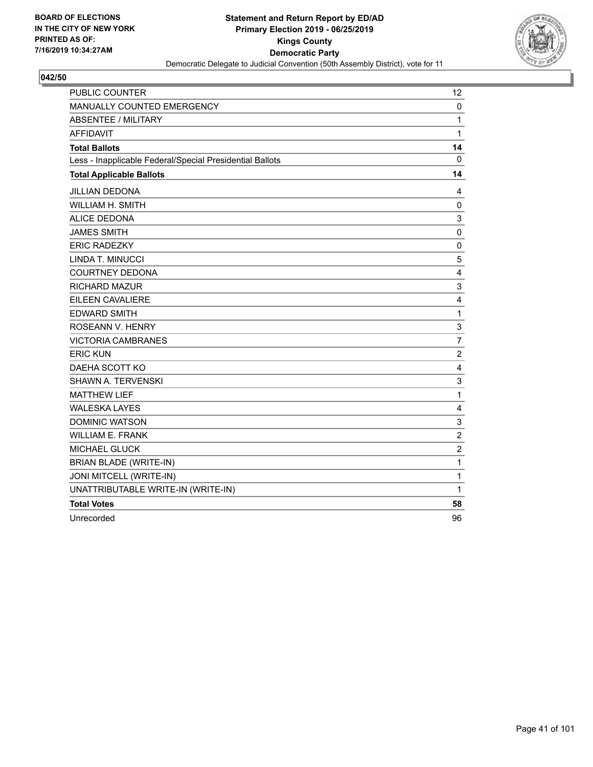**BOARD OF ELECTIONS IN THE CITY OF NEW YORK PRINTED AS OF: 7/16/2019 10:34:27AM**

**Statement and Return Report by ED/AD Primary Election 2019 - 06/25/2019 Kings County Democratic Party**

Democratic Delegate to Judicial Convention (50th Assembly District), vote for 11

**042/50**

| | |
|---|---|
| PUBLIC COUNTER | 12 |
| MANUALLY COUNTED EMERGENCY | 0 |
| ABSENTEE / MILITARY | 1 |
| AFFIDAVIT | 1 |
| **Total Ballots** | **14** |
| Less - Inapplicable Federal/Special Presidential Ballots | 0 |
| **Total Applicable Ballots** | **14** |
| JILLIAN DEDONA | 4 |
| WILLIAM H. SMITH | 0 |
| ALICE DEDONA | 3 |
| JAMES SMITH | 0 |
| ERIC RADEZKY | 0 |
| LINDA T. MINUCCI | 5 |
| COURTNEY DEDONA | 4 |
| RICHARD MAZUR | 3 |
| EILEEN CAVALIERE | 4 |
| EDWARD SMITH | 1 |
| ROSEANN V. HENRY | 3 |
| VICTORIA CAMBRANES | 7 |
| ERIC KUN | 2 |
| DAEHA SCOTT KO | 4 |
| SHAWN A. TERVENSKI | 3 |
| MATTHEW LIEF | 1 |
| WALESKA LAYES | 4 |
| DOMINIC WATSON | 3 |
| WILLIAM E. FRANK | 2 |
| MICHAEL GLUCK | 2 |
| BRIAN BLADE (WRITE-IN) | 1 |
| JONI MITCELL (WRITE-IN) | 1 |
| UNATTRIBUTABLE WRITE-IN (WRITE-IN) | 1 |
| **Total Votes** | **58** |
| Unrecorded | 96 |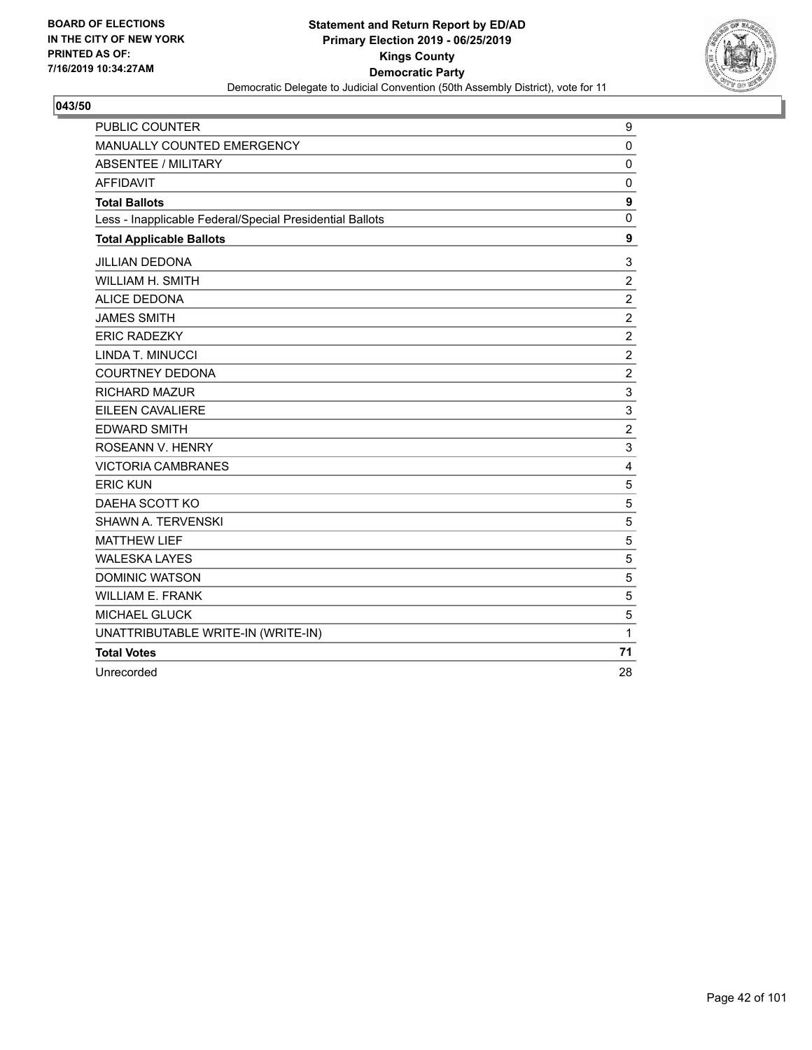BOARD OF ELECTIONS
IN THE CITY OF NEW YORK
PRINTED AS OF:
7/16/2019 10:34:27AM

**Statement and Return Report by ED/AD**
**Primary Election 2019 - 06/25/2019**
**Kings County**
**Democratic Party**
Democratic Delegate to Judicial Convention (50th Assembly District), vote for 11

**043/50**

| | |
|---|---|
| PUBLIC COUNTER | 9 |
| MANUALLY COUNTED EMERGENCY | 0 |
| ABSENTEE / MILITARY | 0 |
| AFFIDAVIT | 0 |
| **Total Ballots** | **9** |
| Less - Inapplicable Federal/Special Presidential Ballots | 0 |
| **Total Applicable Ballots** | **9** |
| JILLIAN DEDONA | 3 |
| WILLIAM H. SMITH | 2 |
| ALICE DEDONA | 2 |
| JAMES SMITH | 2 |
| ERIC RADEZKY | 2 |
| LINDA T. MINUCCI | 2 |
| COURTNEY DEDONA | 2 |
| RICHARD MAZUR | 3 |
| EILEEN CAVALIERE | 3 |
| EDWARD SMITH | 2 |
| ROSEANN V. HENRY | 3 |
| VICTORIA CAMBRANES | 4 |
| ERIC KUN | 5 |
| DAEHA SCOTT KO | 5 |
| SHAWN A. TERVENSKI | 5 |
| MATTHEW LIEF | 5 |
| WALESKA LAYES | 5 |
| DOMINIC WATSON | 5 |
| WILLIAM E. FRANK | 5 |
| MICHAEL GLUCK | 5 |
| UNATTRIBUTABLE WRITE-IN (WRITE-IN) | 1 |
| **Total Votes** | **71** |
| Unrecorded | 28 |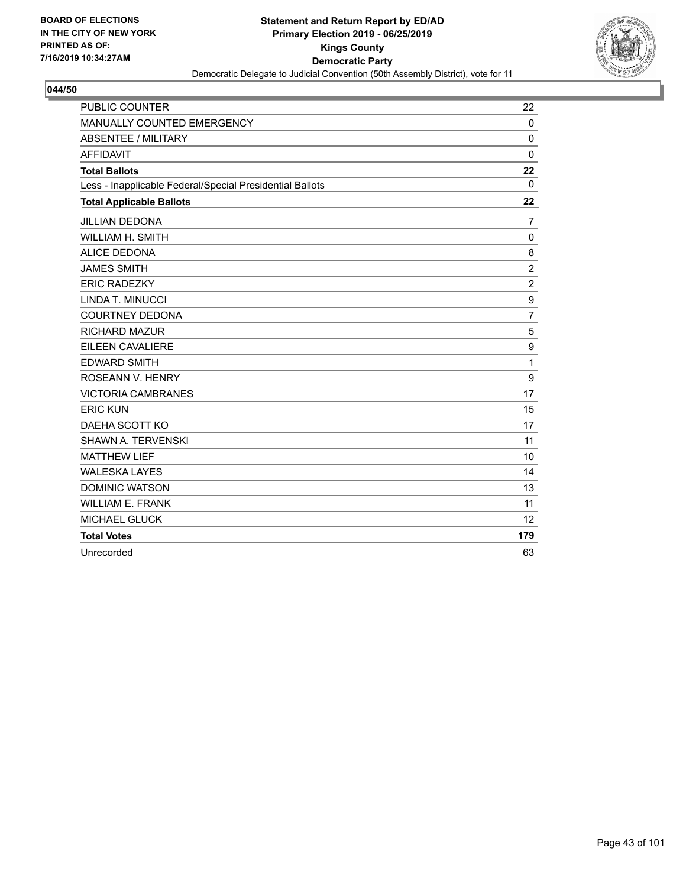BOARD OF ELECTIONS
IN THE CITY OF NEW YORK
PRINTED AS OF:
7/16/2019 10:34:27AM

**Statement and Return Report by ED/AD**
**Primary Election 2019 - 06/25/2019**
**Kings County**
**Democratic Party**
Democratic Delegate to Judicial Convention (50th Assembly District), vote for 11

**044/50**

| | |
|---|---|
| PUBLIC COUNTER | 22 |
| MANUALLY COUNTED EMERGENCY | 0 |
| ABSENTEE / MILITARY | 0 |
| AFFIDAVIT | 0 |
| **Total Ballots** | **22** |
| Less - Inapplicable Federal/Special Presidential Ballots | 0 |
| **Total Applicable Ballots** | **22** |
| JILLIAN DEDONA | 7 |
| WILLIAM H. SMITH | 0 |
| ALICE DEDONA | 8 |
| JAMES SMITH | 2 |
| ERIC RADEZKY | 2 |
| LINDA T. MINUCCI | 9 |
| COURTNEY DEDONA | 7 |
| RICHARD MAZUR | 5 |
| EILEEN CAVALIERE | 9 |
| EDWARD SMITH | 1 |
| ROSEANN V. HENRY | 9 |
| VICTORIA CAMBRANES | 17 |
| ERIC KUN | 15 |
| DAEHA SCOTT KO | 17 |
| SHAWN A. TERVENSKI | 11 |
| MATTHEW LIEF | 10 |
| WALESKA LAYES | 14 |
| DOMINIC WATSON | 13 |
| WILLIAM E. FRANK | 11 |
| MICHAEL GLUCK | 12 |
| **Total Votes** | **179** |
| Unrecorded | 63 |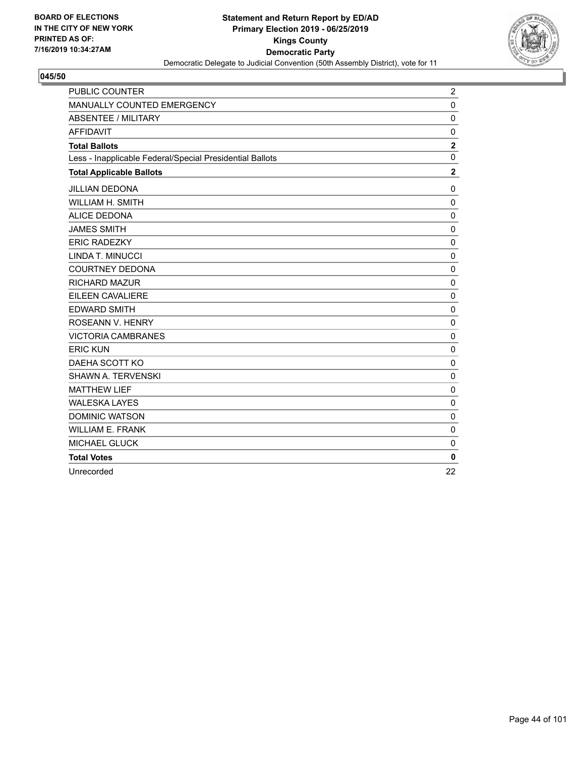BOARD OF ELECTIONS
IN THE CITY OF NEW YORK
PRINTED AS OF:
7/16/2019 10:34:27AM

**Statement and Return Report by ED/AD**
**Primary Election 2019 - 06/25/2019**
**Kings County**
**Democratic Party**
Democratic Delegate to Judicial Convention (50th Assembly District), vote for 11

**045/50**

| | |
|---|---|
| PUBLIC COUNTER | 2 |
| MANUALLY COUNTED EMERGENCY | 0 |
| ABSENTEE / MILITARY | 0 |
| AFFIDAVIT | 0 |
| **Total Ballots** | **2** |
| Less - Inapplicable Federal/Special Presidential Ballots | 0 |
| **Total Applicable Ballots** | **2** |
| JILLIAN DEDONA | 0 |
| WILLIAM H. SMITH | 0 |
| ALICE DEDONA | 0 |
| JAMES SMITH | 0 |
| ERIC RADEZKY | 0 |
| LINDA T. MINUCCI | 0 |
| COURTNEY DEDONA | 0 |
| RICHARD MAZUR | 0 |
| EILEEN CAVALIERE | 0 |
| EDWARD SMITH | 0 |
| ROSEANN V. HENRY | 0 |
| VICTORIA CAMBRANES | 0 |
| ERIC KUN | 0 |
| DAEHA SCOTT KO | 0 |
| SHAWN A. TERVENSKI | 0 |
| MATTHEW LIEF | 0 |
| WALESKA LAYES | 0 |
| DOMINIC WATSON | 0 |
| WILLIAM E. FRANK | 0 |
| MICHAEL GLUCK | 0 |
| **Total Votes** | **0** |
| Unrecorded | 22 |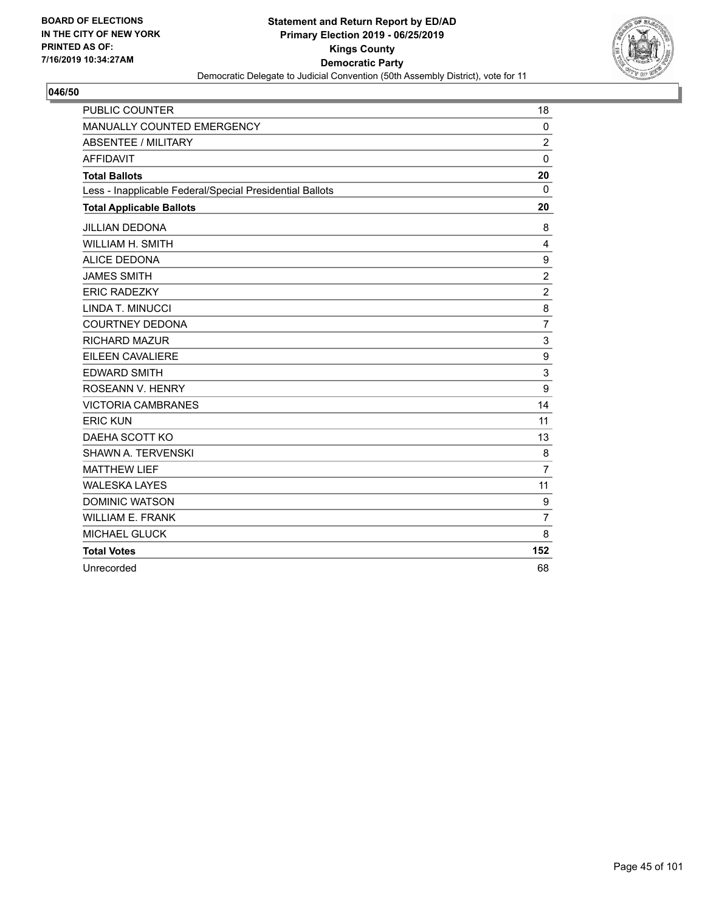BOARD OF ELECTIONS
IN THE CITY OF NEW YORK
PRINTED AS OF:
7/16/2019 10:34:27AM

**Statement and Return Report by ED/AD**
**Primary Election 2019 - 06/25/2019**
**Kings County**
**Democratic Party**
Democratic Delegate to Judicial Convention (50th Assembly District), vote for 11

**046/50**

| | |
|---|---|
| PUBLIC COUNTER | 18 |
| MANUALLY COUNTED EMERGENCY | 0 |
| ABSENTEE / MILITARY | 2 |
| AFFIDAVIT | 0 |
| **Total Ballots** | **20** |
| Less - Inapplicable Federal/Special Presidential Ballots | 0 |
| **Total Applicable Ballots** | **20** |
| JILLIAN DEDONA | 8 |
| WILLIAM H. SMITH | 4 |
| ALICE DEDONA | 9 |
| JAMES SMITH | 2 |
| ERIC RADEZKY | 2 |
| LINDA T. MINUCCI | 8 |
| COURTNEY DEDONA | 7 |
| RICHARD MAZUR | 3 |
| EILEEN CAVALIERE | 9 |
| EDWARD SMITH | 3 |
| ROSEANN V. HENRY | 9 |
| VICTORIA CAMBRANES | 14 |
| ERIC KUN | 11 |
| DAEHA SCOTT KO | 13 |
| SHAWN A. TERVENSKI | 8 |
| MATTHEW LIEF | 7 |
| WALESKA LAYES | 11 |
| DOMINIC WATSON | 9 |
| WILLIAM E. FRANK | 7 |
| MICHAEL GLUCK | 8 |
| **Total Votes** | **152** |
| Unrecorded | 68 |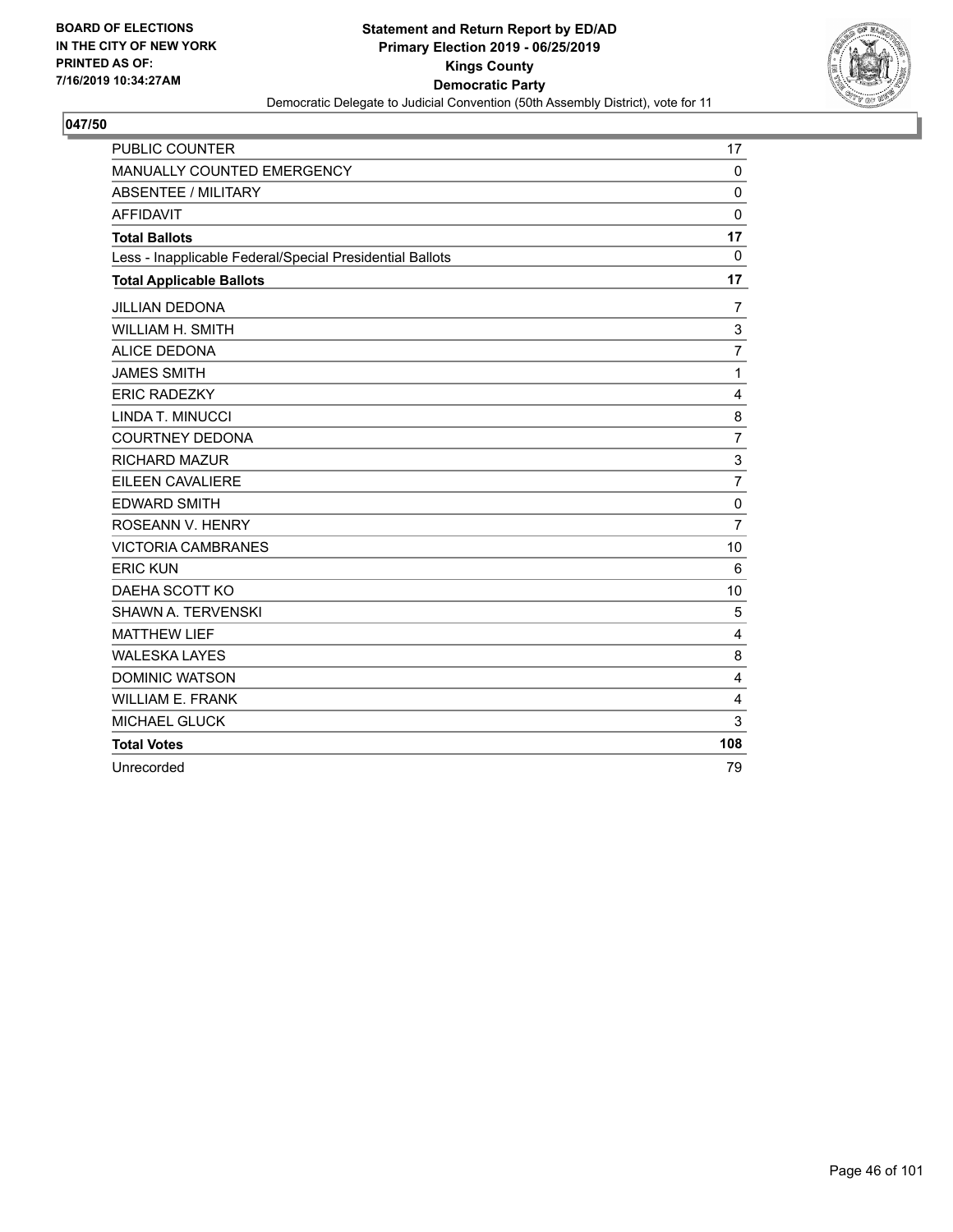BOARD OF ELECTIONS
IN THE CITY OF NEW YORK
PRINTED AS OF:
7/16/2019 10:34:27AM

**Statement and Return Report by ED/AD**
**Primary Election 2019 - 06/25/2019**
**Kings County**
**Democratic Party**
Democratic Delegate to Judicial Convention (50th Assembly District), vote for 11

## 047/50

| | |
|---|---|
| PUBLIC COUNTER | 17 |
| MANUALLY COUNTED EMERGENCY | 0 |
| ABSENTEE / MILITARY | 0 |
| AFFIDAVIT | 0 |
| **Total Ballots** | **17** |
| Less - Inapplicable Federal/Special Presidential Ballots | 0 |
| **Total Applicable Ballots** | **17** |
| JILLIAN DEDONA | 7 |
| WILLIAM H. SMITH | 3 |
| ALICE DEDONA | 7 |
| JAMES SMITH | 1 |
| ERIC RADEZKY | 4 |
| LINDA T. MINUCCI | 8 |
| COURTNEY DEDONA | 7 |
| RICHARD MAZUR | 3 |
| EILEEN CAVALIERE | 7 |
| EDWARD SMITH | 0 |
| ROSEANN V. HENRY | 7 |
| VICTORIA CAMBRANES | 10 |
| ERIC KUN | 6 |
| DAEHA SCOTT KO | 10 |
| SHAWN A. TERVENSKI | 5 |
| MATTHEW LIEF | 4 |
| WALESKA LAYES | 8 |
| DOMINIC WATSON | 4 |
| WILLIAM E. FRANK | 4 |
| MICHAEL GLUCK | 3 |
| **Total Votes** | **108** |
| Unrecorded | 79 |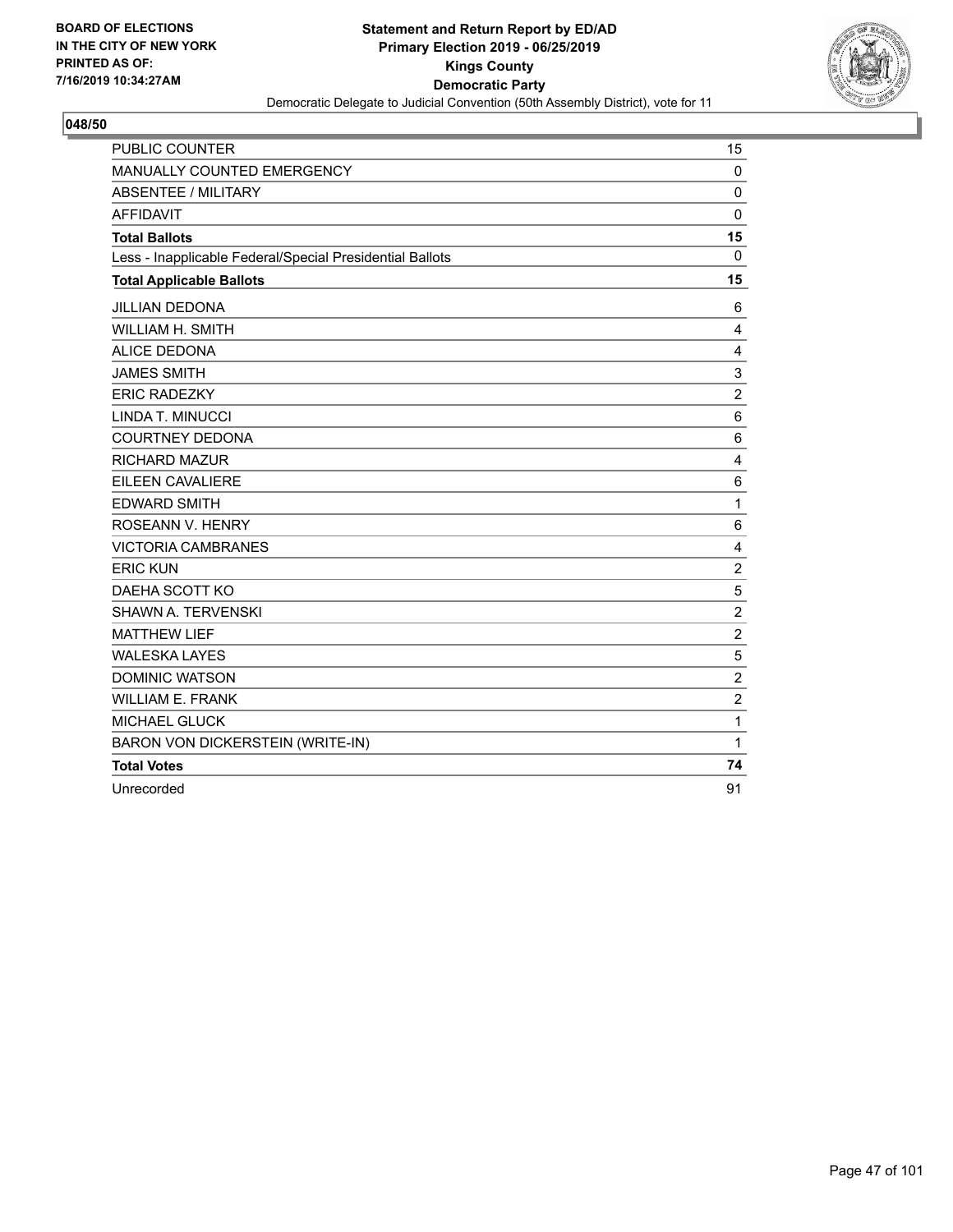BOARD OF ELECTIONS
IN THE CITY OF NEW YORK
PRINTED AS OF:
7/16/2019 10:34:27AM

**Statement and Return Report by ED/AD**
**Primary Election 2019 - 06/25/2019**
**Kings County**
**Democratic Party**
Democratic Delegate to Judicial Convention (50th Assembly District), vote for 11

**048/50**

| | |
|---|---|
| PUBLIC COUNTER | 15 |
| MANUALLY COUNTED EMERGENCY | 0 |
| ABSENTEE / MILITARY | 0 |
| AFFIDAVIT | 0 |
| **Total Ballots** | **15** |
| Less - Inapplicable Federal/Special Presidential Ballots | 0 |
| **Total Applicable Ballots** | **15** |
| JILLIAN DEDONA | 6 |
| WILLIAM H. SMITH | 4 |
| ALICE DEDONA | 4 |
| JAMES SMITH | 3 |
| ERIC RADEZKY | 2 |
| LINDA T. MINUCCI | 6 |
| COURTNEY DEDONA | 6 |
| RICHARD MAZUR | 4 |
| EILEEN CAVALIERE | 6 |
| EDWARD SMITH | 1 |
| ROSEANN V. HENRY | 6 |
| VICTORIA CAMBRANES | 4 |
| ERIC KUN | 2 |
| DAEHA SCOTT KO | 5 |
| SHAWN A. TERVENSKI | 2 |
| MATTHEW LIEF | 2 |
| WALESKA LAYES | 5 |
| DOMINIC WATSON | 2 |
| WILLIAM E. FRANK | 2 |
| MICHAEL GLUCK | 1 |
| BARON VON DICKERSTEIN (WRITE-IN) | 1 |
| **Total Votes** | **74** |
| Unrecorded | 91 |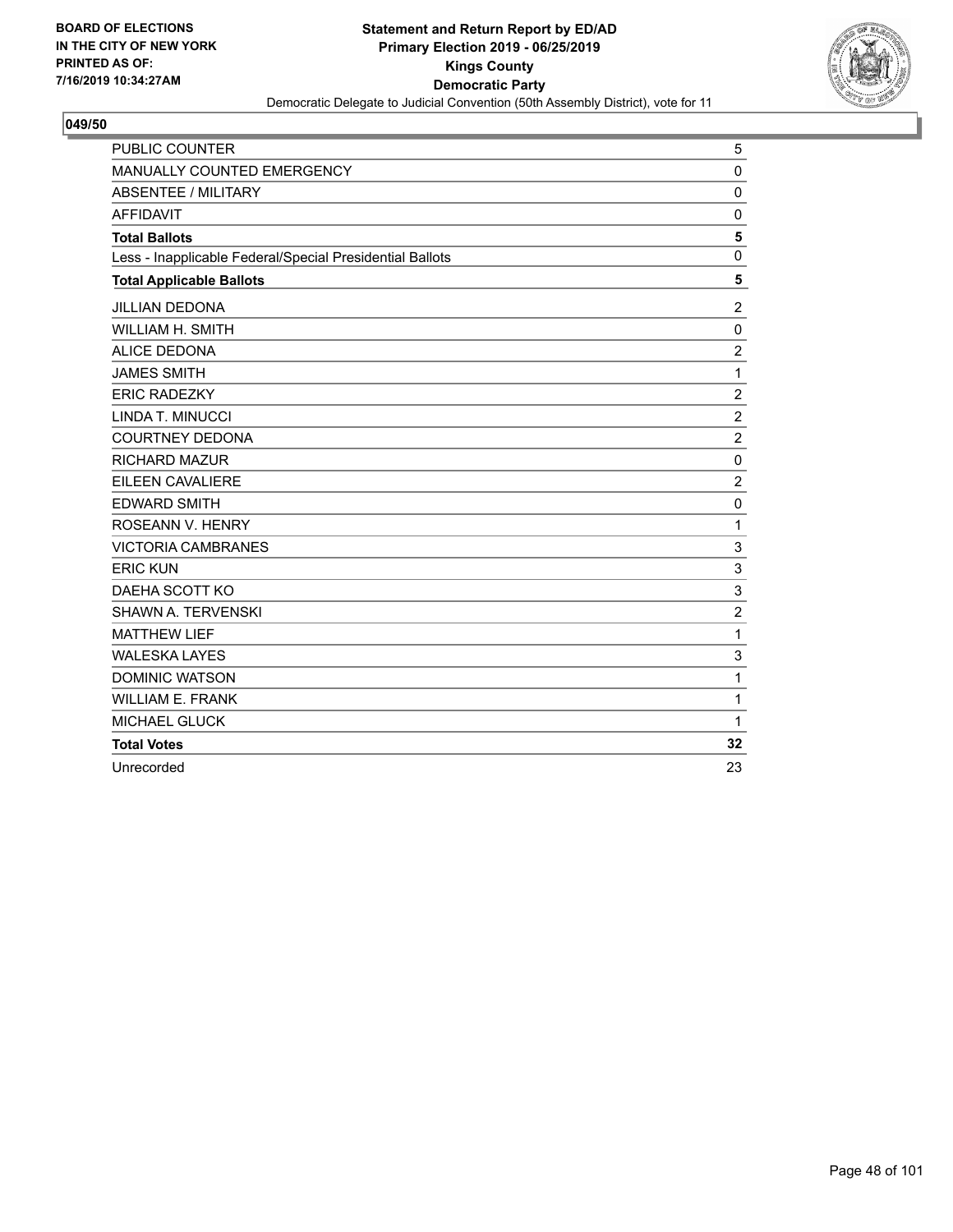BOARD OF ELECTIONS
IN THE CITY OF NEW YORK
PRINTED AS OF:
7/16/2019 10:34:27AM

**Statement and Return Report by ED/AD**
**Primary Election 2019 - 06/25/2019**
**Kings County**
**Democratic Party**
Democratic Delegate to Judicial Convention (50th Assembly District), vote for 11

**049/50**

| | |
|---|---|
| PUBLIC COUNTER | 5 |
| MANUALLY COUNTED EMERGENCY | 0 |
| ABSENTEE / MILITARY | 0 |
| AFFIDAVIT | 0 |
| **Total Ballots** | **5** |
| Less - Inapplicable Federal/Special Presidential Ballots | 0 |
| **Total Applicable Ballots** | **5** |
| JILLIAN DEDONA | 2 |
| WILLIAM H. SMITH | 0 |
| ALICE DEDONA | 2 |
| JAMES SMITH | 1 |
| ERIC RADEZKY | 2 |
| LINDA T. MINUCCI | 2 |
| COURTNEY DEDONA | 2 |
| RICHARD MAZUR | 0 |
| EILEEN CAVALIERE | 2 |
| EDWARD SMITH | 0 |
| ROSEANN V. HENRY | 1 |
| VICTORIA CAMBRANES | 3 |
| ERIC KUN | 3 |
| DAEHA SCOTT KO | 3 |
| SHAWN A. TERVENSKI | 2 |
| MATTHEW LIEF | 1 |
| WALESKA LAYES | 3 |
| DOMINIC WATSON | 1 |
| WILLIAM E. FRANK | 1 |
| MICHAEL GLUCK | 1 |
| **Total Votes** | **32** |
| Unrecorded | 23 |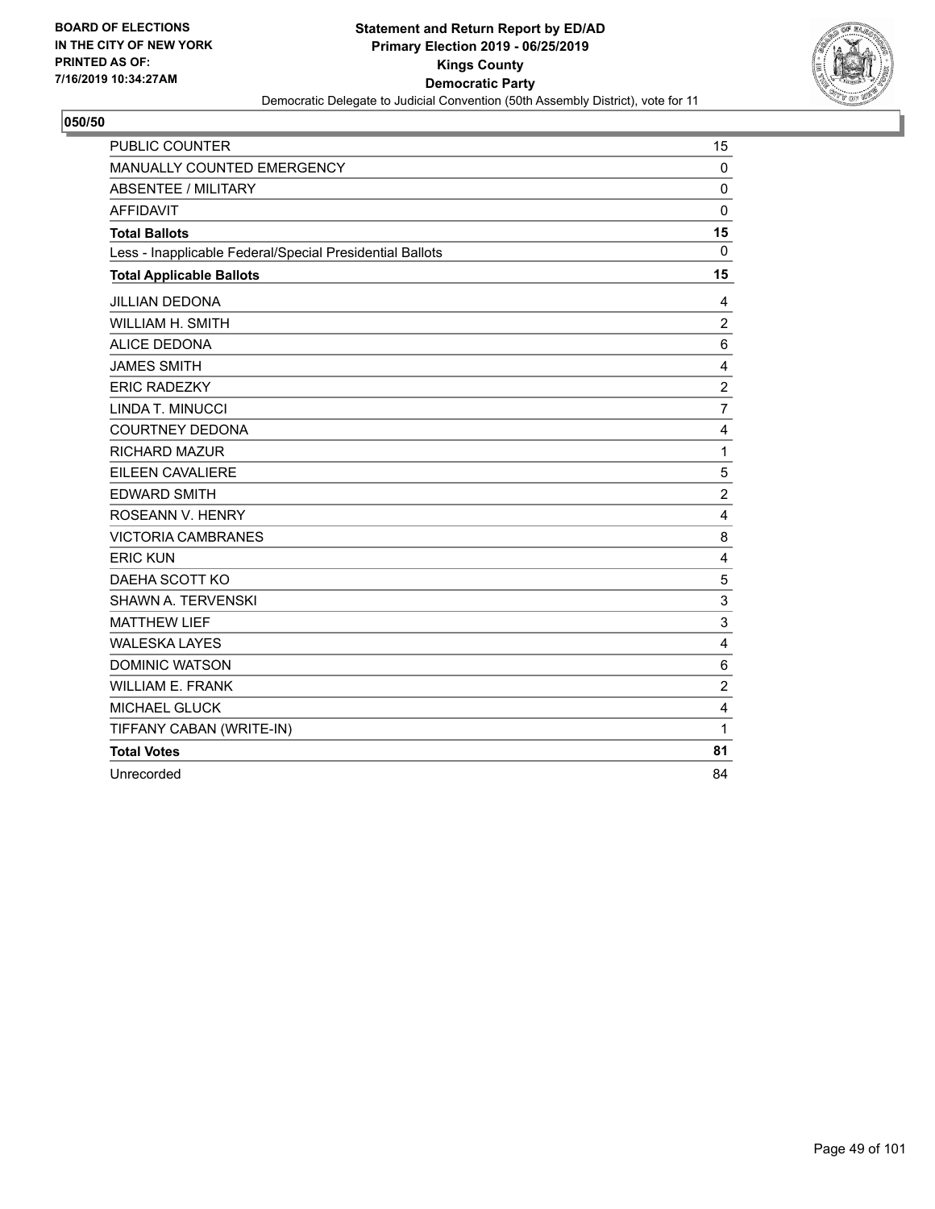BOARD OF ELECTIONS
IN THE CITY OF NEW YORK
PRINTED AS OF:
7/16/2019 10:34:27AM

**Statement and Return Report by ED/AD**
**Primary Election 2019 - 06/25/2019**
**Kings County**
**Democratic Party**
Democratic Delegate to Judicial Convention (50th Assembly District), vote for 11

## 050/50

| | |
|---|---|
| PUBLIC COUNTER | 15 |
| MANUALLY COUNTED EMERGENCY | 0 |
| ABSENTEE / MILITARY | 0 |
| AFFIDAVIT | 0 |
| **Total Ballots** | **15** |
| Less - Inapplicable Federal/Special Presidential Ballots | 0 |
| **Total Applicable Ballots** | **15** |
| JILLIAN DEDONA | 4 |
| WILLIAM H. SMITH | 2 |
| ALICE DEDONA | 6 |
| JAMES SMITH | 4 |
| ERIC RADEZKY | 2 |
| LINDA T. MINUCCI | 7 |
| COURTNEY DEDONA | 4 |
| RICHARD MAZUR | 1 |
| EILEEN CAVALIERE | 5 |
| EDWARD SMITH | 2 |
| ROSEANN V. HENRY | 4 |
| VICTORIA CAMBRANES | 8 |
| ERIC KUN | 4 |
| DAEHA SCOTT KO | 5 |
| SHAWN A. TERVENSKI | 3 |
| MATTHEW LIEF | 3 |
| WALESKA LAYES | 4 |
| DOMINIC WATSON | 6 |
| WILLIAM E. FRANK | 2 |
| MICHAEL GLUCK | 4 |
| TIFFANY CABAN (WRITE-IN) | 1 |
| **Total Votes** | **81** |
| Unrecorded | 84 |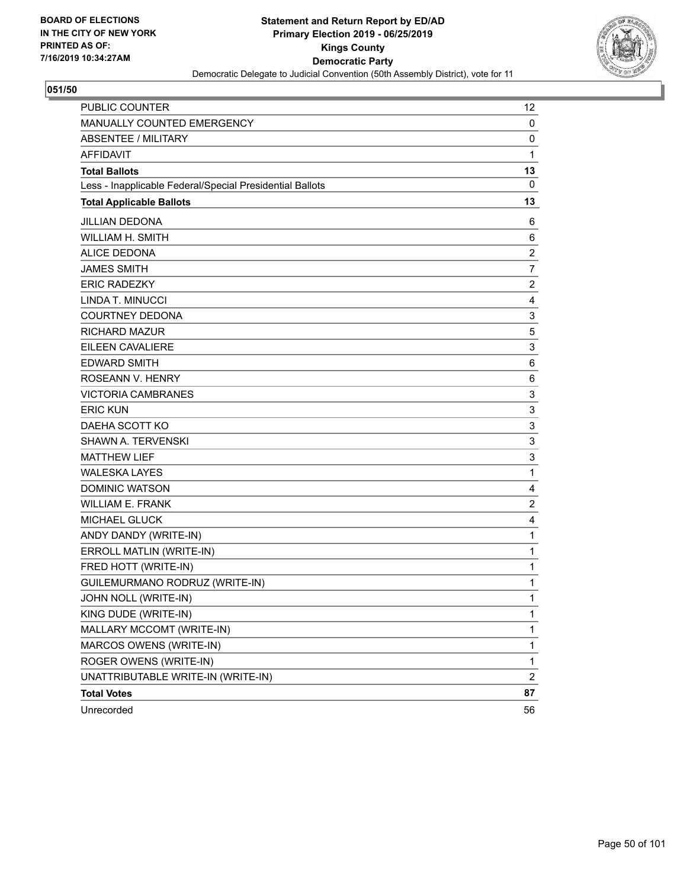BOARD OF ELECTIONS
IN THE CITY OF NEW YORK
PRINTED AS OF:
7/16/2019 10:34:27AM

**Statement and Return Report by ED/AD**
**Primary Election 2019 - 06/25/2019**
**Kings County**
**Democratic Party**
Democratic Delegate to Judicial Convention (50th Assembly District), vote for 11

**051/50**

| | |
|---|---|
| PUBLIC COUNTER | 12 |
| MANUALLY COUNTED EMERGENCY | 0 |
| ABSENTEE / MILITARY | 0 |
| AFFIDAVIT | 1 |
| **Total Ballots** | **13** |
| Less - Inapplicable Federal/Special Presidential Ballots | 0 |
| **Total Applicable Ballots** | **13** |
| JILLIAN DEDONA | 6 |
| WILLIAM H. SMITH | 6 |
| ALICE DEDONA | 2 |
| JAMES SMITH | 7 |
| ERIC RADEZKY | 2 |
| LINDA T. MINUCCI | 4 |
| COURTNEY DEDONA | 3 |
| RICHARD MAZUR | 5 |
| EILEEN CAVALIERE | 3 |
| EDWARD SMITH | 6 |
| ROSEANN V. HENRY | 6 |
| VICTORIA CAMBRANES | 3 |
| ERIC KUN | 3 |
| DAEHA SCOTT KO | 3 |
| SHAWN A. TERVENSKI | 3 |
| MATTHEW LIEF | 3 |
| WALESKA LAYES | 1 |
| DOMINIC WATSON | 4 |
| WILLIAM E. FRANK | 2 |
| MICHAEL GLUCK | 4 |
| ANDY DANDY (WRITE-IN) | 1 |
| ERROLL MATLIN (WRITE-IN) | 1 |
| FRED HOTT (WRITE-IN) | 1 |
| GUILEMURMANO RODRUZ (WRITE-IN) | 1 |
| JOHN NOLL (WRITE-IN) | 1 |
| KING DUDE (WRITE-IN) | 1 |
| MALLARY MCCOMT (WRITE-IN) | 1 |
| MARCOS OWENS (WRITE-IN) | 1 |
| ROGER OWENS (WRITE-IN) | 1 |
| UNATTRIBUTABLE WRITE-IN (WRITE-IN) | 2 |
| **Total Votes** | **87** |
| Unrecorded | 56 |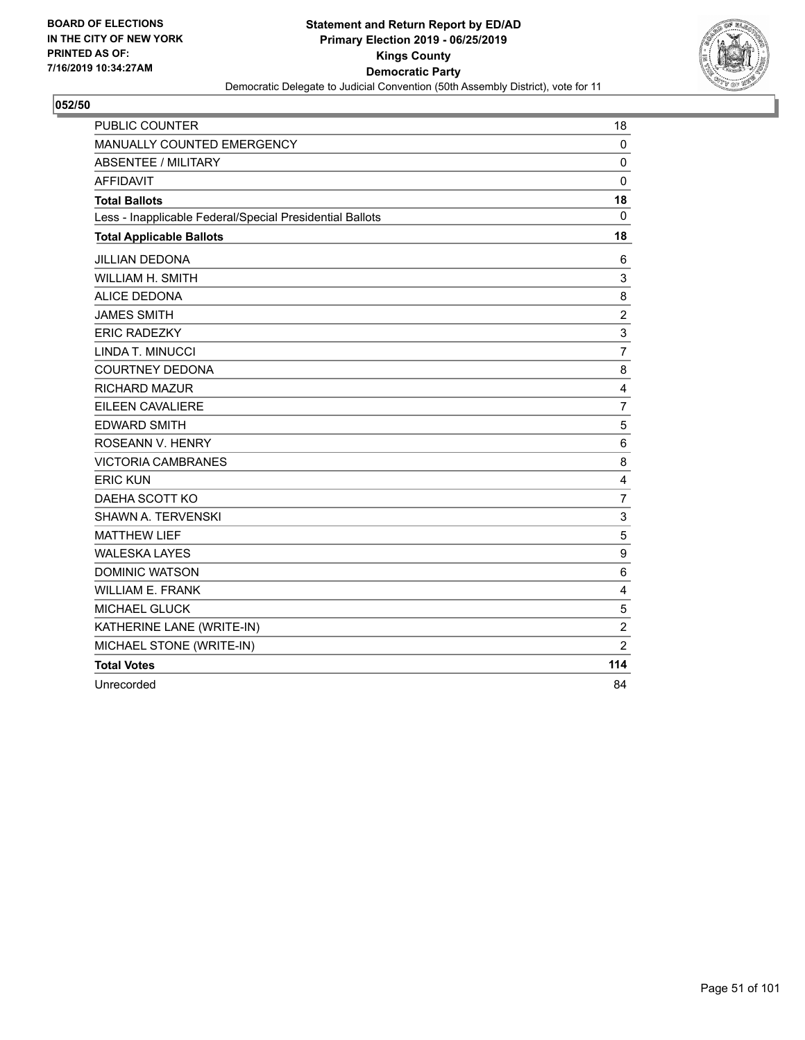**BOARD OF ELECTIONS IN THE CITY OF NEW YORK PRINTED AS OF: 7/16/2019 10:34:27AM**

**Statement and Return Report by ED/AD**
**Primary Election 2019 - 06/25/2019**
**Kings County**
**Democratic Party**
Democratic Delegate to Judicial Convention (50th Assembly District), vote for 11

**052/50**

| | |
|---|---|
| PUBLIC COUNTER | 18 |
| MANUALLY COUNTED EMERGENCY | 0 |
| ABSENTEE / MILITARY | 0 |
| AFFIDAVIT | 0 |
| **Total Ballots** | **18** |
| Less - Inapplicable Federal/Special Presidential Ballots | 0 |
| **Total Applicable Ballots** | **18** |
| JILLIAN DEDONA | 6 |
| WILLIAM H. SMITH | 3 |
| ALICE DEDONA | 8 |
| JAMES SMITH | 2 |
| ERIC RADEZKY | 3 |
| LINDA T. MINUCCI | 7 |
| COURTNEY DEDONA | 8 |
| RICHARD MAZUR | 4 |
| EILEEN CAVALIERE | 7 |
| EDWARD SMITH | 5 |
| ROSEANN V. HENRY | 6 |
| VICTORIA CAMBRANES | 8 |
| ERIC KUN | 4 |
| DAEHA SCOTT KO | 7 |
| SHAWN A. TERVENSKI | 3 |
| MATTHEW LIEF | 5 |
| WALESKA LAYES | 9 |
| DOMINIC WATSON | 6 |
| WILLIAM E. FRANK | 4 |
| MICHAEL GLUCK | 5 |
| KATHERINE LANE (WRITE-IN) | 2 |
| MICHAEL STONE (WRITE-IN) | 2 |
| **Total Votes** | **114** |
| Unrecorded | 84 |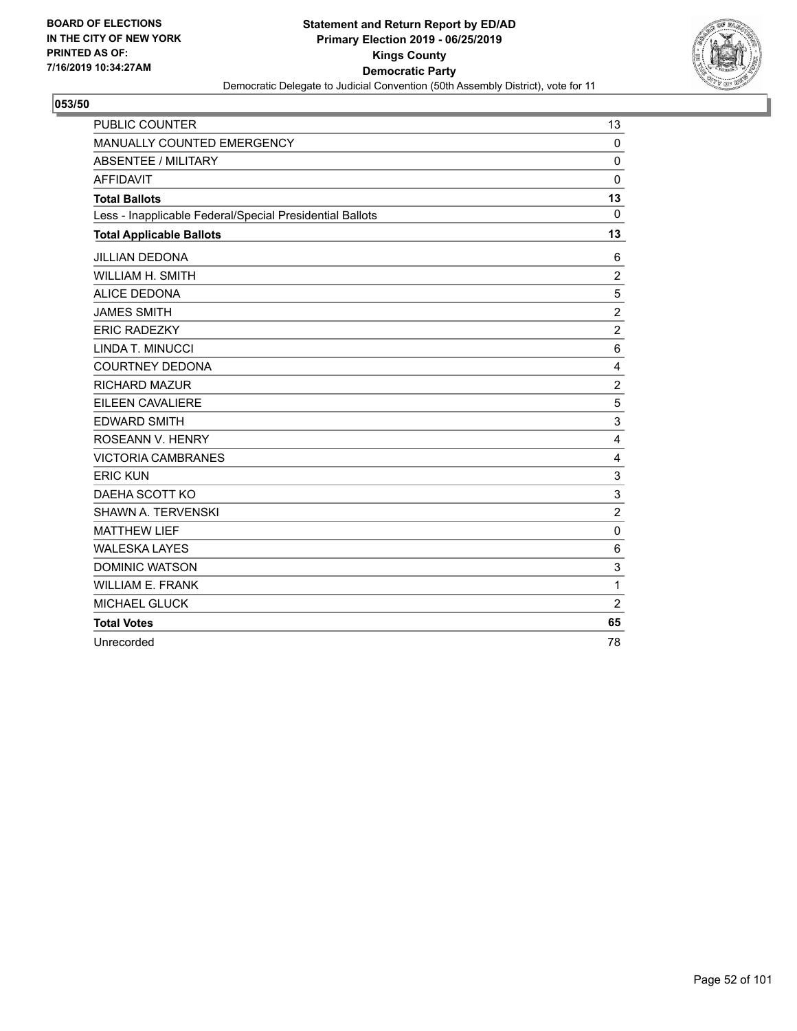BOARD OF ELECTIONS
IN THE CITY OF NEW YORK
PRINTED AS OF:
7/16/2019 10:34:27AM

**Statement and Return Report by ED/AD**
**Primary Election 2019 - 06/25/2019**
**Kings County**
**Democratic Party**
Democratic Delegate to Judicial Convention (50th Assembly District), vote for 11

**053/50**

| | |
|---|---|
| PUBLIC COUNTER | 13 |
| MANUALLY COUNTED EMERGENCY | 0 |
| ABSENTEE / MILITARY | 0 |
| AFFIDAVIT | 0 |
| **Total Ballots** | **13** |
| Less - Inapplicable Federal/Special Presidential Ballots | 0 |
| **Total Applicable Ballots** | **13** |
| JILLIAN DEDONA | 6 |
| WILLIAM H. SMITH | 2 |
| ALICE DEDONA | 5 |
| JAMES SMITH | 2 |
| ERIC RADEZKY | 2 |
| LINDA T. MINUCCI | 6 |
| COURTNEY DEDONA | 4 |
| RICHARD MAZUR | 2 |
| EILEEN CAVALIERE | 5 |
| EDWARD SMITH | 3 |
| ROSEANN V. HENRY | 4 |
| VICTORIA CAMBRANES | 4 |
| ERIC KUN | 3 |
| DAEHA SCOTT KO | 3 |
| SHAWN A. TERVENSKI | 2 |
| MATTHEW LIEF | 0 |
| WALESKA LAYES | 6 |
| DOMINIC WATSON | 3 |
| WILLIAM E. FRANK | 1 |
| MICHAEL GLUCK | 2 |
| **Total Votes** | **65** |
| Unrecorded | 78 |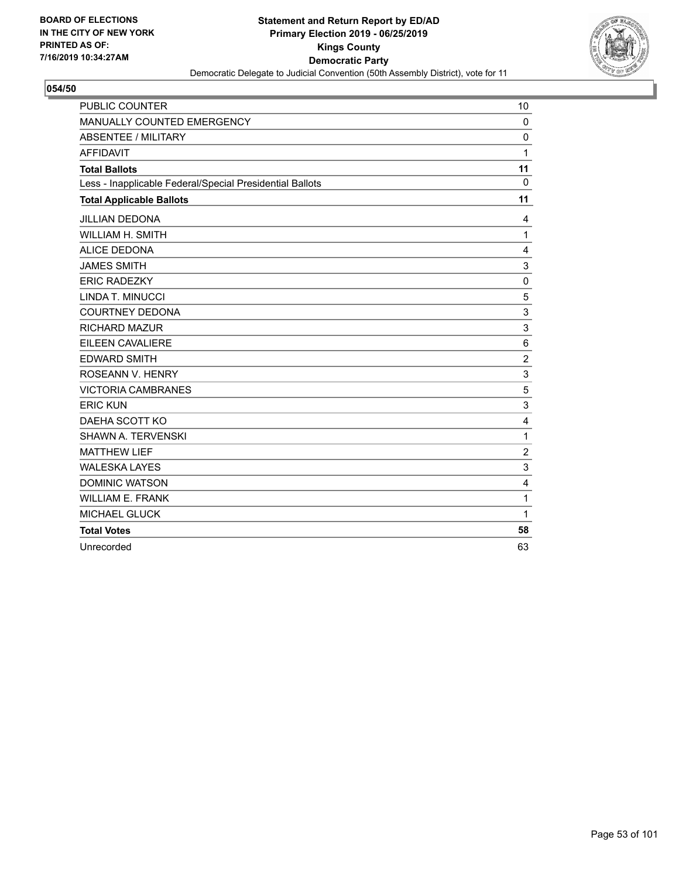**BOARD OF ELECTIONS IN THE CITY OF NEW YORK PRINTED AS OF: 7/16/2019 10:34:27AM**

**Statement and Return Report by ED/AD**
**Primary Election 2019 - 06/25/2019**
**Kings County**
**Democratic Party**
Democratic Delegate to Judicial Convention (50th Assembly District), vote for 11

## 054/50

| | |
|---|---|
| PUBLIC COUNTER | 10 |
| MANUALLY COUNTED EMERGENCY | 0 |
| ABSENTEE / MILITARY | 0 |
| AFFIDAVIT | 1 |
| **Total Ballots** | **11** |
| Less - Inapplicable Federal/Special Presidential Ballots | 0 |
| **Total Applicable Ballots** | **11** |
| JILLIAN DEDONA | 4 |
| WILLIAM H. SMITH | 1 |
| ALICE DEDONA | 4 |
| JAMES SMITH | 3 |
| ERIC RADEZKY | 0 |
| LINDA T. MINUCCI | 5 |
| COURTNEY DEDONA | 3 |
| RICHARD MAZUR | 3 |
| EILEEN CAVALIERE | 6 |
| EDWARD SMITH | 2 |
| ROSEANN V. HENRY | 3 |
| VICTORIA CAMBRANES | 5 |
| ERIC KUN | 3 |
| DAEHA SCOTT KO | 4 |
| SHAWN A. TERVENSKI | 1 |
| MATTHEW LIEF | 2 |
| WALESKA LAYES | 3 |
| DOMINIC WATSON | 4 |
| WILLIAM E. FRANK | 1 |
| MICHAEL GLUCK | 1 |
| **Total Votes** | **58** |
| Unrecorded | 63 |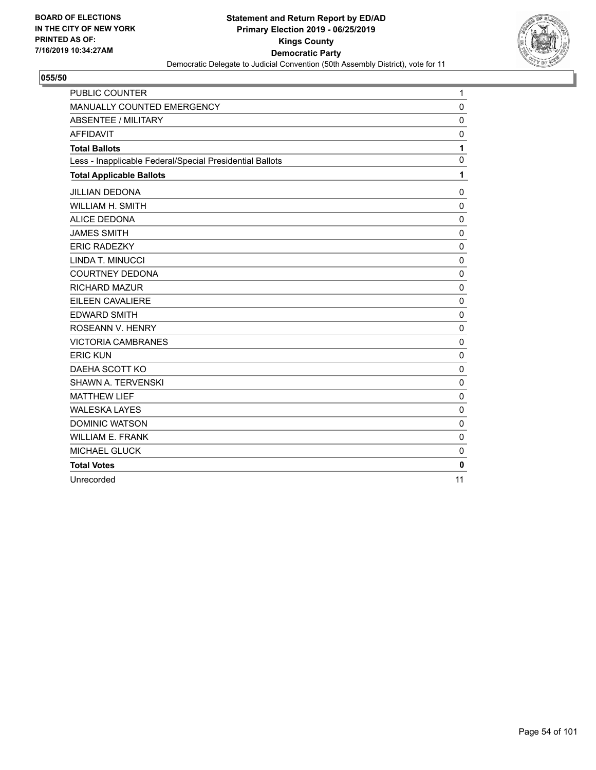BOARD OF ELECTIONS
IN THE CITY OF NEW YORK
PRINTED AS OF:
7/16/2019 10:34:27AM

**Statement and Return Report by ED/AD**
**Primary Election 2019 - 06/25/2019**
**Kings County**
**Democratic Party**
Democratic Delegate to Judicial Convention (50th Assembly District), vote for 11

## 055/50

| | |
|---|---|
| PUBLIC COUNTER | 1 |
| MANUALLY COUNTED EMERGENCY | 0 |
| ABSENTEE / MILITARY | 0 |
| AFFIDAVIT | 0 |
| **Total Ballots** | **1** |
| Less - Inapplicable Federal/Special Presidential Ballots | 0 |
| **Total Applicable Ballots** | **1** |
| JILLIAN DEDONA | 0 |
| WILLIAM H. SMITH | 0 |
| ALICE DEDONA | 0 |
| JAMES SMITH | 0 |
| ERIC RADEZKY | 0 |
| LINDA T. MINUCCI | 0 |
| COURTNEY DEDONA | 0 |
| RICHARD MAZUR | 0 |
| EILEEN CAVALIERE | 0 |
| EDWARD SMITH | 0 |
| ROSEANN V. HENRY | 0 |
| VICTORIA CAMBRANES | 0 |
| ERIC KUN | 0 |
| DAEHA SCOTT KO | 0 |
| SHAWN A. TERVENSKI | 0 |
| MATTHEW LIEF | 0 |
| WALESKA LAYES | 0 |
| DOMINIC WATSON | 0 |
| WILLIAM E. FRANK | 0 |
| MICHAEL GLUCK | 0 |
| **Total Votes** | **0** |
| Unrecorded | 11 |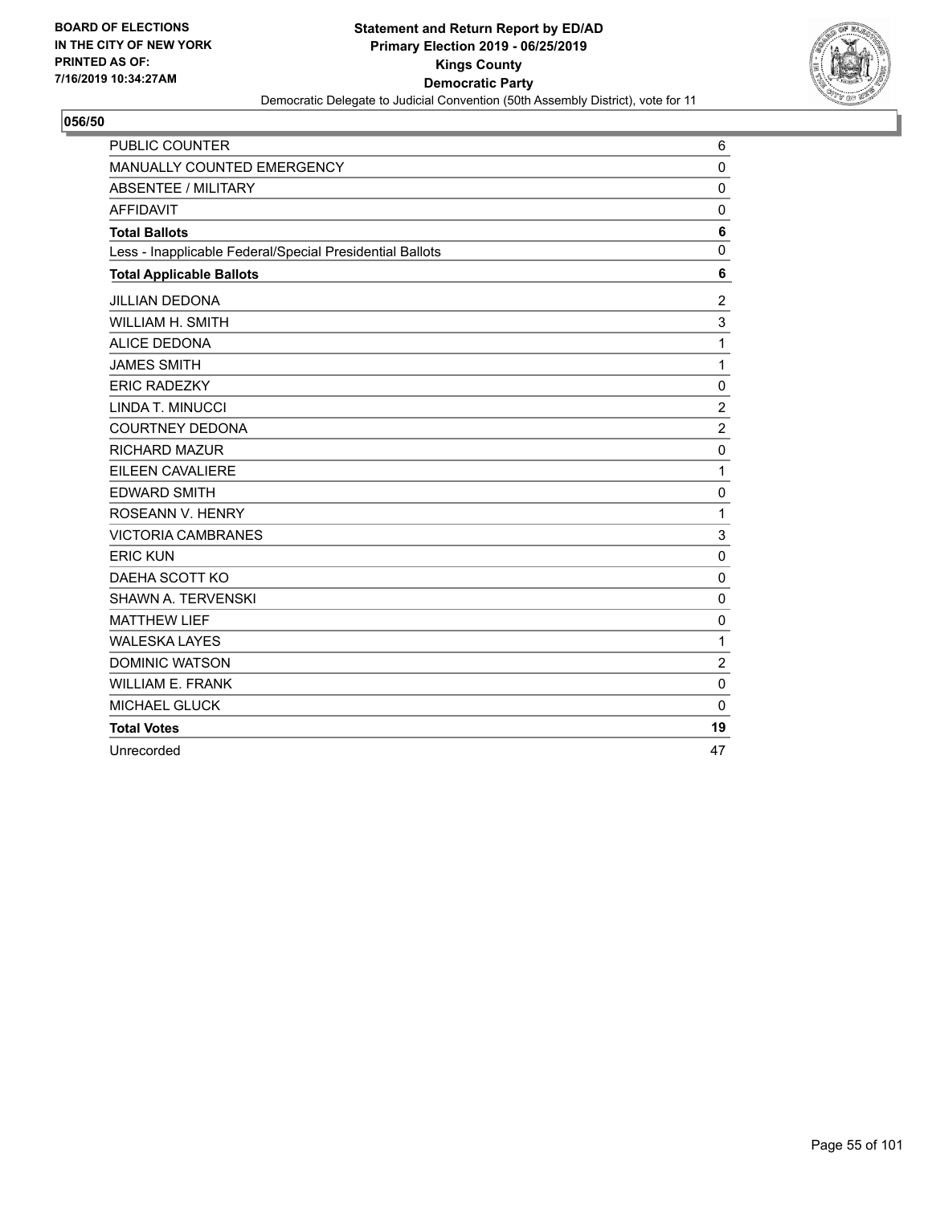BOARD OF ELECTIONS
IN THE CITY OF NEW YORK
PRINTED AS OF:
7/16/2019 10:34:27AM

**Statement and Return Report by ED/AD**
**Primary Election 2019 - 06/25/2019**
**Kings County**
**Democratic Party**
Democratic Delegate to Judicial Convention (50th Assembly District), vote for 11

## 056/50

| | |
|---|---|
| PUBLIC COUNTER | 6 |
| MANUALLY COUNTED EMERGENCY | 0 |
| ABSENTEE / MILITARY | 0 |
| AFFIDAVIT | 0 |
| **Total Ballots** | **6** |
| Less - Inapplicable Federal/Special Presidential Ballots | 0 |
| **Total Applicable Ballots** | **6** |
| JILLIAN DEDONA | 2 |
| WILLIAM H. SMITH | 3 |
| ALICE DEDONA | 1 |
| JAMES SMITH | 1 |
| ERIC RADEZKY | 0 |
| LINDA T. MINUCCI | 2 |
| COURTNEY DEDONA | 2 |
| RICHARD MAZUR | 0 |
| EILEEN CAVALIERE | 1 |
| EDWARD SMITH | 0 |
| ROSEANN V. HENRY | 1 |
| VICTORIA CAMBRANES | 3 |
| ERIC KUN | 0 |
| DAEHA SCOTT KO | 0 |
| SHAWN A. TERVENSKI | 0 |
| MATTHEW LIEF | 0 |
| WALESKA LAYES | 1 |
| DOMINIC WATSON | 2 |
| WILLIAM E. FRANK | 0 |
| MICHAEL GLUCK | 0 |
| **Total Votes** | **19** |
| Unrecorded | 47 |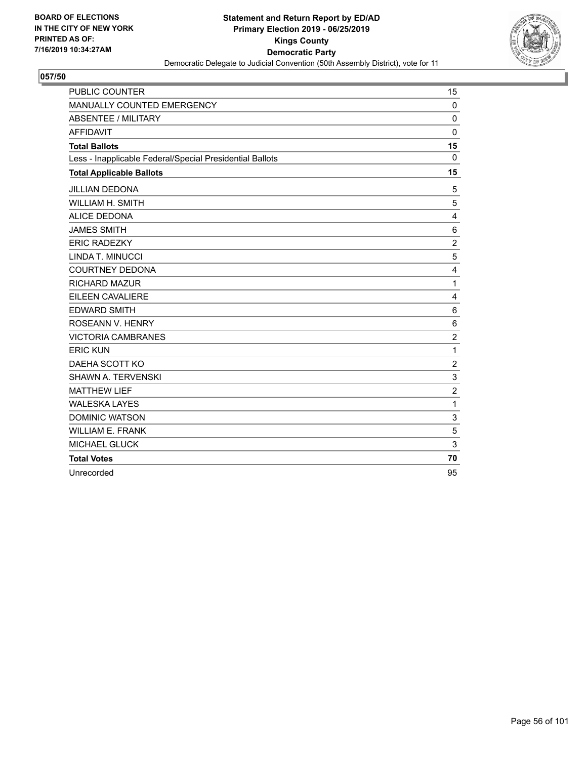BOARD OF ELECTIONS
IN THE CITY OF NEW YORK
PRINTED AS OF:
7/16/2019 10:34:27AM

**Statement and Return Report by ED/AD**
**Primary Election 2019 - 06/25/2019**
**Kings County**
**Democratic Party**
Democratic Delegate to Judicial Convention (50th Assembly District), vote for 11

## 057/50

| | |
|---|---|
| PUBLIC COUNTER | 15 |
| MANUALLY COUNTED EMERGENCY | 0 |
| ABSENTEE / MILITARY | 0 |
| AFFIDAVIT | 0 |
| **Total Ballots** | **15** |
| Less - Inapplicable Federal/Special Presidential Ballots | 0 |
| **Total Applicable Ballots** | **15** |
| JILLIAN DEDONA | 5 |
| WILLIAM H. SMITH | 5 |
| ALICE DEDONA | 4 |
| JAMES SMITH | 6 |
| ERIC RADEZKY | 2 |
| LINDA T. MINUCCI | 5 |
| COURTNEY DEDONA | 4 |
| RICHARD MAZUR | 1 |
| EILEEN CAVALIERE | 4 |
| EDWARD SMITH | 6 |
| ROSEANN V. HENRY | 6 |
| VICTORIA CAMBRANES | 2 |
| ERIC KUN | 1 |
| DAEHA SCOTT KO | 2 |
| SHAWN A. TERVENSKI | 3 |
| MATTHEW LIEF | 2 |
| WALESKA LAYES | 1 |
| DOMINIC WATSON | 3 |
| WILLIAM E. FRANK | 5 |
| MICHAEL GLUCK | 3 |
| **Total Votes** | **70** |
| Unrecorded | 95 |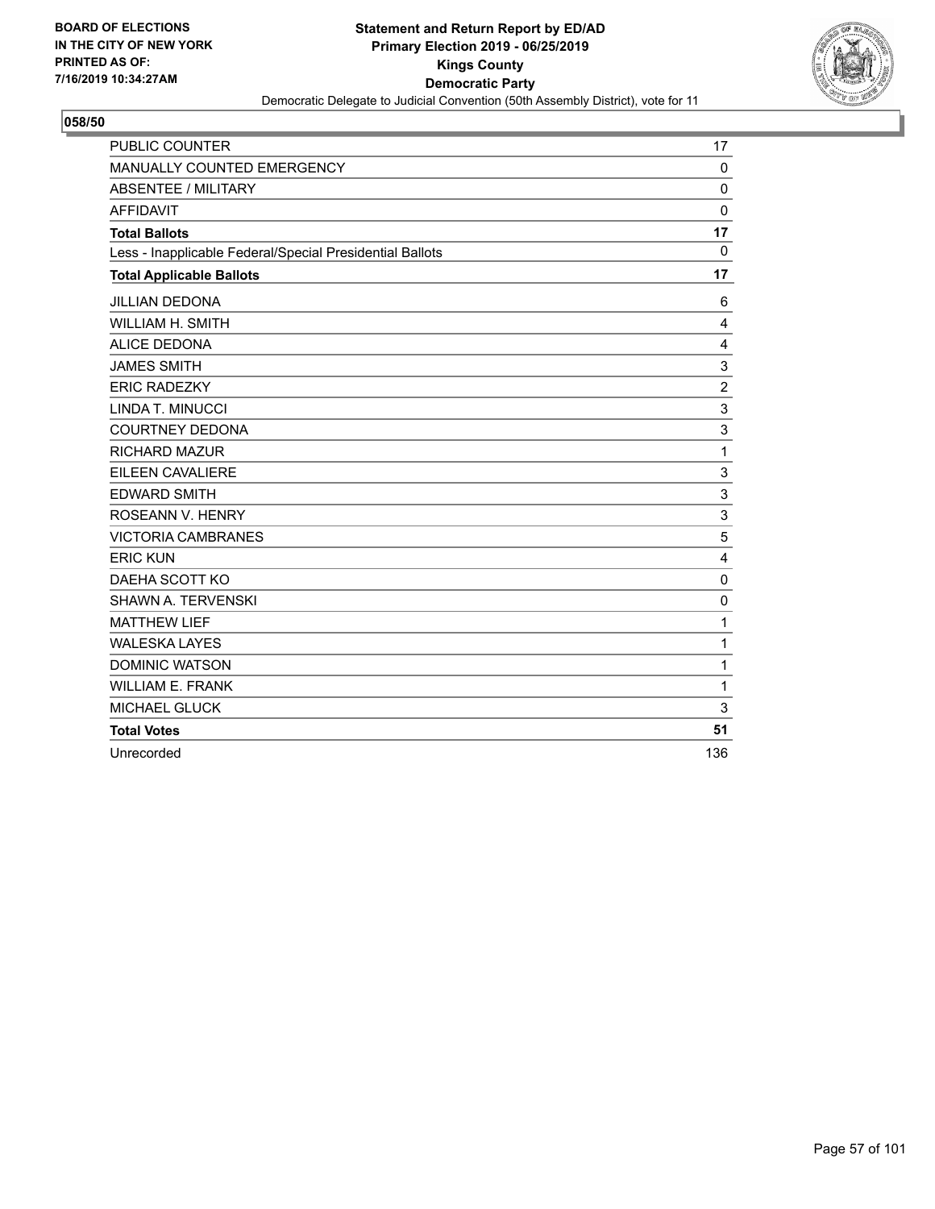BOARD OF ELECTIONS
IN THE CITY OF NEW YORK
PRINTED AS OF:
7/16/2019 10:34:27AM

**Statement and Return Report by ED/AD**
**Primary Election 2019 - 06/25/2019**
**Kings County**
**Democratic Party**
Democratic Delegate to Judicial Convention (50th Assembly District), vote for 11

## 058/50

| | |
|---|---|
| PUBLIC COUNTER | 17 |
| MANUALLY COUNTED EMERGENCY | 0 |
| ABSENTEE / MILITARY | 0 |
| AFFIDAVIT | 0 |
| **Total Ballots** | **17** |
| Less - Inapplicable Federal/Special Presidential Ballots | 0 |
| **Total Applicable Ballots** | **17** |
| JILLIAN DEDONA | 6 |
| WILLIAM H. SMITH | 4 |
| ALICE DEDONA | 4 |
| JAMES SMITH | 3 |
| ERIC RADEZKY | 2 |
| LINDA T. MINUCCI | 3 |
| COURTNEY DEDONA | 3 |
| RICHARD MAZUR | 1 |
| EILEEN CAVALIERE | 3 |
| EDWARD SMITH | 3 |
| ROSEANN V. HENRY | 3 |
| VICTORIA CAMBRANES | 5 |
| ERIC KUN | 4 |
| DAEHA SCOTT KO | 0 |
| SHAWN A. TERVENSKI | 0 |
| MATTHEW LIEF | 1 |
| WALESKA LAYES | 1 |
| DOMINIC WATSON | 1 |
| WILLIAM E. FRANK | 1 |
| MICHAEL GLUCK | 3 |
| **Total Votes** | **51** |
| Unrecorded | 136 |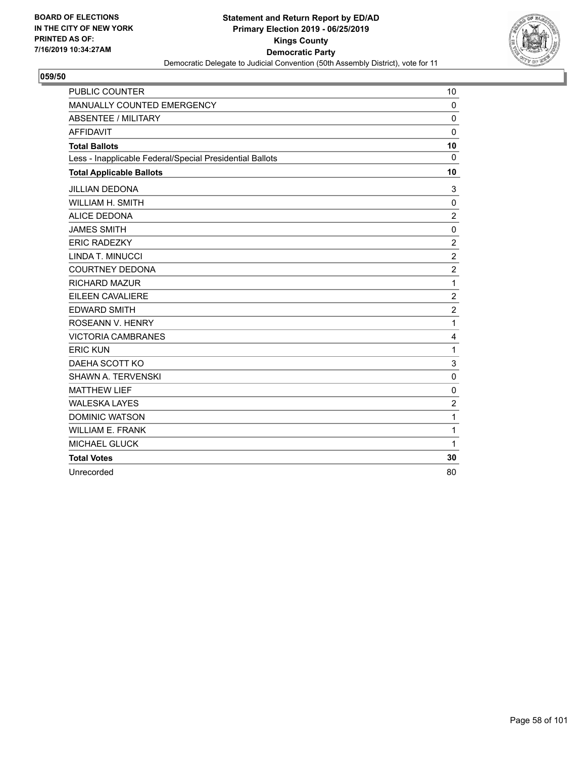BOARD OF ELECTIONS
IN THE CITY OF NEW YORK
PRINTED AS OF:
7/16/2019 10:34:27AM

**Statement and Return Report by ED/AD**
**Primary Election 2019 - 06/25/2019**
**Kings County**
**Democratic Party**
Democratic Delegate to Judicial Convention (50th Assembly District), vote for 11

## 059/50

| | |
|---|---|
| PUBLIC COUNTER | 10 |
| MANUALLY COUNTED EMERGENCY | 0 |
| ABSENTEE / MILITARY | 0 |
| AFFIDAVIT | 0 |
| **Total Ballots** | **10** |
| Less - Inapplicable Federal/Special Presidential Ballots | 0 |
| **Total Applicable Ballots** | **10** |
| JILLIAN DEDONA | 3 |
| WILLIAM H. SMITH | 0 |
| ALICE DEDONA | 2 |
| JAMES SMITH | 0 |
| ERIC RADEZKY | 2 |
| LINDA T. MINUCCI | 2 |
| COURTNEY DEDONA | 2 |
| RICHARD MAZUR | 1 |
| EILEEN CAVALIERE | 2 |
| EDWARD SMITH | 2 |
| ROSEANN V. HENRY | 1 |
| VICTORIA CAMBRANES | 4 |
| ERIC KUN | 1 |
| DAEHA SCOTT KO | 3 |
| SHAWN A. TERVENSKI | 0 |
| MATTHEW LIEF | 0 |
| WALESKA LAYES | 2 |
| DOMINIC WATSON | 1 |
| WILLIAM E. FRANK | 1 |
| MICHAEL GLUCK | 1 |
| **Total Votes** | **30** |
| Unrecorded | 80 |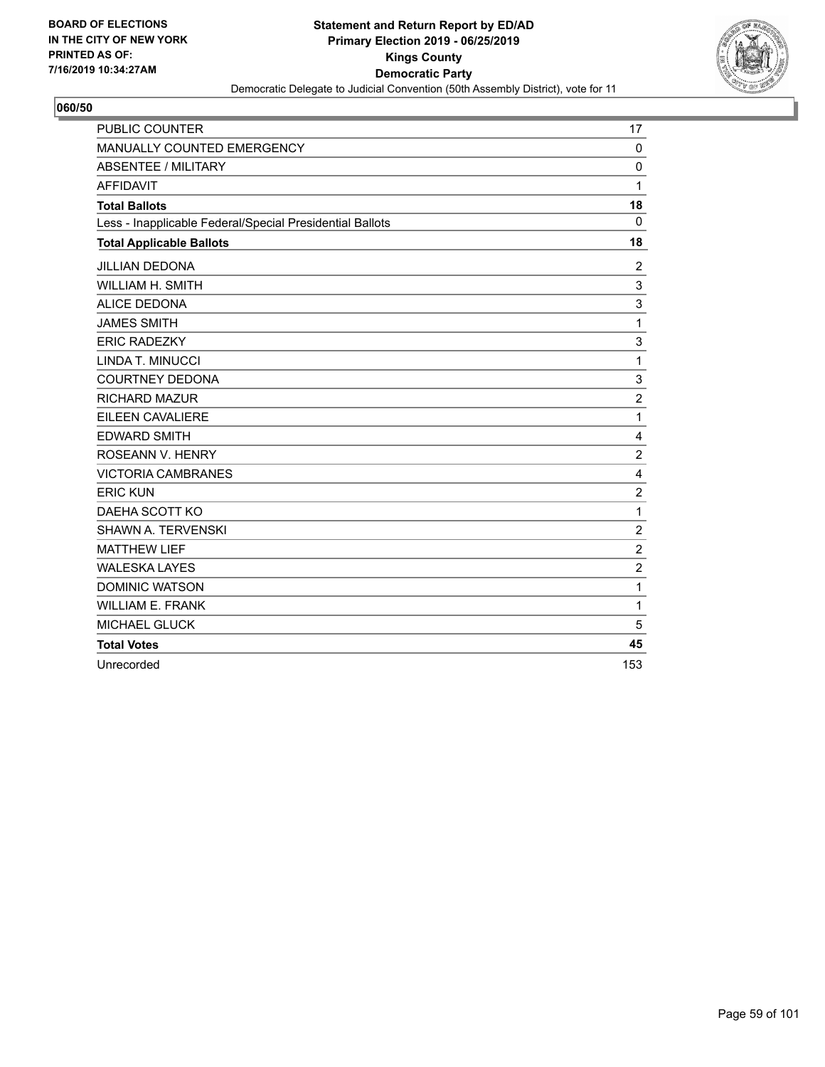BOARD OF ELECTIONS
IN THE CITY OF NEW YORK
PRINTED AS OF:
7/16/2019 10:34:27AM

**Statement and Return Report by ED/AD**
**Primary Election 2019 - 06/25/2019**
**Kings County**
**Democratic Party**
Democratic Delegate to Judicial Convention (50th Assembly District), vote for 11

**060/50**

| | |
|---|---|
| PUBLIC COUNTER | 17 |
| MANUALLY COUNTED EMERGENCY | 0 |
| ABSENTEE / MILITARY | 0 |
| AFFIDAVIT | 1 |
| **Total Ballots** | **18** |
| Less - Inapplicable Federal/Special Presidential Ballots | 0 |
| **Total Applicable Ballots** | **18** |
| JILLIAN DEDONA | 2 |
| WILLIAM H. SMITH | 3 |
| ALICE DEDONA | 3 |
| JAMES SMITH | 1 |
| ERIC RADEZKY | 3 |
| LINDA T. MINUCCI | 1 |
| COURTNEY DEDONA | 3 |
| RICHARD MAZUR | 2 |
| EILEEN CAVALIERE | 1 |
| EDWARD SMITH | 4 |
| ROSEANN V. HENRY | 2 |
| VICTORIA CAMBRANES | 4 |
| ERIC KUN | 2 |
| DAEHA SCOTT KO | 1 |
| SHAWN A. TERVENSKI | 2 |
| MATTHEW LIEF | 2 |
| WALESKA LAYES | 2 |
| DOMINIC WATSON | 1 |
| WILLIAM E. FRANK | 1 |
| MICHAEL GLUCK | 5 |
| **Total Votes** | **45** |
| Unrecorded | 153 |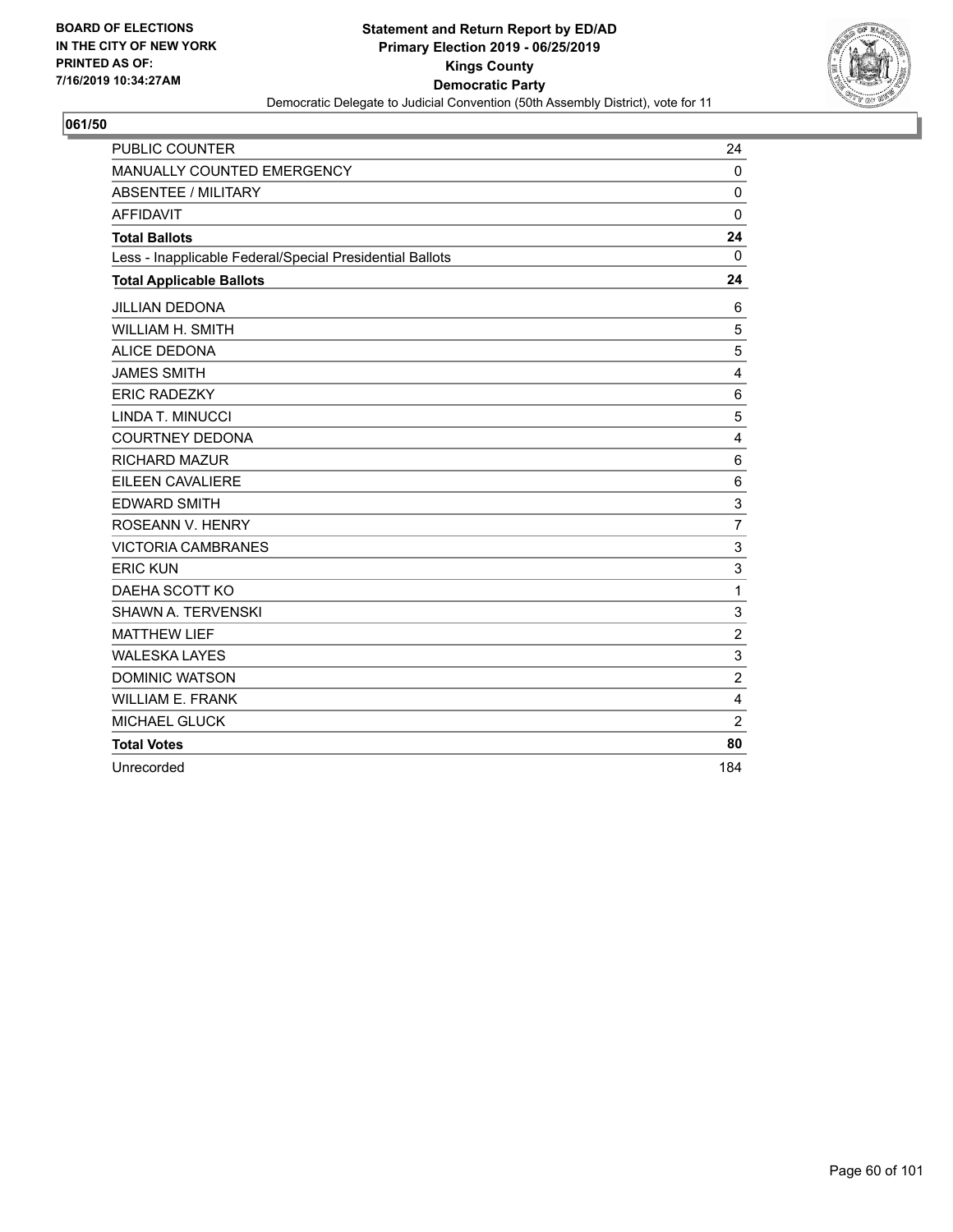BOARD OF ELECTIONS
IN THE CITY OF NEW YORK
PRINTED AS OF:
7/16/2019 10:34:27AM

**Statement and Return Report by ED/AD**
**Primary Election 2019 - 06/25/2019**
**Kings County**
**Democratic Party**
Democratic Delegate to Judicial Convention (50th Assembly District), vote for 11

## 061/50

| | |
|---|---|
| PUBLIC COUNTER | 24 |
| MANUALLY COUNTED EMERGENCY | 0 |
| ABSENTEE / MILITARY | 0 |
| AFFIDAVIT | 0 |
| **Total Ballots** | **24** |
| Less - Inapplicable Federal/Special Presidential Ballots | 0 |
| **Total Applicable Ballots** | **24** |
| JILLIAN DEDONA | 6 |
| WILLIAM H. SMITH | 5 |
| ALICE DEDONA | 5 |
| JAMES SMITH | 4 |
| ERIC RADEZKY | 6 |
| LINDA T. MINUCCI | 5 |
| COURTNEY DEDONA | 4 |
| RICHARD MAZUR | 6 |
| EILEEN CAVALIERE | 6 |
| EDWARD SMITH | 3 |
| ROSEANN V. HENRY | 7 |
| VICTORIA CAMBRANES | 3 |
| ERIC KUN | 3 |
| DAEHA SCOTT KO | 1 |
| SHAWN A. TERVENSKI | 3 |
| MATTHEW LIEF | 2 |
| WALESKA LAYES | 3 |
| DOMINIC WATSON | 2 |
| WILLIAM E. FRANK | 4 |
| MICHAEL GLUCK | 2 |
| **Total Votes** | **80** |
| Unrecorded | 184 |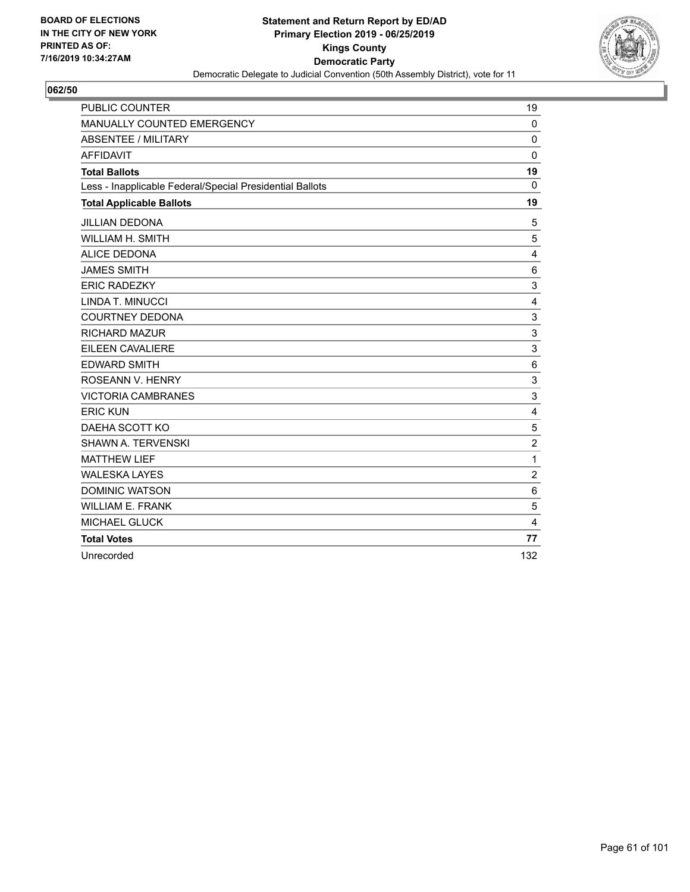BOARD OF ELECTIONS
IN THE CITY OF NEW YORK
PRINTED AS OF:
7/16/2019 10:34:27AM

**Statement and Return Report by ED/AD**
**Primary Election 2019 - 06/25/2019**
**Kings County**
**Democratic Party**
Democratic Delegate to Judicial Convention (50th Assembly District), vote for 11

## 062/50

| | |
|---|---|
| PUBLIC COUNTER | 19 |
| MANUALLY COUNTED EMERGENCY | 0 |
| ABSENTEE / MILITARY | 0 |
| AFFIDAVIT | 0 |
| **Total Ballots** | **19** |
| Less - Inapplicable Federal/Special Presidential Ballots | 0 |
| **Total Applicable Ballots** | **19** |
| JILLIAN DEDONA | 5 |
| WILLIAM H. SMITH | 5 |
| ALICE DEDONA | 4 |
| JAMES SMITH | 6 |
| ERIC RADEZKY | 3 |
| LINDA T. MINUCCI | 4 |
| COURTNEY DEDONA | 3 |
| RICHARD MAZUR | 3 |
| EILEEN CAVALIERE | 3 |
| EDWARD SMITH | 6 |
| ROSEANN V. HENRY | 3 |
| VICTORIA CAMBRANES | 3 |
| ERIC KUN | 4 |
| DAEHA SCOTT KO | 5 |
| SHAWN A. TERVENSKI | 2 |
| MATTHEW LIEF | 1 |
| WALESKA LAYES | 2 |
| DOMINIC WATSON | 6 |
| WILLIAM E. FRANK | 5 |
| MICHAEL GLUCK | 4 |
| **Total Votes** | **77** |
| Unrecorded | 132 |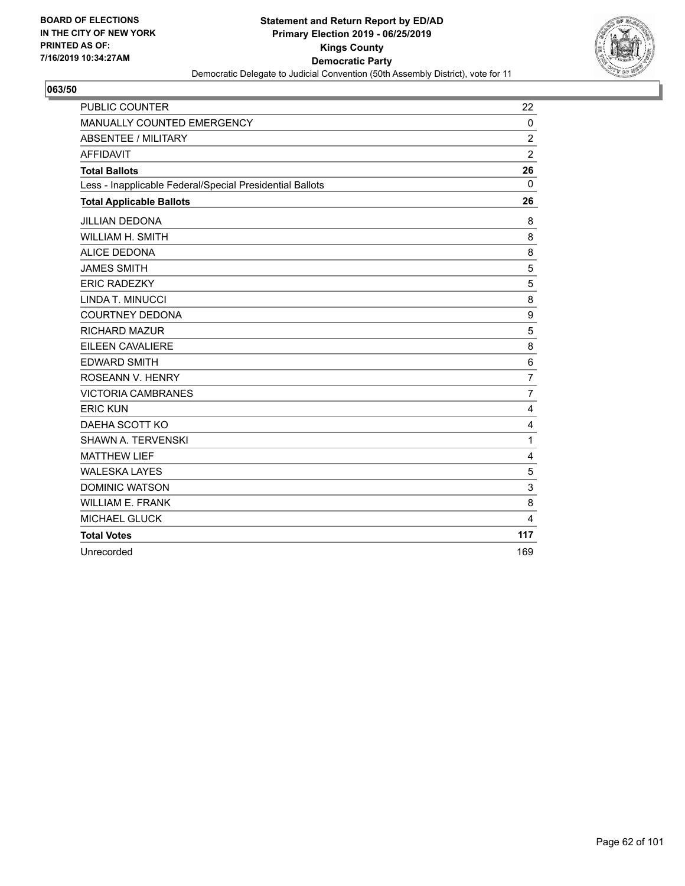BOARD OF ELECTIONS
IN THE CITY OF NEW YORK
PRINTED AS OF:
7/16/2019 10:34:27AM

**Statement and Return Report by ED/AD**
**Primary Election 2019 - 06/25/2019**
**Kings County**
**Democratic Party**
Democratic Delegate to Judicial Convention (50th Assembly District), vote for 11

**063/50**

| | |
|---|---|
| PUBLIC COUNTER | 22 |
| MANUALLY COUNTED EMERGENCY | 0 |
| ABSENTEE / MILITARY | 2 |
| AFFIDAVIT | 2 |
| **Total Ballots** | **26** |
| Less - Inapplicable Federal/Special Presidential Ballots | 0 |
| **Total Applicable Ballots** | **26** |
| JILLIAN DEDONA | 8 |
| WILLIAM H. SMITH | 8 |
| ALICE DEDONA | 8 |
| JAMES SMITH | 5 |
| ERIC RADEZKY | 5 |
| LINDA T. MINUCCI | 8 |
| COURTNEY DEDONA | 9 |
| RICHARD MAZUR | 5 |
| EILEEN CAVALIERE | 8 |
| EDWARD SMITH | 6 |
| ROSEANN V. HENRY | 7 |
| VICTORIA CAMBRANES | 7 |
| ERIC KUN | 4 |
| DAEHA SCOTT KO | 4 |
| SHAWN A. TERVENSKI | 1 |
| MATTHEW LIEF | 4 |
| WALESKA LAYES | 5 |
| DOMINIC WATSON | 3 |
| WILLIAM E. FRANK | 8 |
| MICHAEL GLUCK | 4 |
| **Total Votes** | **117** |
| Unrecorded | 169 |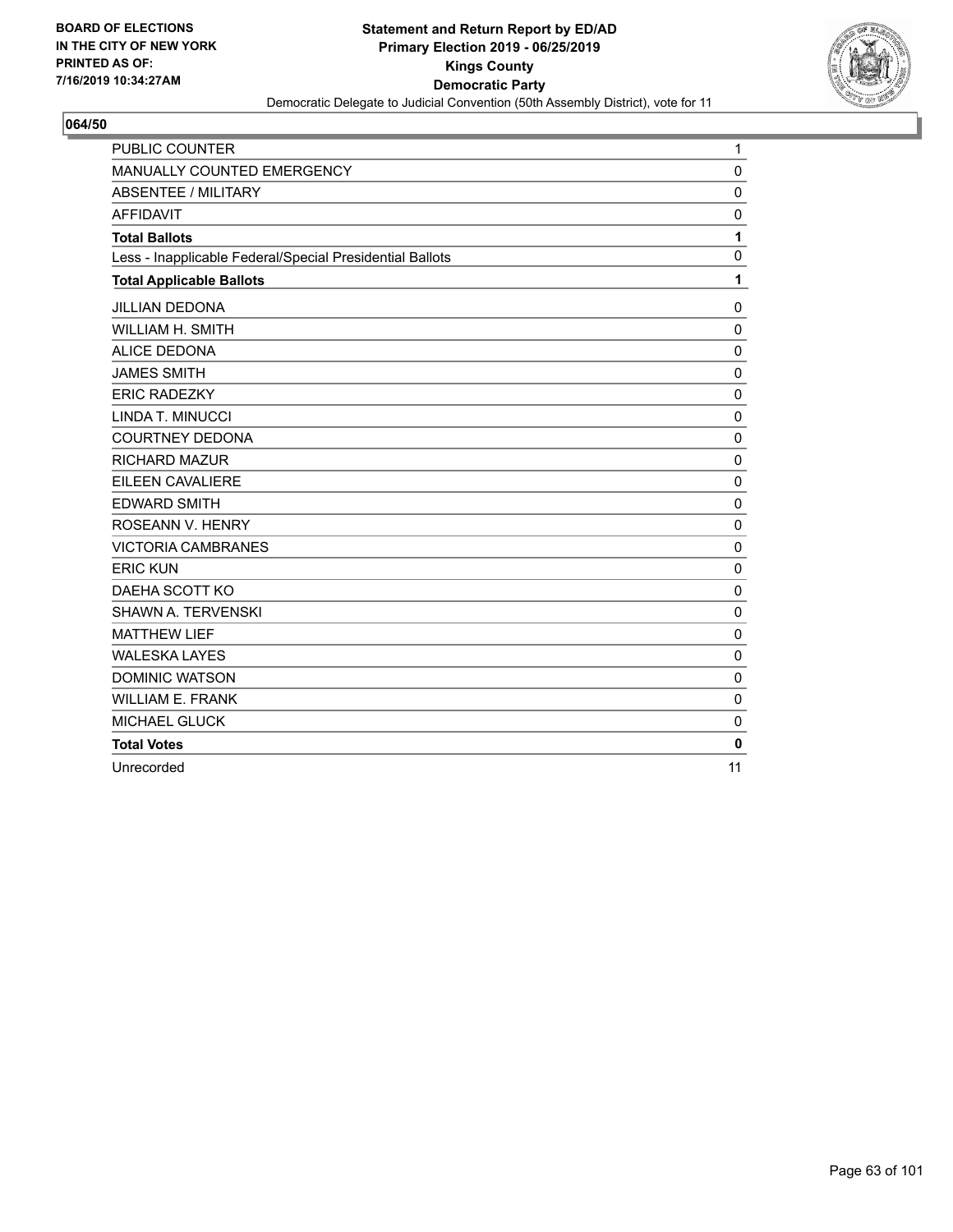BOARD OF ELECTIONS
IN THE CITY OF NEW YORK
PRINTED AS OF:
7/16/2019 10:34:27AM

**Statement and Return Report by ED/AD**
**Primary Election 2019 - 06/25/2019**
**Kings County**
**Democratic Party**
Democratic Delegate to Judicial Convention (50th Assembly District), vote for 11

## 064/50

| | |
|---|---|
| PUBLIC COUNTER | 1 |
| MANUALLY COUNTED EMERGENCY | 0 |
| ABSENTEE / MILITARY | 0 |
| AFFIDAVIT | 0 |
| **Total Ballots** | **1** |
| Less - Inapplicable Federal/Special Presidential Ballots | 0 |
| **Total Applicable Ballots** | **1** |
| JILLIAN DEDONA | 0 |
| WILLIAM H. SMITH | 0 |
| ALICE DEDONA | 0 |
| JAMES SMITH | 0 |
| ERIC RADEZKY | 0 |
| LINDA T. MINUCCI | 0 |
| COURTNEY DEDONA | 0 |
| RICHARD MAZUR | 0 |
| EILEEN CAVALIERE | 0 |
| EDWARD SMITH | 0 |
| ROSEANN V. HENRY | 0 |
| VICTORIA CAMBRANES | 0 |
| ERIC KUN | 0 |
| DAEHA SCOTT KO | 0 |
| SHAWN A. TERVENSKI | 0 |
| MATTHEW LIEF | 0 |
| WALESKA LAYES | 0 |
| DOMINIC WATSON | 0 |
| WILLIAM E. FRANK | 0 |
| MICHAEL GLUCK | 0 |
| **Total Votes** | **0** |
| Unrecorded | 11 |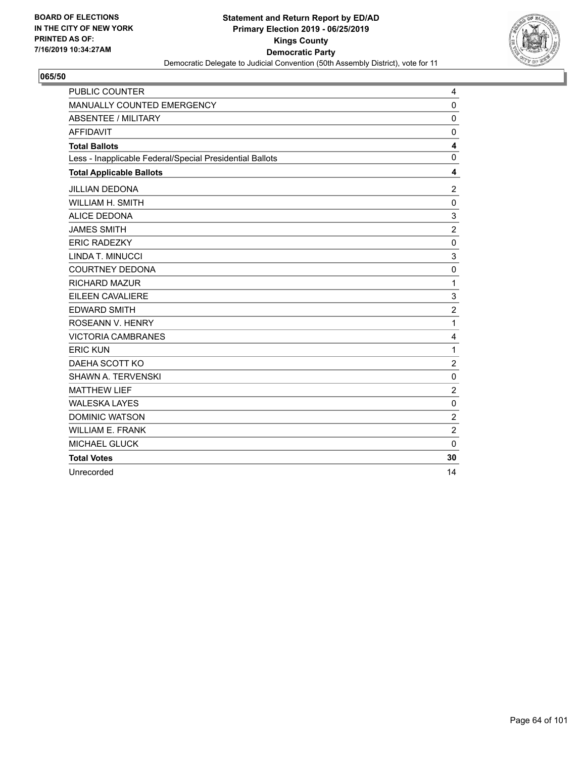BOARD OF ELECTIONS
IN THE CITY OF NEW YORK
PRINTED AS OF:
7/16/2019 10:34:27AM

**Statement and Return Report by ED/AD**
**Primary Election 2019 - 06/25/2019**
**Kings County**
**Democratic Party**
Democratic Delegate to Judicial Convention (50th Assembly District), vote for 11

**065/50**

| | |
|---|---|
| PUBLIC COUNTER | 4 |
| MANUALLY COUNTED EMERGENCY | 0 |
| ABSENTEE / MILITARY | 0 |
| AFFIDAVIT | 0 |
| **Total Ballots** | **4** |
| Less - Inapplicable Federal/Special Presidential Ballots | 0 |
| **Total Applicable Ballots** | **4** |
| JILLIAN DEDONA | 2 |
| WILLIAM H. SMITH | 0 |
| ALICE DEDONA | 3 |
| JAMES SMITH | 2 |
| ERIC RADEZKY | 0 |
| LINDA T. MINUCCI | 3 |
| COURTNEY DEDONA | 0 |
| RICHARD MAZUR | 1 |
| EILEEN CAVALIERE | 3 |
| EDWARD SMITH | 2 |
| ROSEANN V. HENRY | 1 |
| VICTORIA CAMBRANES | 4 |
| ERIC KUN | 1 |
| DAEHA SCOTT KO | 2 |
| SHAWN A. TERVENSKI | 0 |
| MATTHEW LIEF | 2 |
| WALESKA LAYES | 0 |
| DOMINIC WATSON | 2 |
| WILLIAM E. FRANK | 2 |
| MICHAEL GLUCK | 0 |
| **Total Votes** | **30** |
| Unrecorded | 14 |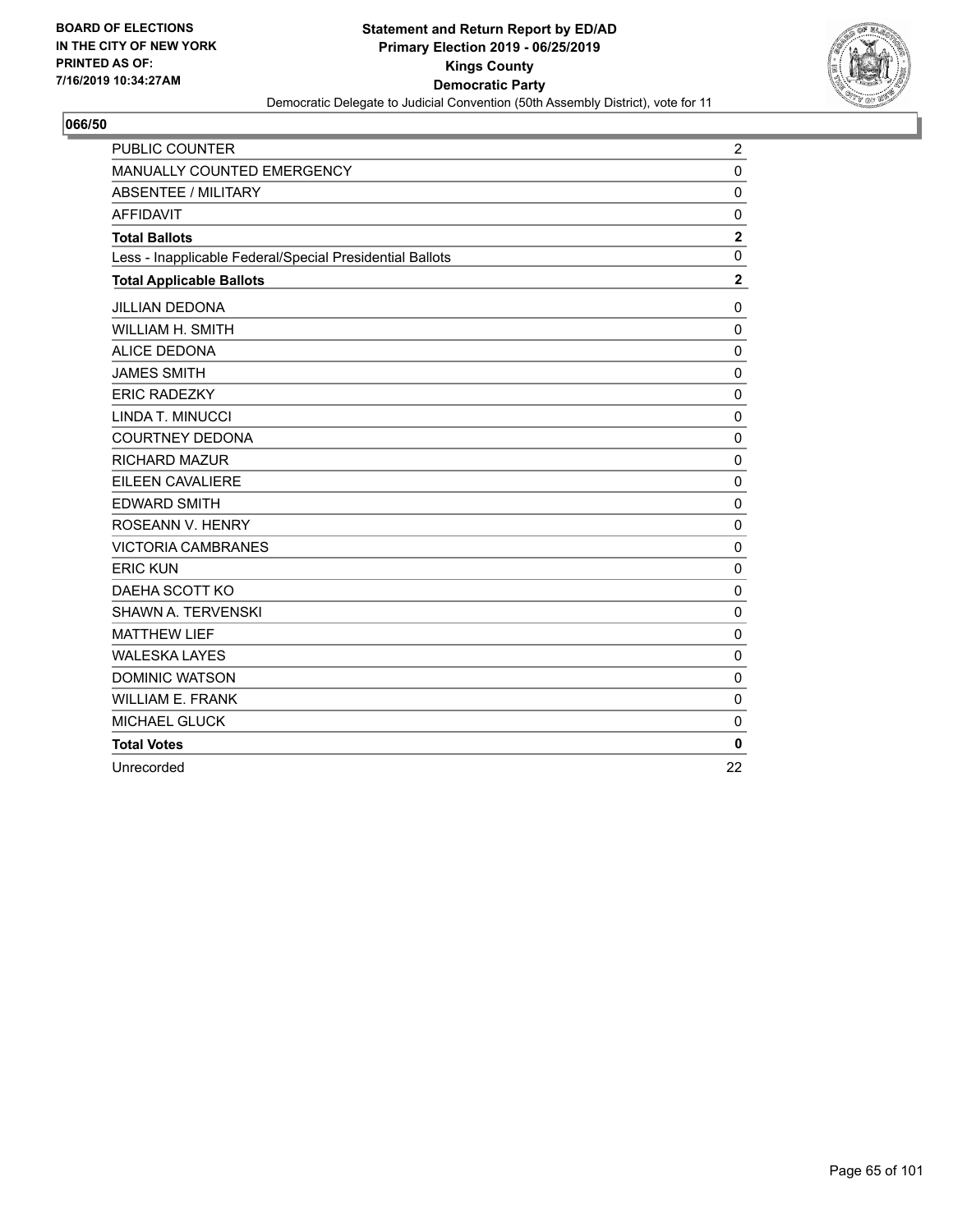BOARD OF ELECTIONS
IN THE CITY OF NEW YORK
PRINTED AS OF:
7/16/2019 10:34:27AM

**Statement and Return Report by ED/AD**
**Primary Election 2019 - 06/25/2019**
**Kings County**
**Democratic Party**
Democratic Delegate to Judicial Convention (50th Assembly District), vote for 11

## 066/50

| | |
|---|---|
| PUBLIC COUNTER | 2 |
| MANUALLY COUNTED EMERGENCY | 0 |
| ABSENTEE / MILITARY | 0 |
| AFFIDAVIT | 0 |
| **Total Ballots** | **2** |
| Less - Inapplicable Federal/Special Presidential Ballots | 0 |
| **Total Applicable Ballots** | **2** |
| JILLIAN DEDONA | 0 |
| WILLIAM H. SMITH | 0 |
| ALICE DEDONA | 0 |
| JAMES SMITH | 0 |
| ERIC RADEZKY | 0 |
| LINDA T. MINUCCI | 0 |
| COURTNEY DEDONA | 0 |
| RICHARD MAZUR | 0 |
| EILEEN CAVALIERE | 0 |
| EDWARD SMITH | 0 |
| ROSEANN V. HENRY | 0 |
| VICTORIA CAMBRANES | 0 |
| ERIC KUN | 0 |
| DAEHA SCOTT KO | 0 |
| SHAWN A. TERVENSKI | 0 |
| MATTHEW LIEF | 0 |
| WALESKA LAYES | 0 |
| DOMINIC WATSON | 0 |
| WILLIAM E. FRANK | 0 |
| MICHAEL GLUCK | 0 |
| **Total Votes** | **0** |
| Unrecorded | 22 |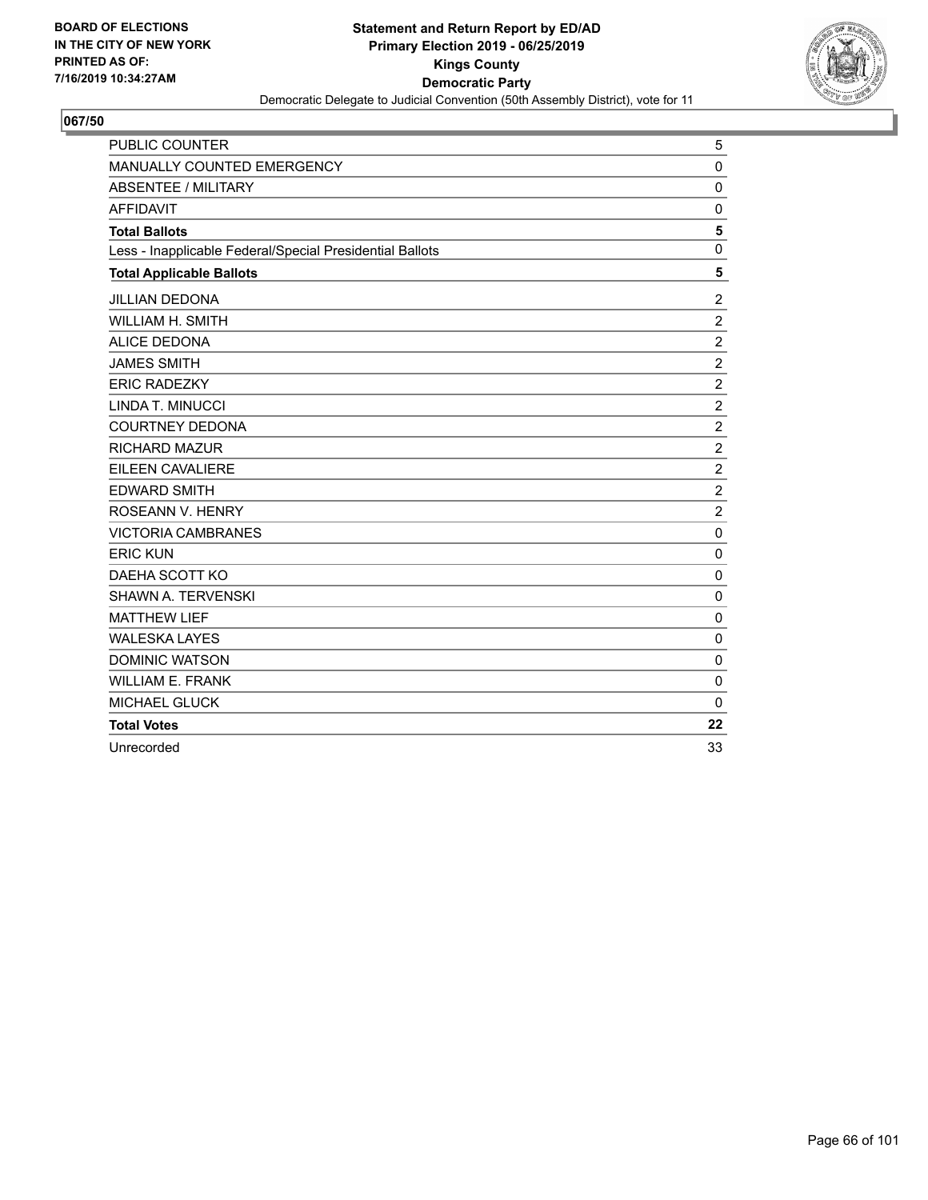BOARD OF ELECTIONS
IN THE CITY OF NEW YORK
PRINTED AS OF:
7/16/2019 10:34:27AM

**Statement and Return Report by ED/AD**
**Primary Election 2019 - 06/25/2019**
**Kings County**
**Democratic Party**
Democratic Delegate to Judicial Convention (50th Assembly District), vote for 11

**067/50**

| | |
|---|---|
| PUBLIC COUNTER | 5 |
| MANUALLY COUNTED EMERGENCY | 0 |
| ABSENTEE / MILITARY | 0 |
| AFFIDAVIT | 0 |
| **Total Ballots** | **5** |
| Less - Inapplicable Federal/Special Presidential Ballots | 0 |
| **Total Applicable Ballots** | **5** |
| JILLIAN DEDONA | 2 |
| WILLIAM H. SMITH | 2 |
| ALICE DEDONA | 2 |
| JAMES SMITH | 2 |
| ERIC RADEZKY | 2 |
| LINDA T. MINUCCI | 2 |
| COURTNEY DEDONA | 2 |
| RICHARD MAZUR | 2 |
| EILEEN CAVALIERE | 2 |
| EDWARD SMITH | 2 |
| ROSEANN V. HENRY | 2 |
| VICTORIA CAMBRANES | 0 |
| ERIC KUN | 0 |
| DAEHA SCOTT KO | 0 |
| SHAWN A. TERVENSKI | 0 |
| MATTHEW LIEF | 0 |
| WALESKA LAYES | 0 |
| DOMINIC WATSON | 0 |
| WILLIAM E. FRANK | 0 |
| MICHAEL GLUCK | 0 |
| **Total Votes** | **22** |
| Unrecorded | 33 |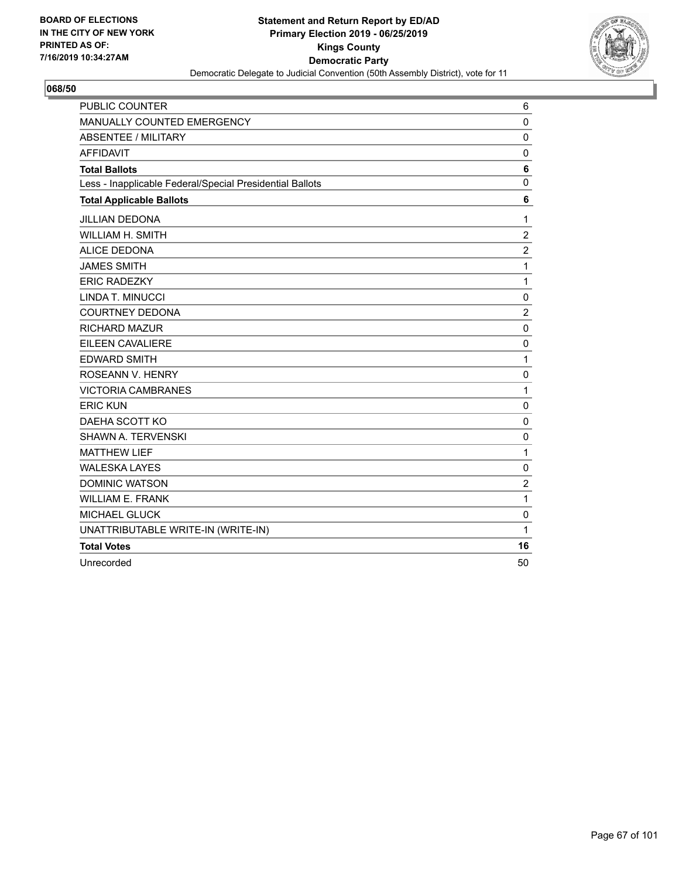BOARD OF ELECTIONS
IN THE CITY OF NEW YORK
PRINTED AS OF:
7/16/2019 10:34:27AM

**Statement and Return Report by ED/AD**
**Primary Election 2019 - 06/25/2019**
**Kings County**
**Democratic Party**
Democratic Delegate to Judicial Convention (50th Assembly District), vote for 11

**068/50**

| | |
|---|---|
| PUBLIC COUNTER | 6 |
| MANUALLY COUNTED EMERGENCY | 0 |
| ABSENTEE / MILITARY | 0 |
| AFFIDAVIT | 0 |
| **Total Ballots** | **6** |
| Less - Inapplicable Federal/Special Presidential Ballots | 0 |
| **Total Applicable Ballots** | **6** |
| JILLIAN DEDONA | 1 |
| WILLIAM H. SMITH | 2 |
| ALICE DEDONA | 2 |
| JAMES SMITH | 1 |
| ERIC RADEZKY | 1 |
| LINDA T. MINUCCI | 0 |
| COURTNEY DEDONA | 2 |
| RICHARD MAZUR | 0 |
| EILEEN CAVALIERE | 0 |
| EDWARD SMITH | 1 |
| ROSEANN V. HENRY | 0 |
| VICTORIA CAMBRANES | 1 |
| ERIC KUN | 0 |
| DAEHA SCOTT KO | 0 |
| SHAWN A. TERVENSKI | 0 |
| MATTHEW LIEF | 1 |
| WALESKA LAYES | 0 |
| DOMINIC WATSON | 2 |
| WILLIAM E. FRANK | 1 |
| MICHAEL GLUCK | 0 |
| UNATTRIBUTABLE WRITE-IN (WRITE-IN) | 1 |
| **Total Votes** | **16** |
| Unrecorded | 50 |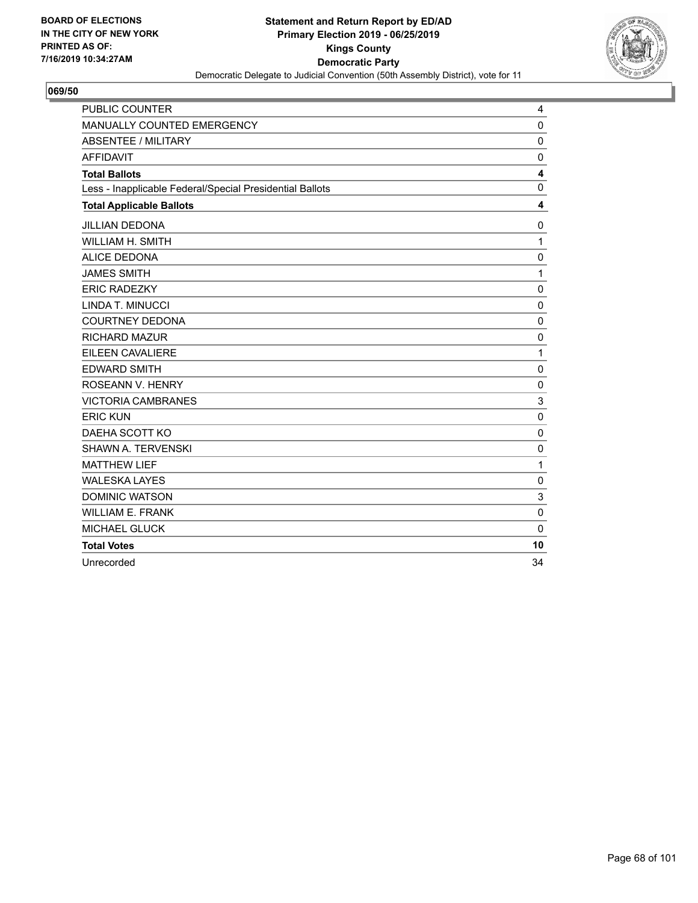BOARD OF ELECTIONS
IN THE CITY OF NEW YORK
PRINTED AS OF:
7/16/2019 10:34:27AM

**Statement and Return Report by ED/AD**
**Primary Election 2019 - 06/25/2019**
**Kings County**
**Democratic Party**
Democratic Delegate to Judicial Convention (50th Assembly District), vote for 11

**069/50**

| | |
|---|---|
| PUBLIC COUNTER | 4 |
| MANUALLY COUNTED EMERGENCY | 0 |
| ABSENTEE / MILITARY | 0 |
| AFFIDAVIT | 0 |
| **Total Ballots** | **4** |
| Less - Inapplicable Federal/Special Presidential Ballots | 0 |
| **Total Applicable Ballots** | **4** |
| JILLIAN DEDONA | 0 |
| WILLIAM H. SMITH | 1 |
| ALICE DEDONA | 0 |
| JAMES SMITH | 1 |
| ERIC RADEZKY | 0 |
| LINDA T. MINUCCI | 0 |
| COURTNEY DEDONA | 0 |
| RICHARD MAZUR | 0 |
| EILEEN CAVALIERE | 1 |
| EDWARD SMITH | 0 |
| ROSEANN V. HENRY | 0 |
| VICTORIA CAMBRANES | 3 |
| ERIC KUN | 0 |
| DAEHA SCOTT KO | 0 |
| SHAWN A. TERVENSKI | 0 |
| MATTHEW LIEF | 1 |
| WALESKA LAYES | 0 |
| DOMINIC WATSON | 3 |
| WILLIAM E. FRANK | 0 |
| MICHAEL GLUCK | 0 |
| **Total Votes** | **10** |
| Unrecorded | 34 |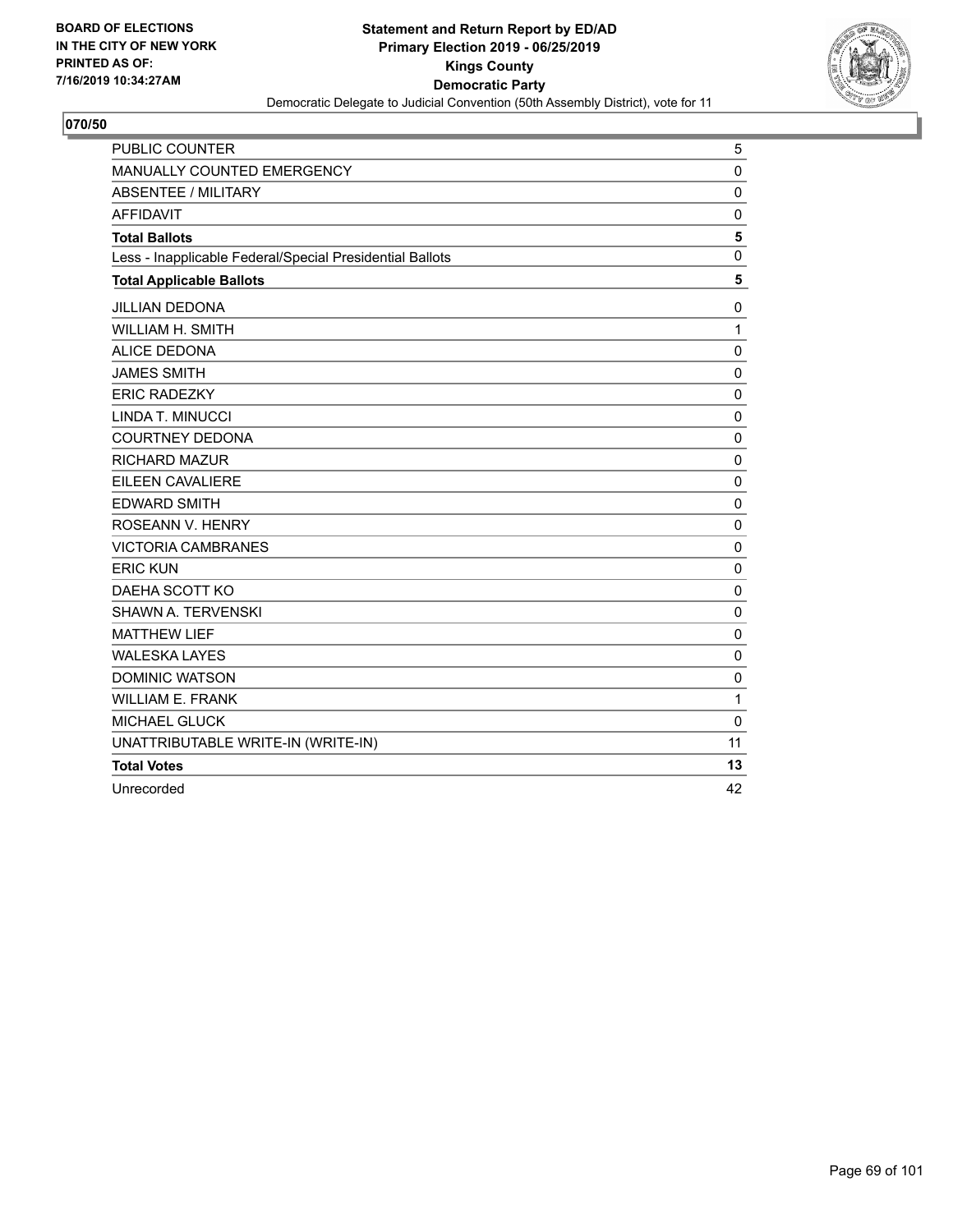**BOARD OF ELECTIONS IN THE CITY OF NEW YORK PRINTED AS OF: 7/16/2019 10:34:27AM**

**Statement and Return Report by ED/AD**
**Primary Election 2019 - 06/25/2019**
**Kings County**
**Democratic Party**
Democratic Delegate to Judicial Convention (50th Assembly District), vote for 11

## 070/50

| | |
|---|---|
| PUBLIC COUNTER | 5 |
| MANUALLY COUNTED EMERGENCY | 0 |
| ABSENTEE / MILITARY | 0 |
| AFFIDAVIT | 0 |
| **Total Ballots** | **5** |
| Less - Inapplicable Federal/Special Presidential Ballots | 0 |
| **Total Applicable Ballots** | **5** |
| JILLIAN DEDONA | 0 |
| WILLIAM H. SMITH | 1 |
| ALICE DEDONA | 0 |
| JAMES SMITH | 0 |
| ERIC RADEZKY | 0 |
| LINDA T. MINUCCI | 0 |
| COURTNEY DEDONA | 0 |
| RICHARD MAZUR | 0 |
| EILEEN CAVALIERE | 0 |
| EDWARD SMITH | 0 |
| ROSEANN V. HENRY | 0 |
| VICTORIA CAMBRANES | 0 |
| ERIC KUN | 0 |
| DAEHA SCOTT KO | 0 |
| SHAWN A. TERVENSKI | 0 |
| MATTHEW LIEF | 0 |
| WALESKA LAYES | 0 |
| DOMINIC WATSON | 0 |
| WILLIAM E. FRANK | 1 |
| MICHAEL GLUCK | 0 |
| UNATTRIBUTABLE WRITE-IN (WRITE-IN) | 11 |
| **Total Votes** | **13** |
| Unrecorded | 42 |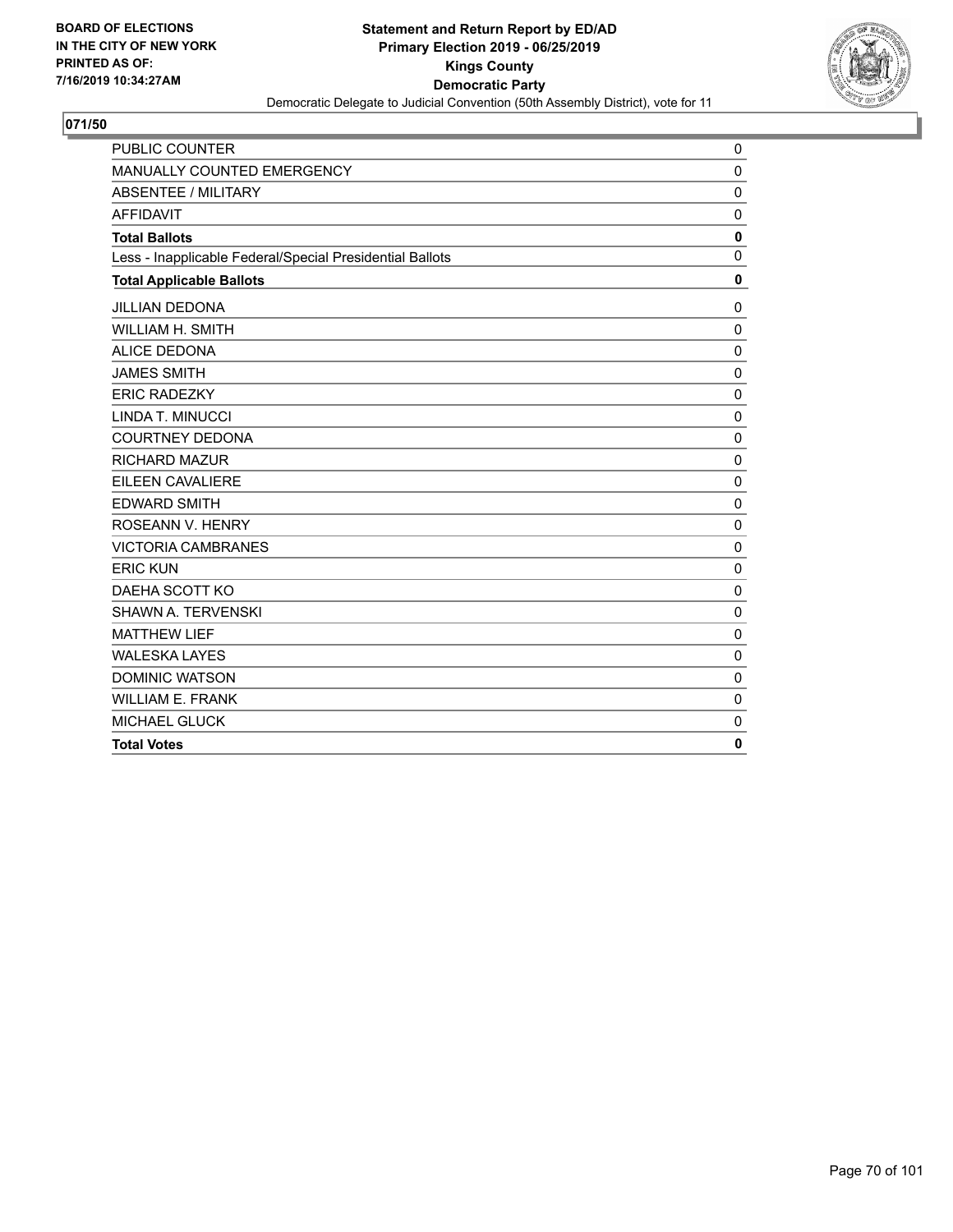BOARD OF ELECTIONS
IN THE CITY OF NEW YORK
PRINTED AS OF:
7/16/2019 10:34:27AM

**Statement and Return Report by ED/AD**
**Primary Election 2019 - 06/25/2019**
**Kings County**
**Democratic Party**
Democratic Delegate to Judicial Convention (50th Assembly District), vote for 11

## 071/50

| | |
|---|---|
| PUBLIC COUNTER | 0 |
| MANUALLY COUNTED EMERGENCY | 0 |
| ABSENTEE / MILITARY | 0 |
| AFFIDAVIT | 0 |
| **Total Ballots** | **0** |
| Less - Inapplicable Federal/Special Presidential Ballots | 0 |
| **Total Applicable Ballots** | **0** |
| JILLIAN DEDONA | 0 |
| WILLIAM H. SMITH | 0 |
| ALICE DEDONA | 0 |
| JAMES SMITH | 0 |
| ERIC RADEZKY | 0 |
| LINDA T. MINUCCI | 0 |
| COURTNEY DEDONA | 0 |
| RICHARD MAZUR | 0 |
| EILEEN CAVALIERE | 0 |
| EDWARD SMITH | 0 |
| ROSEANN V. HENRY | 0 |
| VICTORIA CAMBRANES | 0 |
| ERIC KUN | 0 |
| DAEHA SCOTT KO | 0 |
| SHAWN A. TERVENSKI | 0 |
| MATTHEW LIEF | 0 |
| WALESKA LAYES | 0 |
| DOMINIC WATSON | 0 |
| WILLIAM E. FRANK | 0 |
| MICHAEL GLUCK | 0 |
| **Total Votes** | **0** |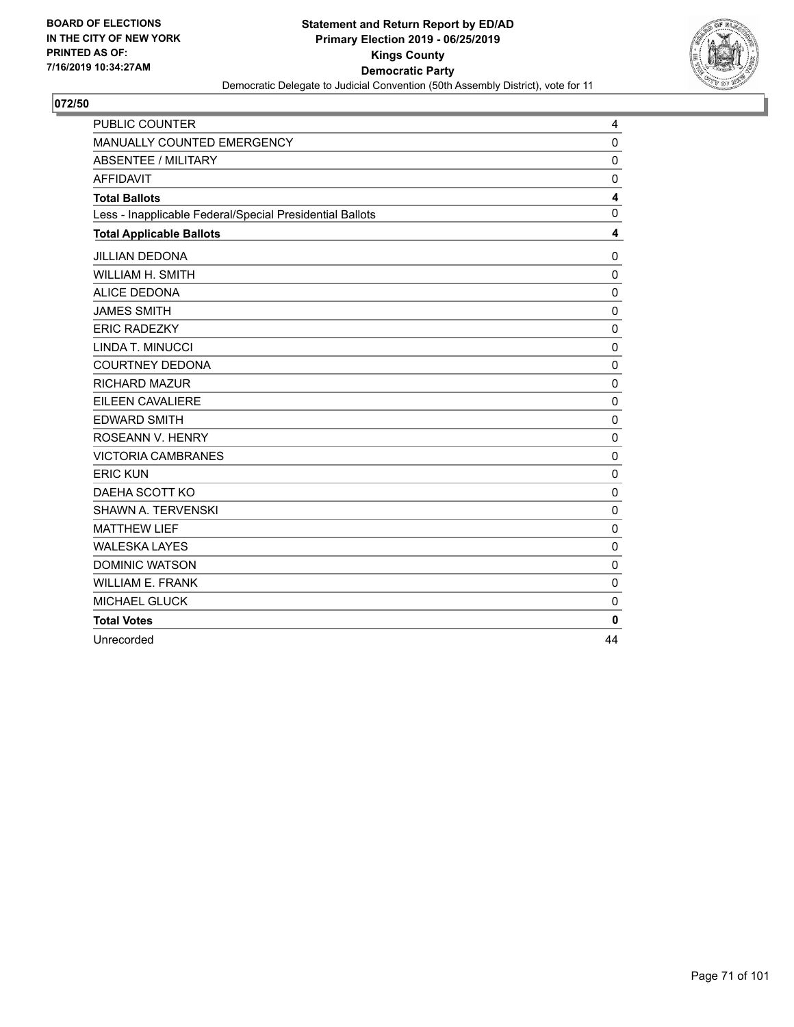**BOARD OF ELECTIONS IN THE CITY OF NEW YORK PRINTED AS OF: 7/16/2019 10:34:27AM**

**Statement and Return Report by ED/AD**
**Primary Election 2019 - 06/25/2019**
**Kings County**
**Democratic Party**
Democratic Delegate to Judicial Convention (50th Assembly District), vote for 11

## 072/50

| | |
|---|---|
| PUBLIC COUNTER | 4 |
| MANUALLY COUNTED EMERGENCY | 0 |
| ABSENTEE / MILITARY | 0 |
| AFFIDAVIT | 0 |
| **Total Ballots** | **4** |
| Less - Inapplicable Federal/Special Presidential Ballots | 0 |
| **Total Applicable Ballots** | **4** |
| JILLIAN DEDONA | 0 |
| WILLIAM H. SMITH | 0 |
| ALICE DEDONA | 0 |
| JAMES SMITH | 0 |
| ERIC RADEZKY | 0 |
| LINDA T. MINUCCI | 0 |
| COURTNEY DEDONA | 0 |
| RICHARD MAZUR | 0 |
| EILEEN CAVALIERE | 0 |
| EDWARD SMITH | 0 |
| ROSEANN V. HENRY | 0 |
| VICTORIA CAMBRANES | 0 |
| ERIC KUN | 0 |
| DAEHA SCOTT KO | 0 |
| SHAWN A. TERVENSKI | 0 |
| MATTHEW LIEF | 0 |
| WALESKA LAYES | 0 |
| DOMINIC WATSON | 0 |
| WILLIAM E. FRANK | 0 |
| MICHAEL GLUCK | 0 |
| **Total Votes** | **0** |
| Unrecorded | 44 |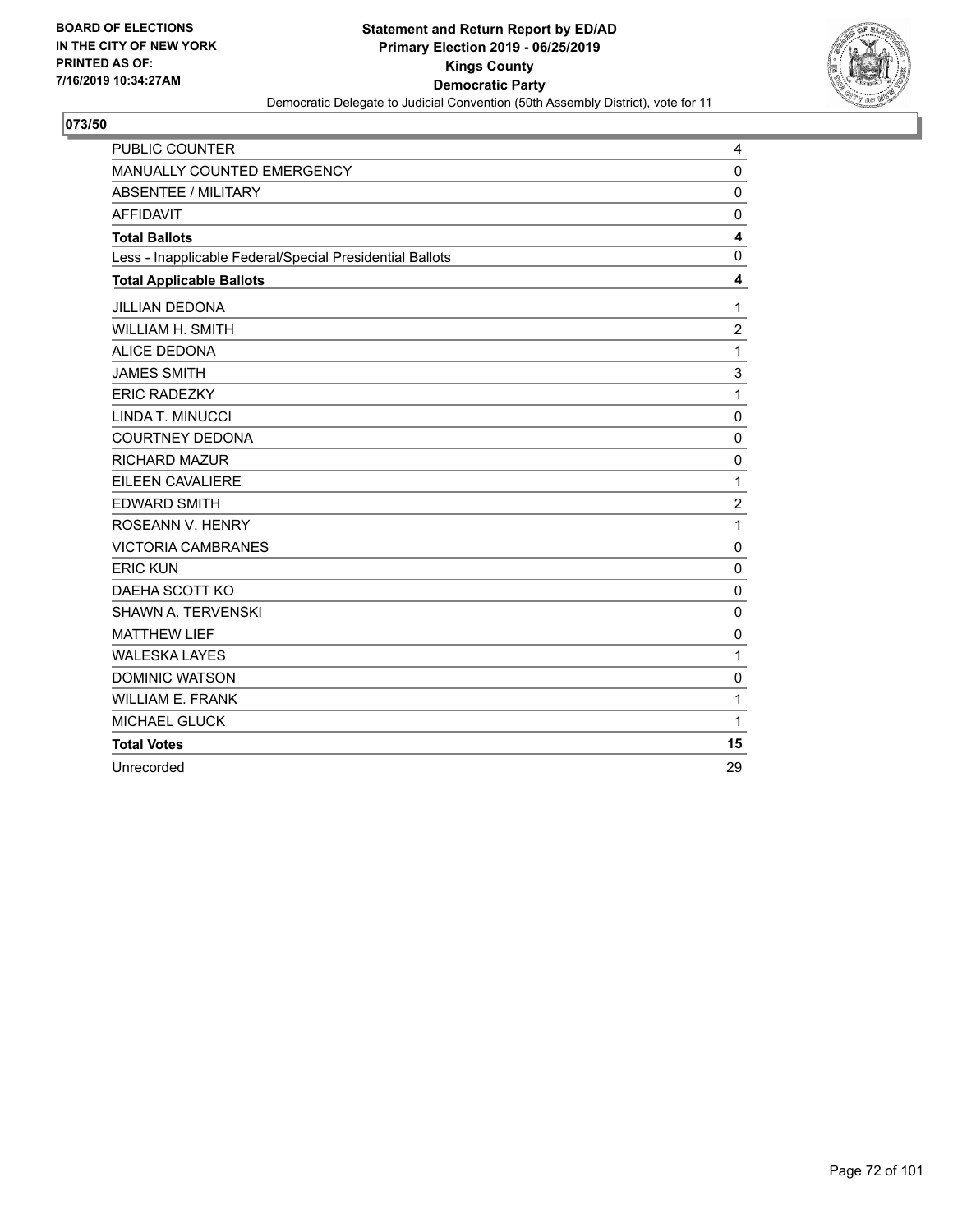BOARD OF ELECTIONS
IN THE CITY OF NEW YORK
PRINTED AS OF:
7/16/2019 10:34:27AM

**Statement and Return Report by ED/AD**
**Primary Election 2019 - 06/25/2019**
**Kings County**
**Democratic Party**
Democratic Delegate to Judicial Convention (50th Assembly District), vote for 11

**073/50**

| | |
|---|---|
| PUBLIC COUNTER | 4 |
| MANUALLY COUNTED EMERGENCY | 0 |
| ABSENTEE / MILITARY | 0 |
| AFFIDAVIT | 0 |
| **Total Ballots** | **4** |
| Less - Inapplicable Federal/Special Presidential Ballots | 0 |
| **Total Applicable Ballots** | **4** |
| JILLIAN DEDONA | 1 |
| WILLIAM H. SMITH | 2 |
| ALICE DEDONA | 1 |
| JAMES SMITH | 3 |
| ERIC RADEZKY | 1 |
| LINDA T. MINUCCI | 0 |
| COURTNEY DEDONA | 0 |
| RICHARD MAZUR | 0 |
| EILEEN CAVALIERE | 1 |
| EDWARD SMITH | 2 |
| ROSEANN V. HENRY | 1 |
| VICTORIA CAMBRANES | 0 |
| ERIC KUN | 0 |
| DAEHA SCOTT KO | 0 |
| SHAWN A. TERVENSKI | 0 |
| MATTHEW LIEF | 0 |
| WALESKA LAYES | 1 |
| DOMINIC WATSON | 0 |
| WILLIAM E. FRANK | 1 |
| MICHAEL GLUCK | 1 |
| **Total Votes** | **15** |
| Unrecorded | 29 |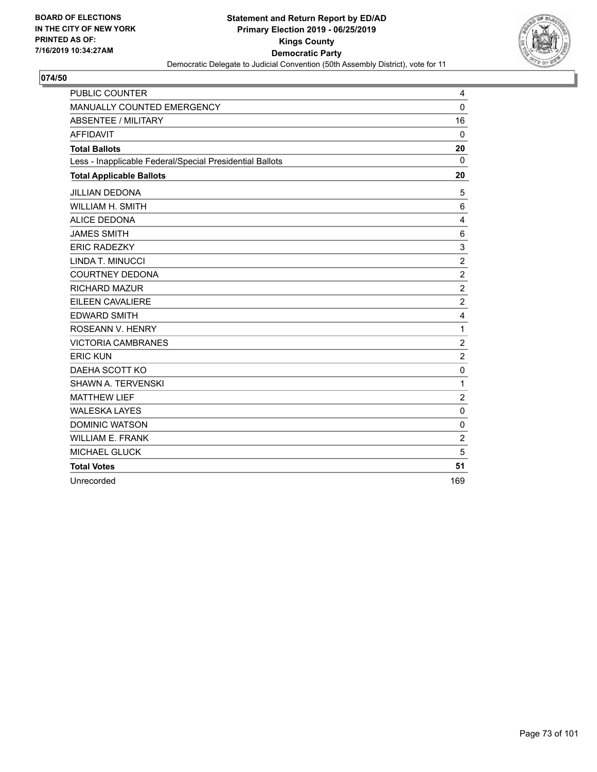BOARD OF ELECTIONS
IN THE CITY OF NEW YORK
PRINTED AS OF:
7/16/2019 10:34:27AM

**Statement and Return Report by ED/AD**
**Primary Election 2019 - 06/25/2019**
**Kings County**
**Democratic Party**
Democratic Delegate to Judicial Convention (50th Assembly District), vote for 11

## 074/50

| | |
|---|---|
| PUBLIC COUNTER | 4 |
| MANUALLY COUNTED EMERGENCY | 0 |
| ABSENTEE / MILITARY | 16 |
| AFFIDAVIT | 0 |
| **Total Ballots** | **20** |
| Less - Inapplicable Federal/Special Presidential Ballots | 0 |
| **Total Applicable Ballots** | **20** |
| JILLIAN DEDONA | 5 |
| WILLIAM H. SMITH | 6 |
| ALICE DEDONA | 4 |
| JAMES SMITH | 6 |
| ERIC RADEZKY | 3 |
| LINDA T. MINUCCI | 2 |
| COURTNEY DEDONA | 2 |
| RICHARD MAZUR | 2 |
| EILEEN CAVALIERE | 2 |
| EDWARD SMITH | 4 |
| ROSEANN V. HENRY | 1 |
| VICTORIA CAMBRANES | 2 |
| ERIC KUN | 2 |
| DAEHA SCOTT KO | 0 |
| SHAWN A. TERVENSKI | 1 |
| MATTHEW LIEF | 2 |
| WALESKA LAYES | 0 |
| DOMINIC WATSON | 0 |
| WILLIAM E. FRANK | 2 |
| MICHAEL GLUCK | 5 |
| **Total Votes** | **51** |
| Unrecorded | 169 |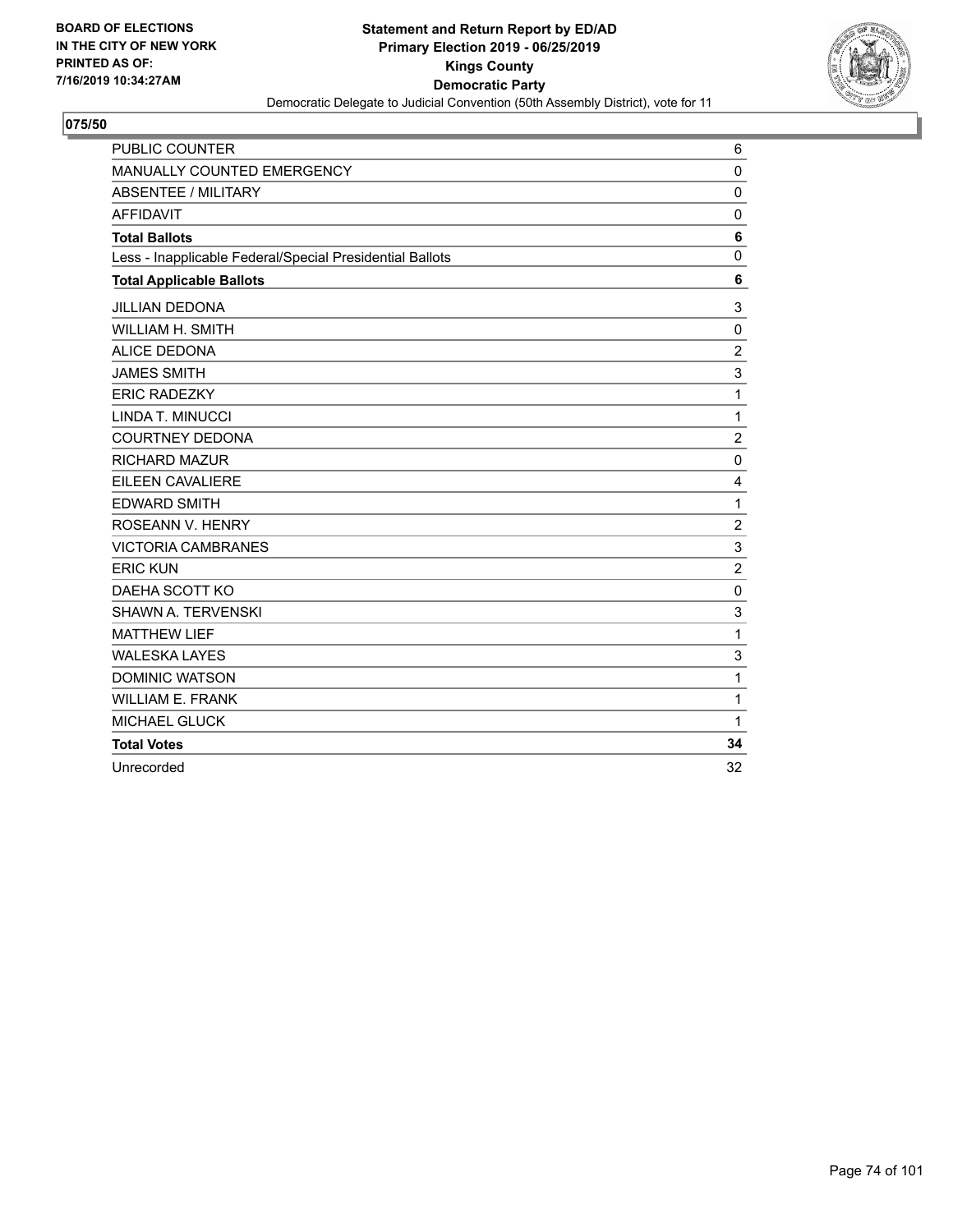BOARD OF ELECTIONS
IN THE CITY OF NEW YORK
PRINTED AS OF:
7/16/2019 10:34:27AM

**Statement and Return Report by ED/AD**
**Primary Election 2019 - 06/25/2019**
**Kings County**
**Democratic Party**
Democratic Delegate to Judicial Convention (50th Assembly District), vote for 11

## 075/50

| | |
|---|---|
| PUBLIC COUNTER | 6 |
| MANUALLY COUNTED EMERGENCY | 0 |
| ABSENTEE / MILITARY | 0 |
| AFFIDAVIT | 0 |
| **Total Ballots** | **6** |
| Less - Inapplicable Federal/Special Presidential Ballots | 0 |
| **Total Applicable Ballots** | **6** |
| JILLIAN DEDONA | 3 |
| WILLIAM H. SMITH | 0 |
| ALICE DEDONA | 2 |
| JAMES SMITH | 3 |
| ERIC RADEZKY | 1 |
| LINDA T. MINUCCI | 1 |
| COURTNEY DEDONA | 2 |
| RICHARD MAZUR | 0 |
| EILEEN CAVALIERE | 4 |
| EDWARD SMITH | 1 |
| ROSEANN V. HENRY | 2 |
| VICTORIA CAMBRANES | 3 |
| ERIC KUN | 2 |
| DAEHA SCOTT KO | 0 |
| SHAWN A. TERVENSKI | 3 |
| MATTHEW LIEF | 1 |
| WALESKA LAYES | 3 |
| DOMINIC WATSON | 1 |
| WILLIAM E. FRANK | 1 |
| MICHAEL GLUCK | 1 |
| **Total Votes** | **34** |
| Unrecorded | 32 |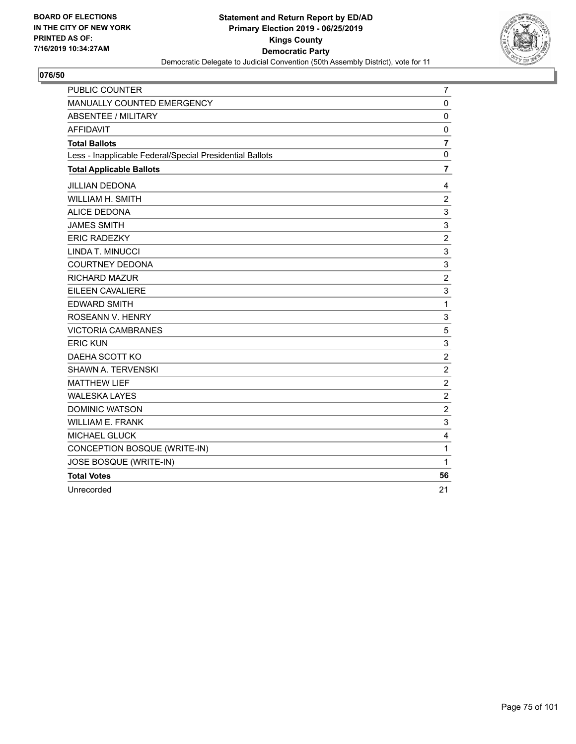BOARD OF ELECTIONS
IN THE CITY OF NEW YORK
PRINTED AS OF:
7/16/2019 10:34:27AM

**Statement and Return Report by ED/AD**
**Primary Election 2019 - 06/25/2019**
**Kings County**
**Democratic Party**
Democratic Delegate to Judicial Convention (50th Assembly District), vote for 11

**076/50**

| | |
|---|---|
| PUBLIC COUNTER | 7 |
| MANUALLY COUNTED EMERGENCY | 0 |
| ABSENTEE / MILITARY | 0 |
| AFFIDAVIT | 0 |
| **Total Ballots** | **7** |
| Less - Inapplicable Federal/Special Presidential Ballots | 0 |
| **Total Applicable Ballots** | **7** |
| JILLIAN DEDONA | 4 |
| WILLIAM H. SMITH | 2 |
| ALICE DEDONA | 3 |
| JAMES SMITH | 3 |
| ERIC RADEZKY | 2 |
| LINDA T. MINUCCI | 3 |
| COURTNEY DEDONA | 3 |
| RICHARD MAZUR | 2 |
| EILEEN CAVALIERE | 3 |
| EDWARD SMITH | 1 |
| ROSEANN V. HENRY | 3 |
| VICTORIA CAMBRANES | 5 |
| ERIC KUN | 3 |
| DAEHA SCOTT KO | 2 |
| SHAWN A. TERVENSKI | 2 |
| MATTHEW LIEF | 2 |
| WALESKA LAYES | 2 |
| DOMINIC WATSON | 2 |
| WILLIAM E. FRANK | 3 |
| MICHAEL GLUCK | 4 |
| CONCEPTION BOSQUE (WRITE-IN) | 1 |
| JOSE BOSQUE (WRITE-IN) | 1 |
| **Total Votes** | **56** |
| Unrecorded | 21 |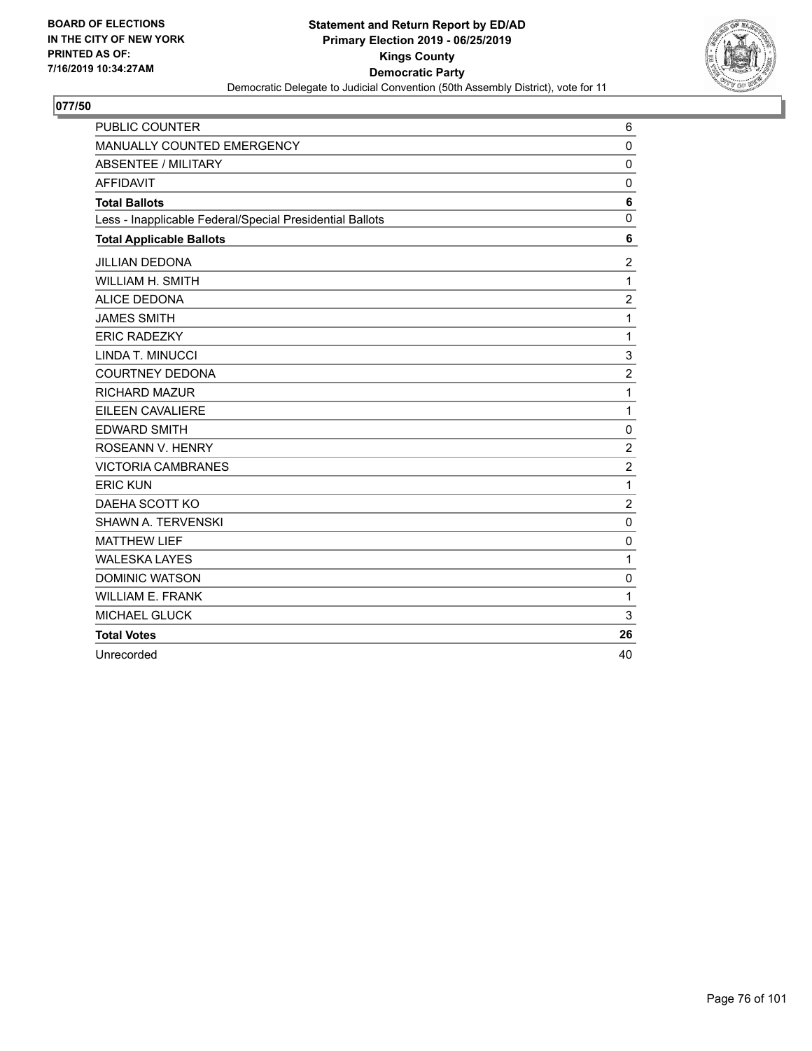BOARD OF ELECTIONS
IN THE CITY OF NEW YORK
PRINTED AS OF:
7/16/2019 10:34:27AM

**Statement and Return Report by ED/AD**
**Primary Election 2019 - 06/25/2019**
**Kings County**
**Democratic Party**
Democratic Delegate to Judicial Convention (50th Assembly District), vote for 11

## 077/50

| | |
|---|---|
| PUBLIC COUNTER | 6 |
| MANUALLY COUNTED EMERGENCY | 0 |
| ABSENTEE / MILITARY | 0 |
| AFFIDAVIT | 0 |
| **Total Ballots** | **6** |
| Less - Inapplicable Federal/Special Presidential Ballots | 0 |
| **Total Applicable Ballots** | **6** |
| JILLIAN DEDONA | 2 |
| WILLIAM H. SMITH | 1 |
| ALICE DEDONA | 2 |
| JAMES SMITH | 1 |
| ERIC RADEZKY | 1 |
| LINDA T. MINUCCI | 3 |
| COURTNEY DEDONA | 2 |
| RICHARD MAZUR | 1 |
| EILEEN CAVALIERE | 1 |
| EDWARD SMITH | 0 |
| ROSEANN V. HENRY | 2 |
| VICTORIA CAMBRANES | 2 |
| ERIC KUN | 1 |
| DAEHA SCOTT KO | 2 |
| SHAWN A. TERVENSKI | 0 |
| MATTHEW LIEF | 0 |
| WALESKA LAYES | 1 |
| DOMINIC WATSON | 0 |
| WILLIAM E. FRANK | 1 |
| MICHAEL GLUCK | 3 |
| **Total Votes** | **26** |
| Unrecorded | 40 |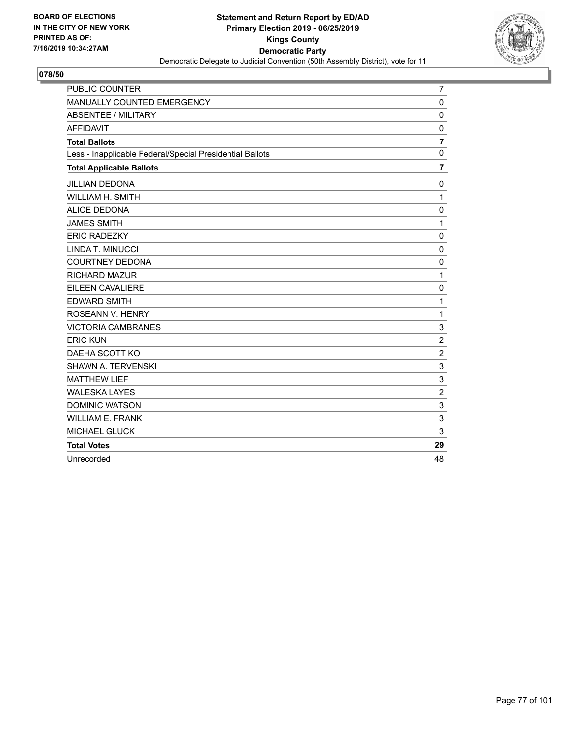BOARD OF ELECTIONS
IN THE CITY OF NEW YORK
PRINTED AS OF:
7/16/2019 10:34:27AM

**Statement and Return Report by ED/AD**
**Primary Election 2019 - 06/25/2019**
**Kings County**
**Democratic Party**
Democratic Delegate to Judicial Convention (50th Assembly District), vote for 11

**078/50**

| | |
|---|---|
| PUBLIC COUNTER | 7 |
| MANUALLY COUNTED EMERGENCY | 0 |
| ABSENTEE / MILITARY | 0 |
| AFFIDAVIT | 0 |
| **Total Ballots** | **7** |
| Less - Inapplicable Federal/Special Presidential Ballots | 0 |
| **Total Applicable Ballots** | **7** |
| JILLIAN DEDONA | 0 |
| WILLIAM H. SMITH | 1 |
| ALICE DEDONA | 0 |
| JAMES SMITH | 1 |
| ERIC RADEZKY | 0 |
| LINDA T. MINUCCI | 0 |
| COURTNEY DEDONA | 0 |
| RICHARD MAZUR | 1 |
| EILEEN CAVALIERE | 0 |
| EDWARD SMITH | 1 |
| ROSEANN V. HENRY | 1 |
| VICTORIA CAMBRANES | 3 |
| ERIC KUN | 2 |
| DAEHA SCOTT KO | 2 |
| SHAWN A. TERVENSKI | 3 |
| MATTHEW LIEF | 3 |
| WALESKA LAYES | 2 |
| DOMINIC WATSON | 3 |
| WILLIAM E. FRANK | 3 |
| MICHAEL GLUCK | 3 |
| **Total Votes** | **29** |
| Unrecorded | 48 |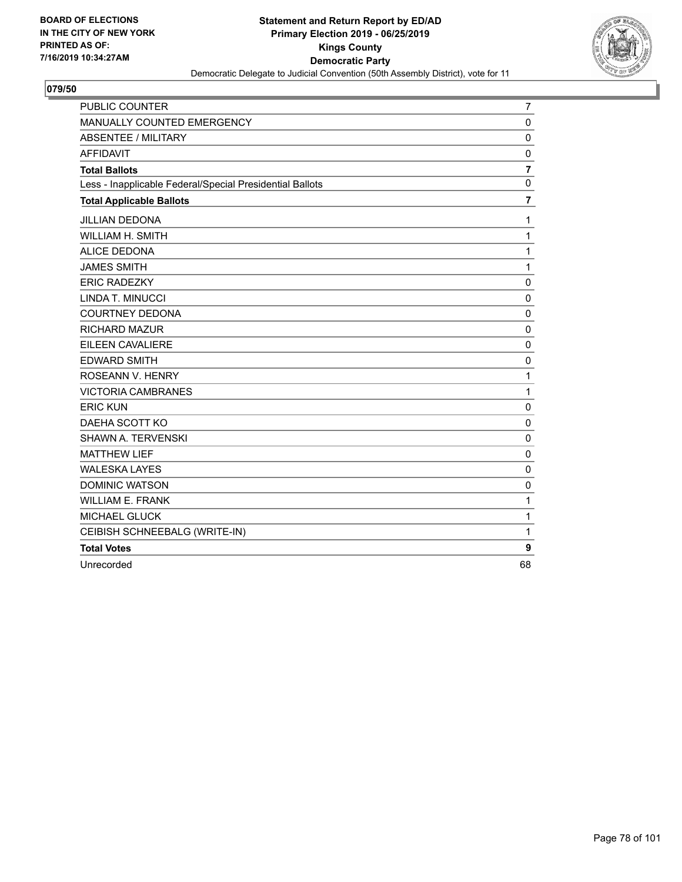BOARD OF ELECTIONS
IN THE CITY OF NEW YORK
PRINTED AS OF:
7/16/2019 10:34:27AM

**Statement and Return Report by ED/AD**
**Primary Election 2019 - 06/25/2019**
**Kings County**
**Democratic Party**
Democratic Delegate to Judicial Convention (50th Assembly District), vote for 11

## 079/50

| | |
|---|---|
| PUBLIC COUNTER | 7 |
| MANUALLY COUNTED EMERGENCY | 0 |
| ABSENTEE / MILITARY | 0 |
| AFFIDAVIT | 0 |
| **Total Ballots** | **7** |
| Less - Inapplicable Federal/Special Presidential Ballots | 0 |
| **Total Applicable Ballots** | **7** |
| JILLIAN DEDONA | 1 |
| WILLIAM H. SMITH | 1 |
| ALICE DEDONA | 1 |
| JAMES SMITH | 1 |
| ERIC RADEZKY | 0 |
| LINDA T. MINUCCI | 0 |
| COURTNEY DEDONA | 0 |
| RICHARD MAZUR | 0 |
| EILEEN CAVALIERE | 0 |
| EDWARD SMITH | 0 |
| ROSEANN V. HENRY | 1 |
| VICTORIA CAMBRANES | 1 |
| ERIC KUN | 0 |
| DAEHA SCOTT KO | 0 |
| SHAWN A. TERVENSKI | 0 |
| MATTHEW LIEF | 0 |
| WALESKA LAYES | 0 |
| DOMINIC WATSON | 0 |
| WILLIAM E. FRANK | 1 |
| MICHAEL GLUCK | 1 |
| CEIBISH SCHNEEBALG (WRITE-IN) | 1 |
| **Total Votes** | **9** |
| Unrecorded | 68 |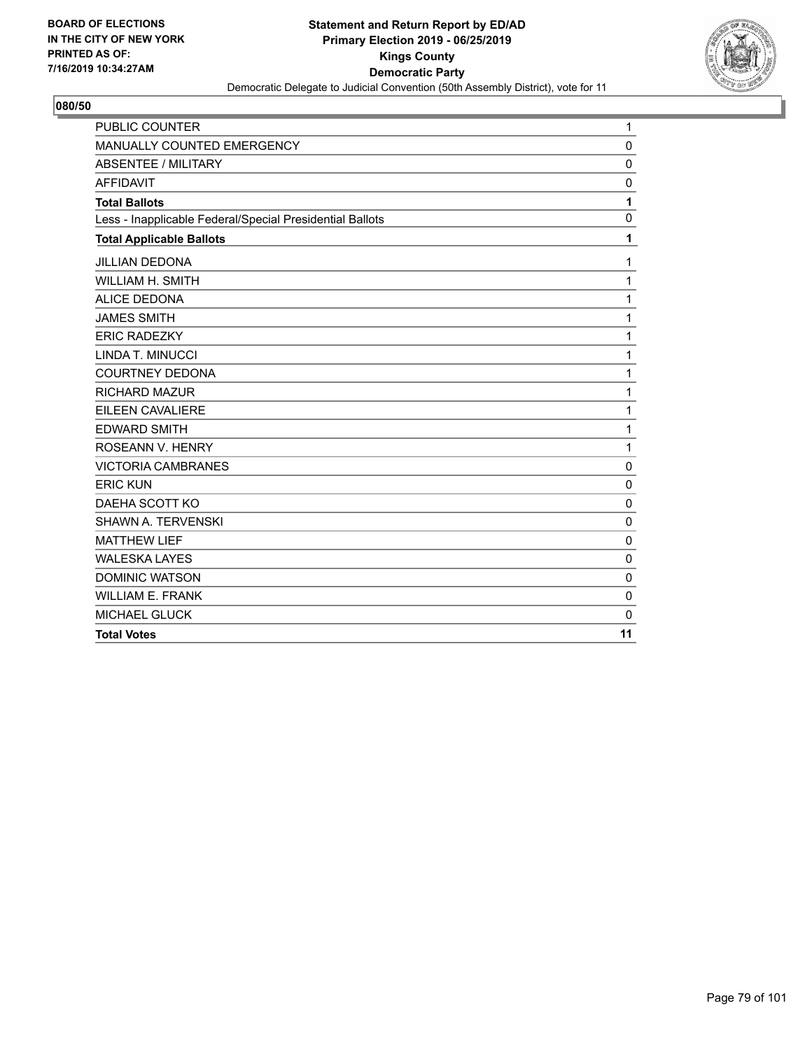BOARD OF ELECTIONS
IN THE CITY OF NEW YORK
PRINTED AS OF:
7/16/2019 10:34:27AM

**Statement and Return Report by ED/AD**
**Primary Election 2019 - 06/25/2019**
**Kings County**
**Democratic Party**
Democratic Delegate to Judicial Convention (50th Assembly District), vote for 11

## 080/50

| | |
|---|---|
| PUBLIC COUNTER | 1 |
| MANUALLY COUNTED EMERGENCY | 0 |
| ABSENTEE / MILITARY | 0 |
| AFFIDAVIT | 0 |
| **Total Ballots** | **1** |
| Less - Inapplicable Federal/Special Presidential Ballots | 0 |
| **Total Applicable Ballots** | **1** |
| JILLIAN DEDONA | 1 |
| WILLIAM H. SMITH | 1 |
| ALICE DEDONA | 1 |
| JAMES SMITH | 1 |
| ERIC RADEZKY | 1 |
| LINDA T. MINUCCI | 1 |
| COURTNEY DEDONA | 1 |
| RICHARD MAZUR | 1 |
| EILEEN CAVALIERE | 1 |
| EDWARD SMITH | 1 |
| ROSEANN V. HENRY | 1 |
| VICTORIA CAMBRANES | 0 |
| ERIC KUN | 0 |
| DAEHA SCOTT KO | 0 |
| SHAWN A. TERVENSKI | 0 |
| MATTHEW LIEF | 0 |
| WALESKA LAYES | 0 |
| DOMINIC WATSON | 0 |
| WILLIAM E. FRANK | 0 |
| MICHAEL GLUCK | 0 |
| **Total Votes** | **11** |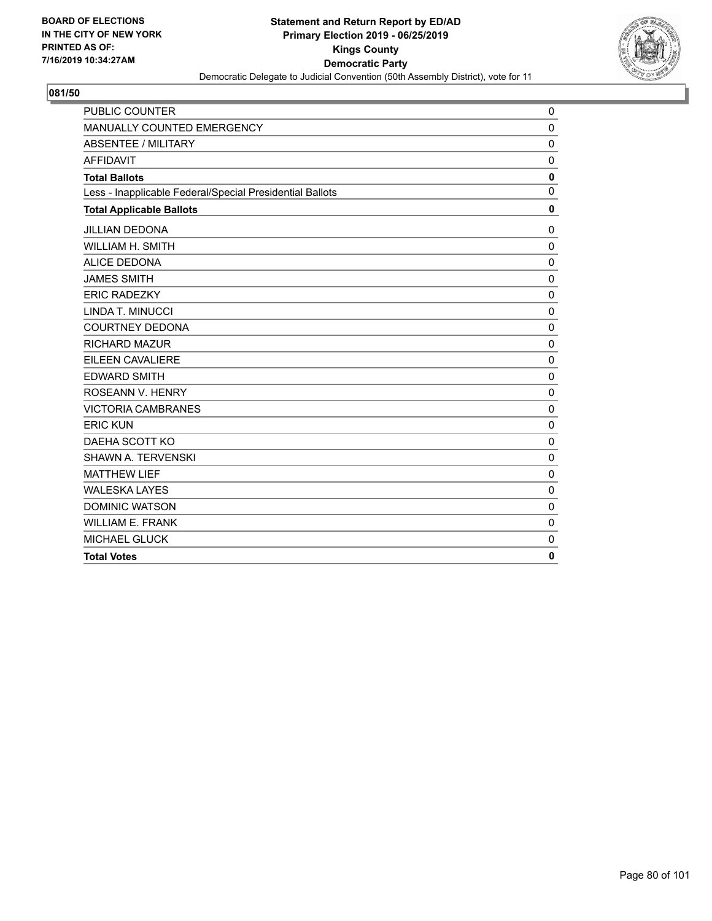BOARD OF ELECTIONS
IN THE CITY OF NEW YORK
PRINTED AS OF:
7/16/2019 10:34:27AM

**Statement and Return Report by ED/AD**
**Primary Election 2019 - 06/25/2019**
**Kings County**
**Democratic Party**
Democratic Delegate to Judicial Convention (50th Assembly District), vote for 11

## 081/50

| | |
|---|---|
| PUBLIC COUNTER | 0 |
| MANUALLY COUNTED EMERGENCY | 0 |
| ABSENTEE / MILITARY | 0 |
| AFFIDAVIT | 0 |
| **Total Ballots** | **0** |
| Less - Inapplicable Federal/Special Presidential Ballots | 0 |
| **Total Applicable Ballots** | **0** |
| JILLIAN DEDONA | 0 |
| WILLIAM H. SMITH | 0 |
| ALICE DEDONA | 0 |
| JAMES SMITH | 0 |
| ERIC RADEZKY | 0 |
| LINDA T. MINUCCI | 0 |
| COURTNEY DEDONA | 0 |
| RICHARD MAZUR | 0 |
| EILEEN CAVALIERE | 0 |
| EDWARD SMITH | 0 |
| ROSEANN V. HENRY | 0 |
| VICTORIA CAMBRANES | 0 |
| ERIC KUN | 0 |
| DAEHA SCOTT KO | 0 |
| SHAWN A. TERVENSKI | 0 |
| MATTHEW LIEF | 0 |
| WALESKA LAYES | 0 |
| DOMINIC WATSON | 0 |
| WILLIAM E. FRANK | 0 |
| MICHAEL GLUCK | 0 |
| **Total Votes** | **0** |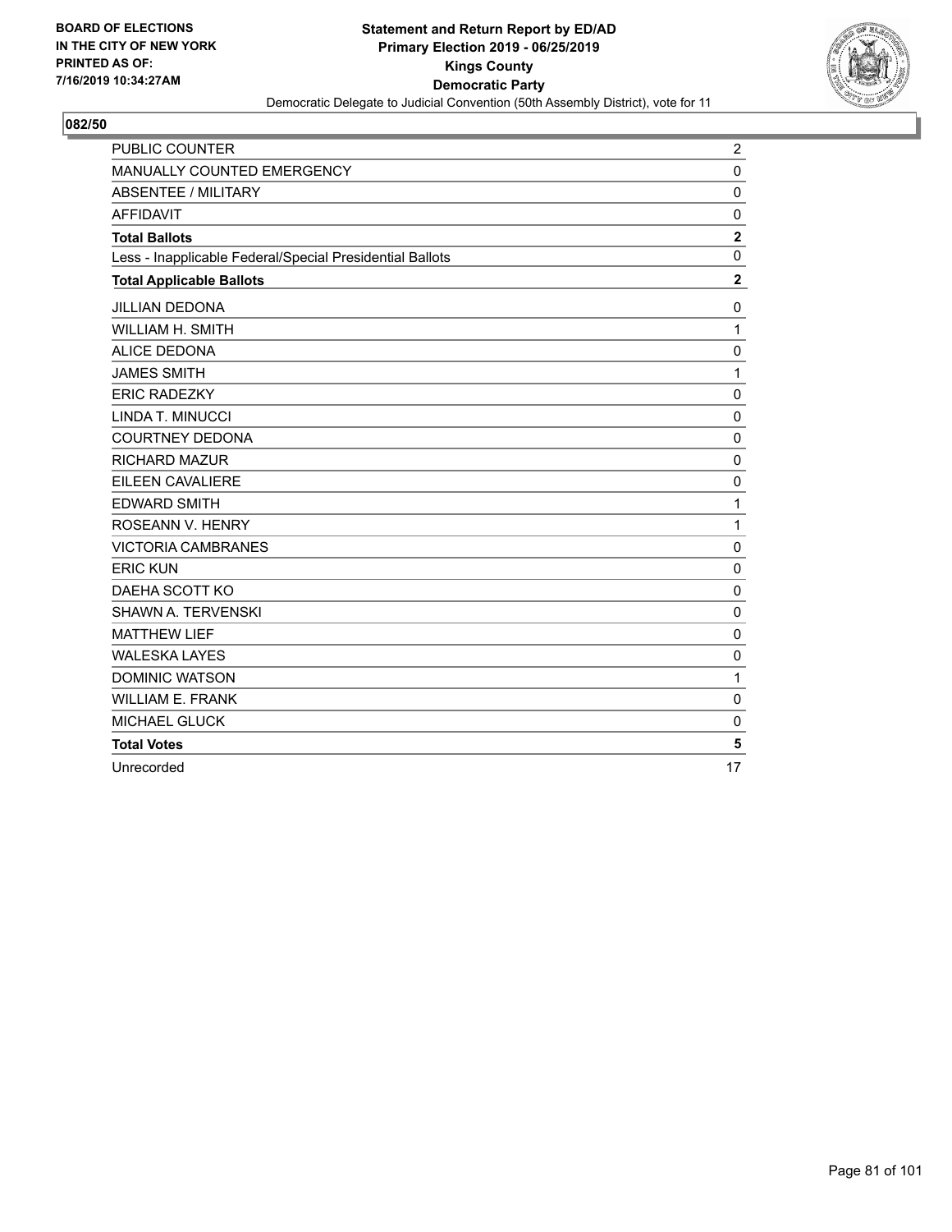BOARD OF ELECTIONS
IN THE CITY OF NEW YORK
PRINTED AS OF:
7/16/2019 10:34:27AM

**Statement and Return Report by ED/AD**
**Primary Election 2019 - 06/25/2019**
**Kings County**
**Democratic Party**
Democratic Delegate to Judicial Convention (50th Assembly District), vote for 11

**082/50**

| | |
|---|---|
| PUBLIC COUNTER | 2 |
| MANUALLY COUNTED EMERGENCY | 0 |
| ABSENTEE / MILITARY | 0 |
| AFFIDAVIT | 0 |
| **Total Ballots** | **2** |
| Less - Inapplicable Federal/Special Presidential Ballots | 0 |
| **Total Applicable Ballots** | **2** |
| JILLIAN DEDONA | 0 |
| WILLIAM H. SMITH | 1 |
| ALICE DEDONA | 0 |
| JAMES SMITH | 1 |
| ERIC RADEZKY | 0 |
| LINDA T. MINUCCI | 0 |
| COURTNEY DEDONA | 0 |
| RICHARD MAZUR | 0 |
| EILEEN CAVALIERE | 0 |
| EDWARD SMITH | 1 |
| ROSEANN V. HENRY | 1 |
| VICTORIA CAMBRANES | 0 |
| ERIC KUN | 0 |
| DAEHA SCOTT KO | 0 |
| SHAWN A. TERVENSKI | 0 |
| MATTHEW LIEF | 0 |
| WALESKA LAYES | 0 |
| DOMINIC WATSON | 1 |
| WILLIAM E. FRANK | 0 |
| MICHAEL GLUCK | 0 |
| **Total Votes** | **5** |
| Unrecorded | 17 |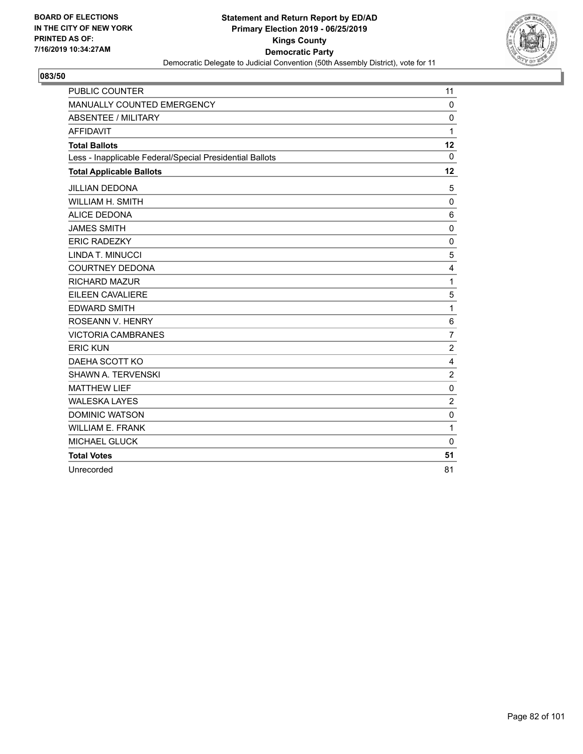BOARD OF ELECTIONS
IN THE CITY OF NEW YORK
PRINTED AS OF:
7/16/2019 10:34:27AM

**Statement and Return Report by ED/AD**
**Primary Election 2019 - 06/25/2019**
**Kings County**
**Democratic Party**
Democratic Delegate to Judicial Convention (50th Assembly District), vote for 11

**083/50**

| | |
|---|---|
| PUBLIC COUNTER | 11 |
| MANUALLY COUNTED EMERGENCY | 0 |
| ABSENTEE / MILITARY | 0 |
| AFFIDAVIT | 1 |
| **Total Ballots** | **12** |
| Less - Inapplicable Federal/Special Presidential Ballots | 0 |
| **Total Applicable Ballots** | **12** |
| JILLIAN DEDONA | 5 |
| WILLIAM H. SMITH | 0 |
| ALICE DEDONA | 6 |
| JAMES SMITH | 0 |
| ERIC RADEZKY | 0 |
| LINDA T. MINUCCI | 5 |
| COURTNEY DEDONA | 4 |
| RICHARD MAZUR | 1 |
| EILEEN CAVALIERE | 5 |
| EDWARD SMITH | 1 |
| ROSEANN V. HENRY | 6 |
| VICTORIA CAMBRANES | 7 |
| ERIC KUN | 2 |
| DAEHA SCOTT KO | 4 |
| SHAWN A. TERVENSKI | 2 |
| MATTHEW LIEF | 0 |
| WALESKA LAYES | 2 |
| DOMINIC WATSON | 0 |
| WILLIAM E. FRANK | 1 |
| MICHAEL GLUCK | 0 |
| **Total Votes** | **51** |
| Unrecorded | 81 |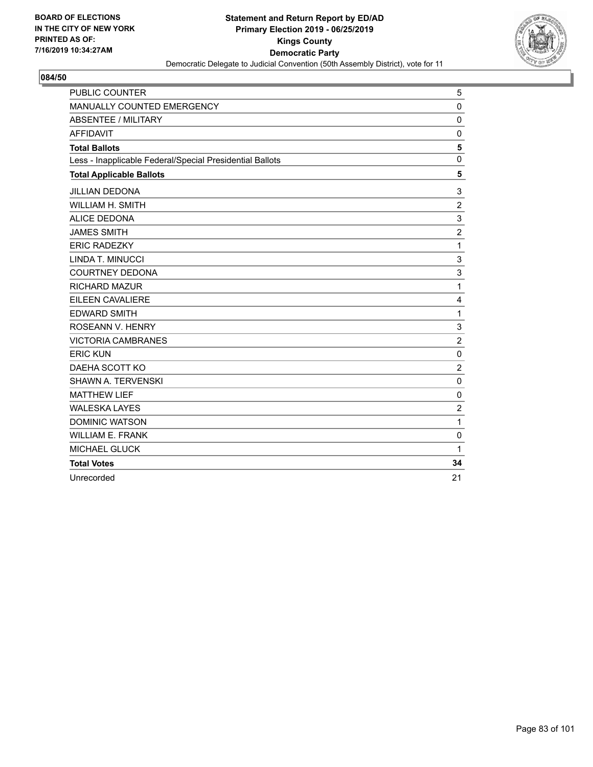BOARD OF ELECTIONS
IN THE CITY OF NEW YORK
PRINTED AS OF:
7/16/2019 10:34:27AM

**Statement and Return Report by ED/AD**
**Primary Election 2019 - 06/25/2019**
**Kings County**
**Democratic Party**
Democratic Delegate to Judicial Convention (50th Assembly District), vote for 11

**084/50**

| | |
|---|---|
| PUBLIC COUNTER | 5 |
| MANUALLY COUNTED EMERGENCY | 0 |
| ABSENTEE / MILITARY | 0 |
| AFFIDAVIT | 0 |
| **Total Ballots** | **5** |
| Less - Inapplicable Federal/Special Presidential Ballots | 0 |
| **Total Applicable Ballots** | **5** |
| JILLIAN DEDONA | 3 |
| WILLIAM H. SMITH | 2 |
| ALICE DEDONA | 3 |
| JAMES SMITH | 2 |
| ERIC RADEZKY | 1 |
| LINDA T. MINUCCI | 3 |
| COURTNEY DEDONA | 3 |
| RICHARD MAZUR | 1 |
| EILEEN CAVALIERE | 4 |
| EDWARD SMITH | 1 |
| ROSEANN V. HENRY | 3 |
| VICTORIA CAMBRANES | 2 |
| ERIC KUN | 0 |
| DAEHA SCOTT KO | 2 |
| SHAWN A. TERVENSKI | 0 |
| MATTHEW LIEF | 0 |
| WALESKA LAYES | 2 |
| DOMINIC WATSON | 1 |
| WILLIAM E. FRANK | 0 |
| MICHAEL GLUCK | 1 |
| **Total Votes** | **34** |
| Unrecorded | 21 |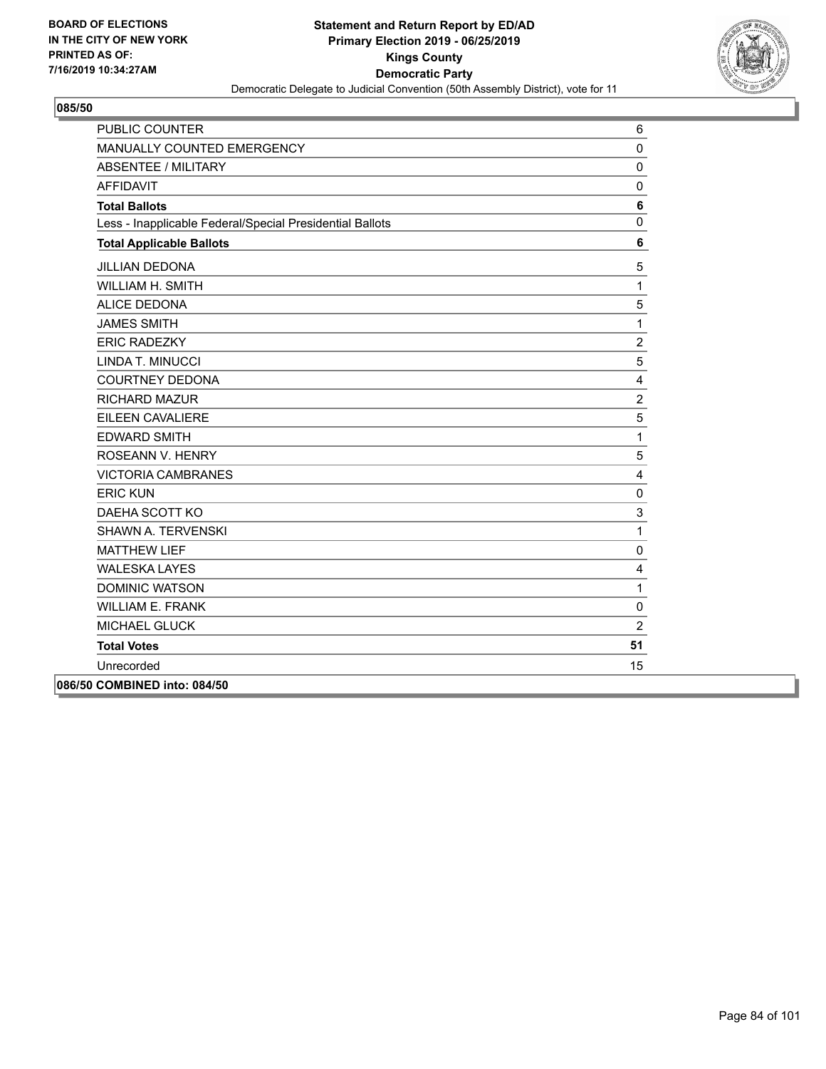BOARD OF ELECTIONS
IN THE CITY OF NEW YORK
PRINTED AS OF:
7/16/2019 10:34:27AM

**Statement and Return Report by ED/AD**
**Primary Election 2019 - 06/25/2019**
**Kings County**
**Democratic Party**
Democratic Delegate to Judicial Convention (50th Assembly District), vote for 11

## 085/50

| | |
|---|---|
| PUBLIC COUNTER | 6 |
| MANUALLY COUNTED EMERGENCY | 0 |
| ABSENTEE / MILITARY | 0 |
| AFFIDAVIT | 0 |
| **Total Ballots** | **6** |
| Less - Inapplicable Federal/Special Presidential Ballots | 0 |
| **Total Applicable Ballots** | **6** |
| JILLIAN DEDONA | 5 |
| WILLIAM H. SMITH | 1 |
| ALICE DEDONA | 5 |
| JAMES SMITH | 1 |
| ERIC RADEZKY | 2 |
| LINDA T. MINUCCI | 5 |
| COURTNEY DEDONA | 4 |
| RICHARD MAZUR | 2 |
| EILEEN CAVALIERE | 5 |
| EDWARD SMITH | 1 |
| ROSEANN V. HENRY | 5 |
| VICTORIA CAMBRANES | 4 |
| ERIC KUN | 0 |
| DAEHA SCOTT KO | 3 |
| SHAWN A. TERVENSKI | 1 |
| MATTHEW LIEF | 0 |
| WALESKA LAYES | 4 |
| DOMINIC WATSON | 1 |
| WILLIAM E. FRANK | 0 |
| MICHAEL GLUCK | 2 |
| **Total Votes** | **51** |
| Unrecorded | 15 |

**086/50 COMBINED into: 084/50**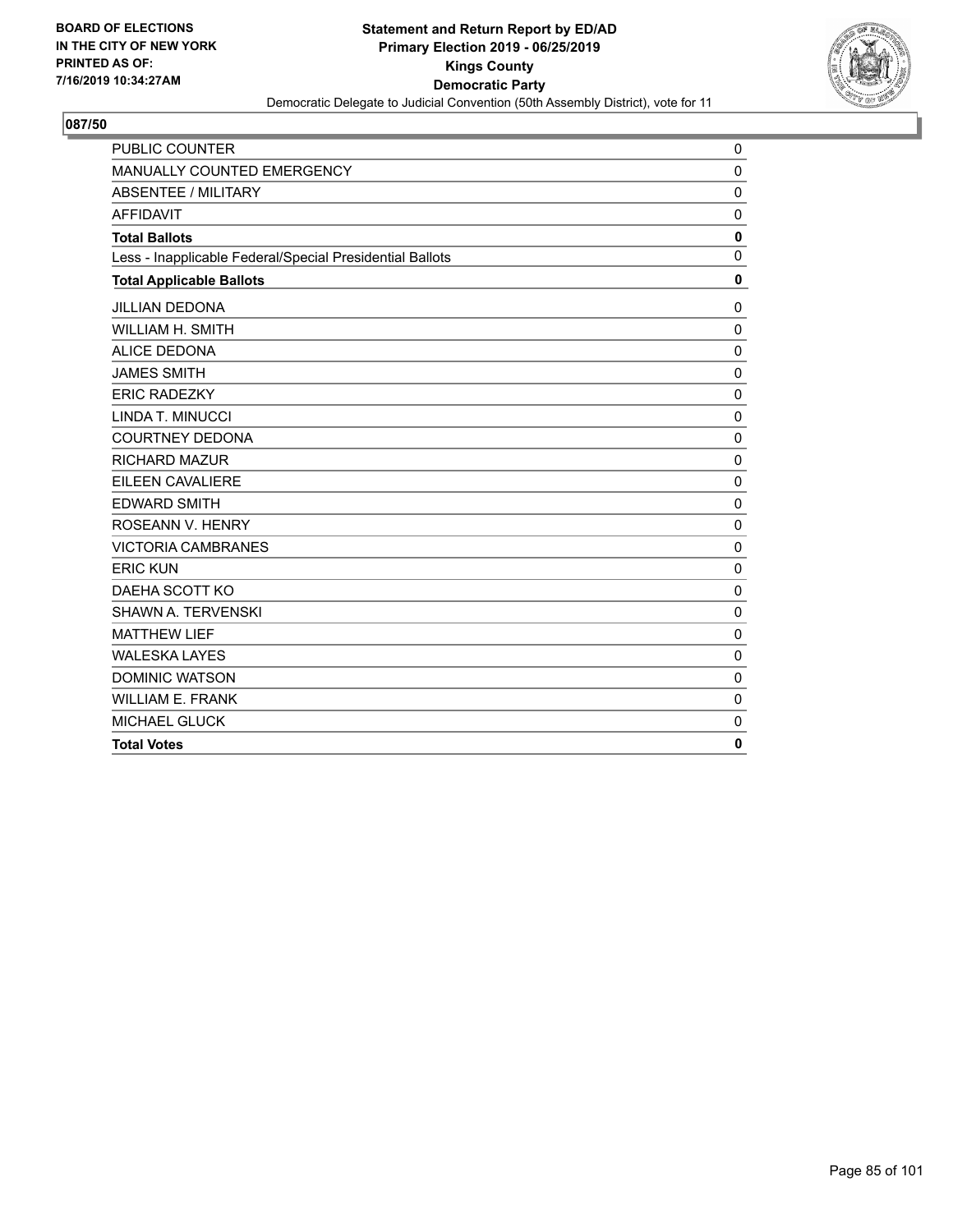**BOARD OF ELECTIONS IN THE CITY OF NEW YORK PRINTED AS OF: 7/16/2019 10:34:27AM**

**Statement and Return Report by ED/AD**
**Primary Election 2019 - 06/25/2019**
**Kings County**
**Democratic Party**
Democratic Delegate to Judicial Convention (50th Assembly District), vote for 11

**087/50**

| | |
|---|---|
| PUBLIC COUNTER | 0 |
| MANUALLY COUNTED EMERGENCY | 0 |
| ABSENTEE / MILITARY | 0 |
| AFFIDAVIT | 0 |
| **Total Ballots** | **0** |
| Less - Inapplicable Federal/Special Presidential Ballots | 0 |
| **Total Applicable Ballots** | **0** |
| JILLIAN DEDONA | 0 |
| WILLIAM H. SMITH | 0 |
| ALICE DEDONA | 0 |
| JAMES SMITH | 0 |
| ERIC RADEZKY | 0 |
| LINDA T. MINUCCI | 0 |
| COURTNEY DEDONA | 0 |
| RICHARD MAZUR | 0 |
| EILEEN CAVALIERE | 0 |
| EDWARD SMITH | 0 |
| ROSEANN V. HENRY | 0 |
| VICTORIA CAMBRANES | 0 |
| ERIC KUN | 0 |
| DAEHA SCOTT KO | 0 |
| SHAWN A. TERVENSKI | 0 |
| MATTHEW LIEF | 0 |
| WALESKA LAYES | 0 |
| DOMINIC WATSON | 0 |
| WILLIAM E. FRANK | 0 |
| MICHAEL GLUCK | 0 |
| **Total Votes** | **0** |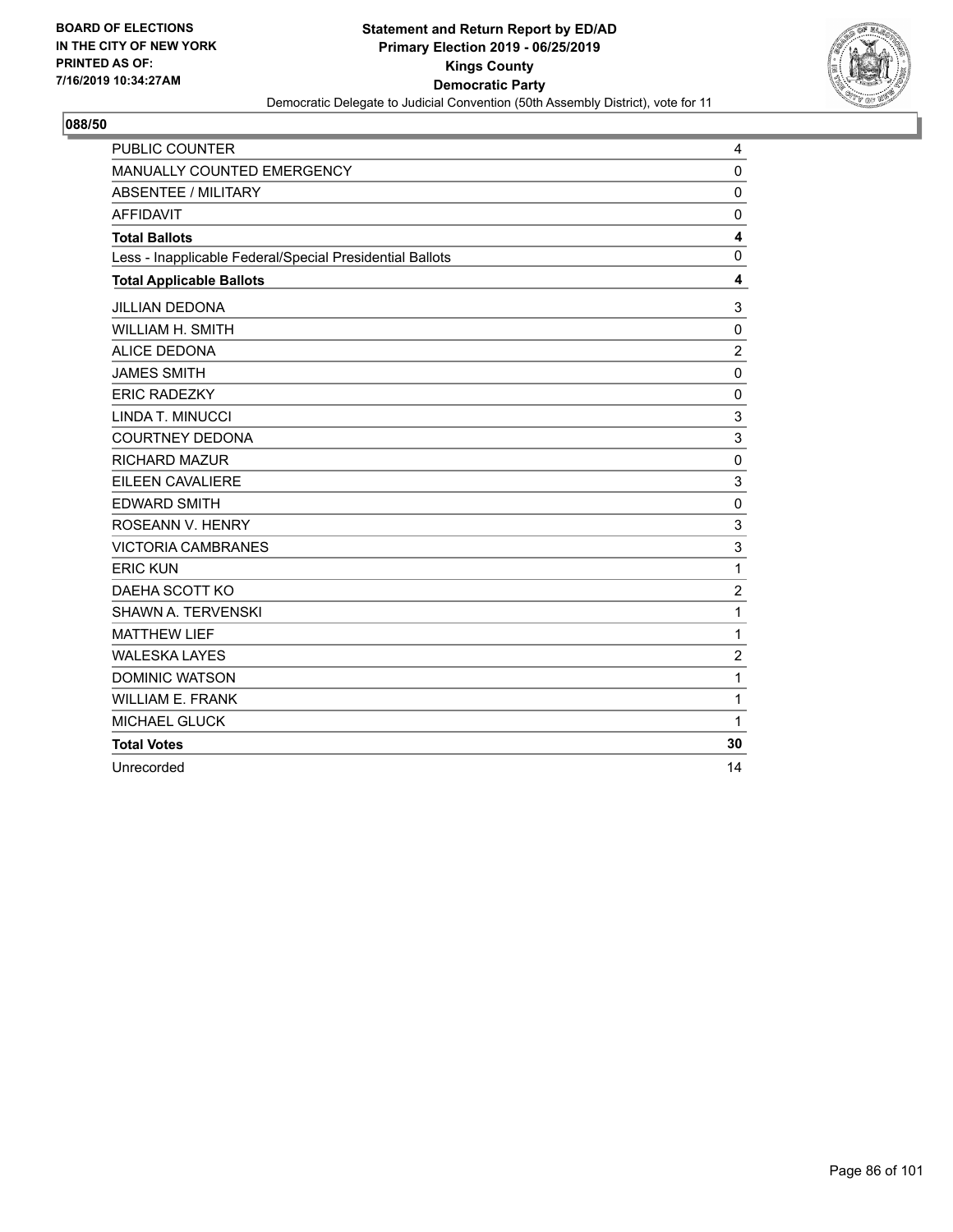BOARD OF ELECTIONS
IN THE CITY OF NEW YORK
PRINTED AS OF:
7/16/2019 10:34:27AM

**Statement and Return Report by ED/AD**
**Primary Election 2019 - 06/25/2019**
**Kings County**
**Democratic Party**
Democratic Delegate to Judicial Convention (50th Assembly District), vote for 11

**088/50**

| | |
|---|---|
| PUBLIC COUNTER | 4 |
| MANUALLY COUNTED EMERGENCY | 0 |
| ABSENTEE / MILITARY | 0 |
| AFFIDAVIT | 0 |
| **Total Ballots** | **4** |
| Less - Inapplicable Federal/Special Presidential Ballots | 0 |
| **Total Applicable Ballots** | **4** |
| JILLIAN DEDONA | 3 |
| WILLIAM H. SMITH | 0 |
| ALICE DEDONA | 2 |
| JAMES SMITH | 0 |
| ERIC RADEZKY | 0 |
| LINDA T. MINUCCI | 3 |
| COURTNEY DEDONA | 3 |
| RICHARD MAZUR | 0 |
| EILEEN CAVALIERE | 3 |
| EDWARD SMITH | 0 |
| ROSEANN V. HENRY | 3 |
| VICTORIA CAMBRANES | 3 |
| ERIC KUN | 1 |
| DAEHA SCOTT KO | 2 |
| SHAWN A. TERVENSKI | 1 |
| MATTHEW LIEF | 1 |
| WALESKA LAYES | 2 |
| DOMINIC WATSON | 1 |
| WILLIAM E. FRANK | 1 |
| MICHAEL GLUCK | 1 |
| **Total Votes** | **30** |
| Unrecorded | 14 |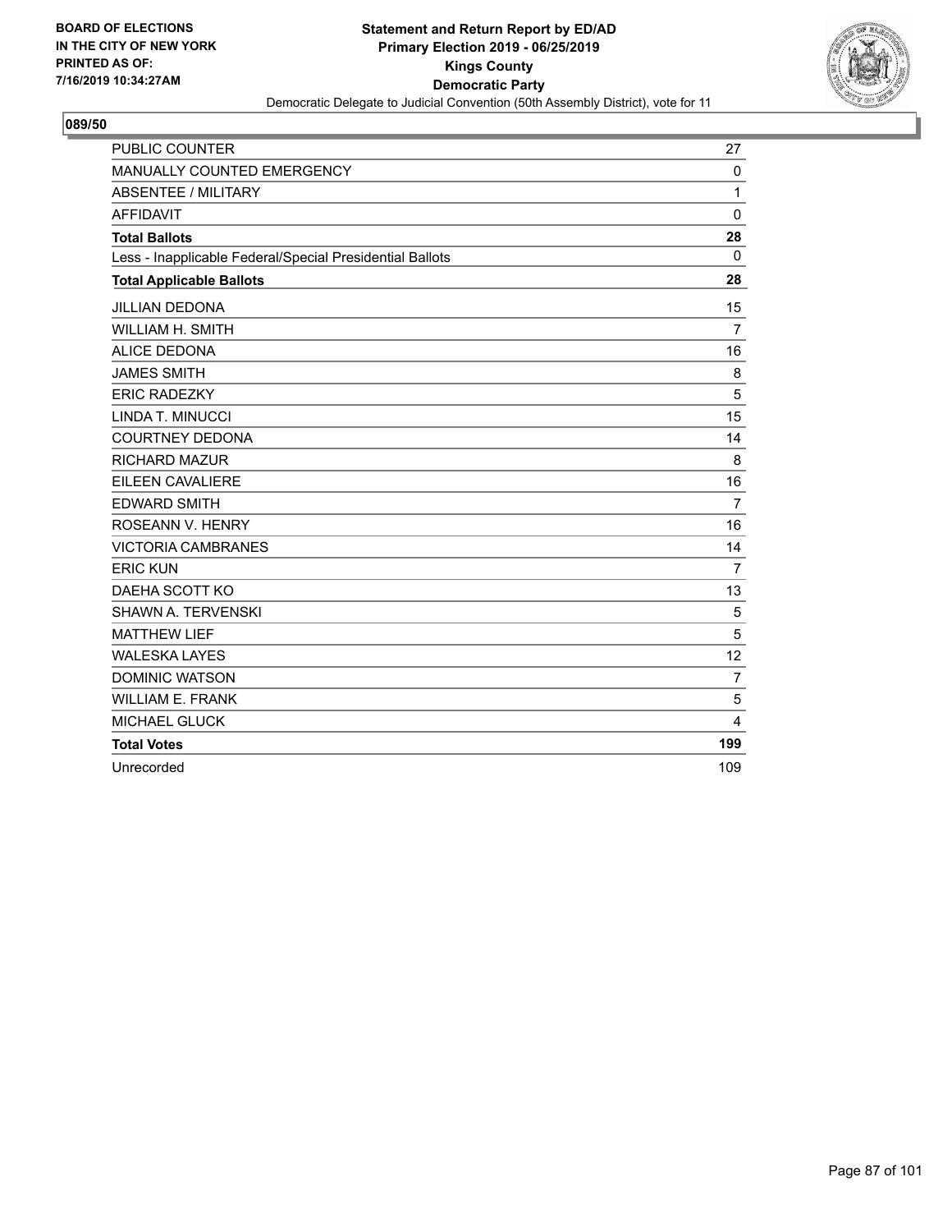BOARD OF ELECTIONS
IN THE CITY OF NEW YORK
PRINTED AS OF:
7/16/2019 10:34:27AM

**Statement and Return Report by ED/AD**
**Primary Election 2019 - 06/25/2019**
**Kings County**
**Democratic Party**
Democratic Delegate to Judicial Convention (50th Assembly District), vote for 11

## 089/50

| | |
|---|---|
| PUBLIC COUNTER | 27 |
| MANUALLY COUNTED EMERGENCY | 0 |
| ABSENTEE / MILITARY | 1 |
| AFFIDAVIT | 0 |
| **Total Ballots** | **28** |
| Less - Inapplicable Federal/Special Presidential Ballots | 0 |
| **Total Applicable Ballots** | **28** |
| JILLIAN DEDONA | 15 |
| WILLIAM H. SMITH | 7 |
| ALICE DEDONA | 16 |
| JAMES SMITH | 8 |
| ERIC RADEZKY | 5 |
| LINDA T. MINUCCI | 15 |
| COURTNEY DEDONA | 14 |
| RICHARD MAZUR | 8 |
| EILEEN CAVALIERE | 16 |
| EDWARD SMITH | 7 |
| ROSEANN V. HENRY | 16 |
| VICTORIA CAMBRANES | 14 |
| ERIC KUN | 7 |
| DAEHA SCOTT KO | 13 |
| SHAWN A. TERVENSKI | 5 |
| MATTHEW LIEF | 5 |
| WALESKA LAYES | 12 |
| DOMINIC WATSON | 7 |
| WILLIAM E. FRANK | 5 |
| MICHAEL GLUCK | 4 |
| **Total Votes** | **199** |
| Unrecorded | 109 |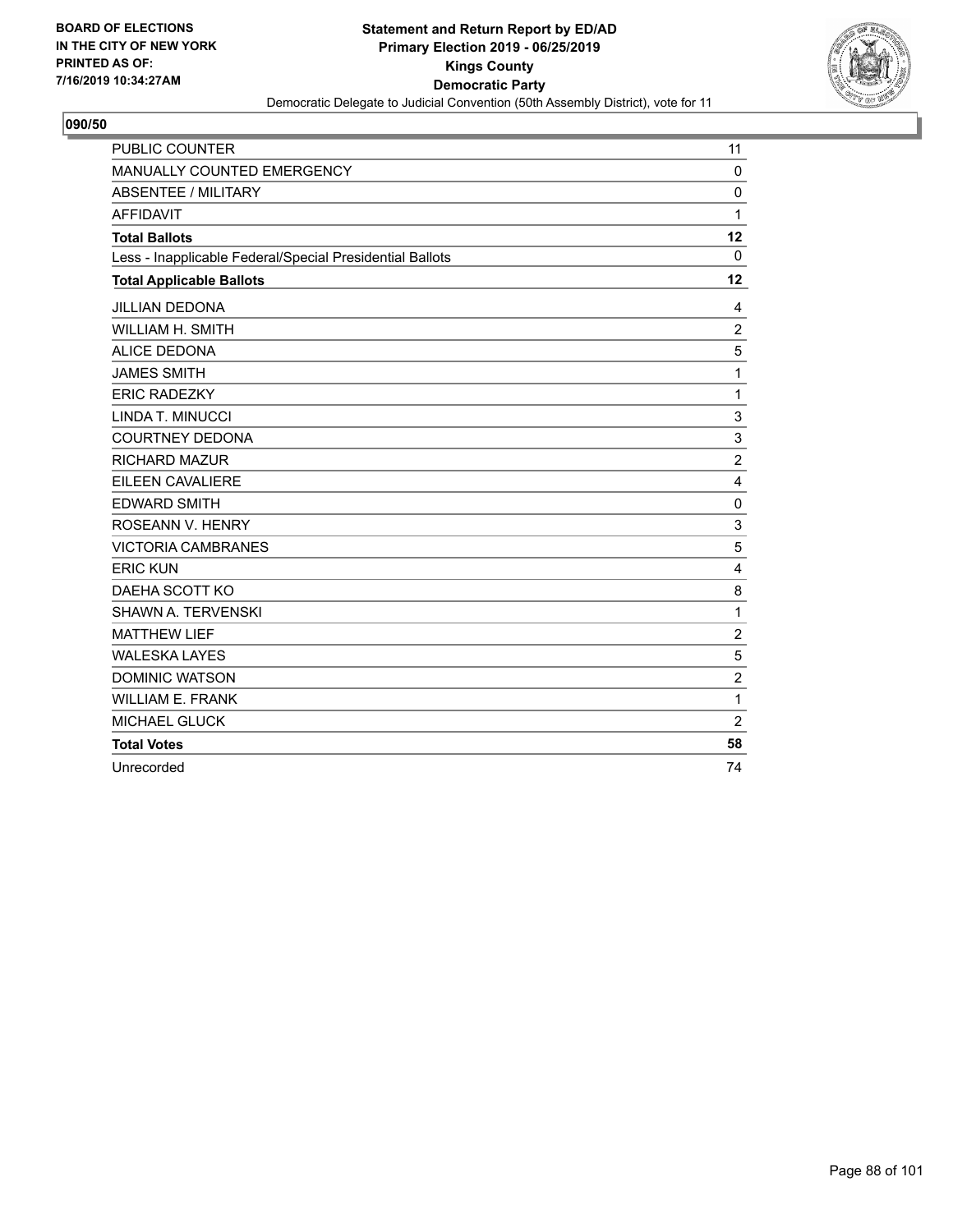BOARD OF ELECTIONS
IN THE CITY OF NEW YORK
PRINTED AS OF:
7/16/2019 10:34:27AM

**Statement and Return Report by ED/AD**
**Primary Election 2019 - 06/25/2019**
**Kings County**
**Democratic Party**
Democratic Delegate to Judicial Convention (50th Assembly District), vote for 11

**090/50**

| | |
|---|---|
| PUBLIC COUNTER | 11 |
| MANUALLY COUNTED EMERGENCY | 0 |
| ABSENTEE / MILITARY | 0 |
| AFFIDAVIT | 1 |
| **Total Ballots** | **12** |
| Less - Inapplicable Federal/Special Presidential Ballots | 0 |
| **Total Applicable Ballots** | **12** |
| JILLIAN DEDONA | 4 |
| WILLIAM H. SMITH | 2 |
| ALICE DEDONA | 5 |
| JAMES SMITH | 1 |
| ERIC RADEZKY | 1 |
| LINDA T. MINUCCI | 3 |
| COURTNEY DEDONA | 3 |
| RICHARD MAZUR | 2 |
| EILEEN CAVALIERE | 4 |
| EDWARD SMITH | 0 |
| ROSEANN V. HENRY | 3 |
| VICTORIA CAMBRANES | 5 |
| ERIC KUN | 4 |
| DAEHA SCOTT KO | 8 |
| SHAWN A. TERVENSKI | 1 |
| MATTHEW LIEF | 2 |
| WALESKA LAYES | 5 |
| DOMINIC WATSON | 2 |
| WILLIAM E. FRANK | 1 |
| MICHAEL GLUCK | 2 |
| **Total Votes** | **58** |
| Unrecorded | 74 |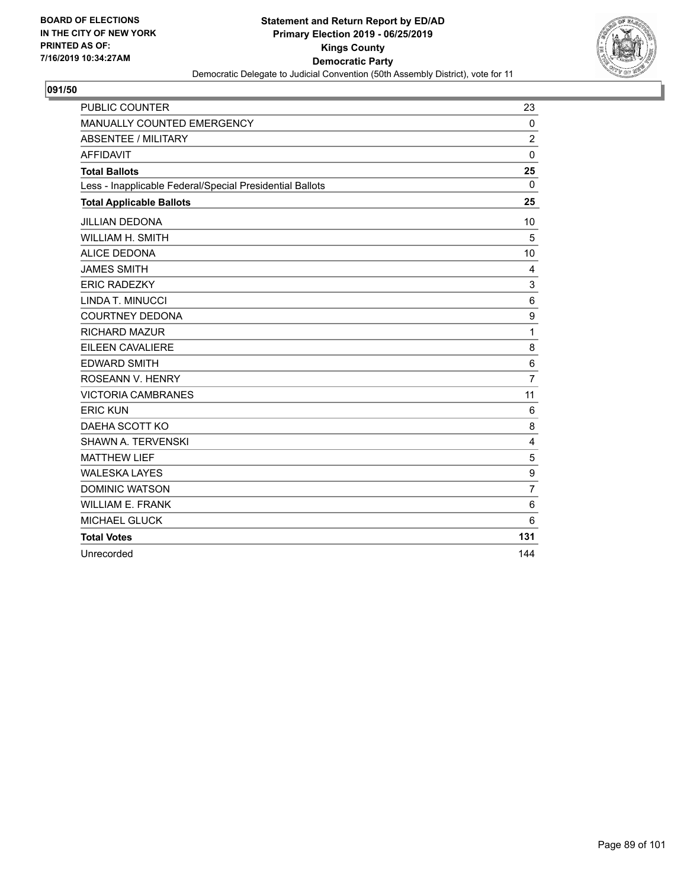BOARD OF ELECTIONS
IN THE CITY OF NEW YORK
PRINTED AS OF:
7/16/2019 10:34:27AM

**Statement and Return Report by ED/AD**
**Primary Election 2019 - 06/25/2019**
**Kings County**
**Democratic Party**
Democratic Delegate to Judicial Convention (50th Assembly District), vote for 11

**091/50**

| | |
|---|---|
| PUBLIC COUNTER | 23 |
| MANUALLY COUNTED EMERGENCY | 0 |
| ABSENTEE / MILITARY | 2 |
| AFFIDAVIT | 0 |
| **Total Ballots** | **25** |
| Less - Inapplicable Federal/Special Presidential Ballots | 0 |
| **Total Applicable Ballots** | **25** |
| JILLIAN DEDONA | 10 |
| WILLIAM H. SMITH | 5 |
| ALICE DEDONA | 10 |
| JAMES SMITH | 4 |
| ERIC RADEZKY | 3 |
| LINDA T. MINUCCI | 6 |
| COURTNEY DEDONA | 9 |
| RICHARD MAZUR | 1 |
| EILEEN CAVALIERE | 8 |
| EDWARD SMITH | 6 |
| ROSEANN V. HENRY | 7 |
| VICTORIA CAMBRANES | 11 |
| ERIC KUN | 6 |
| DAEHA SCOTT KO | 8 |
| SHAWN A. TERVENSKI | 4 |
| MATTHEW LIEF | 5 |
| WALESKA LAYES | 9 |
| DOMINIC WATSON | 7 |
| WILLIAM E. FRANK | 6 |
| MICHAEL GLUCK | 6 |
| **Total Votes** | **131** |
| Unrecorded | 144 |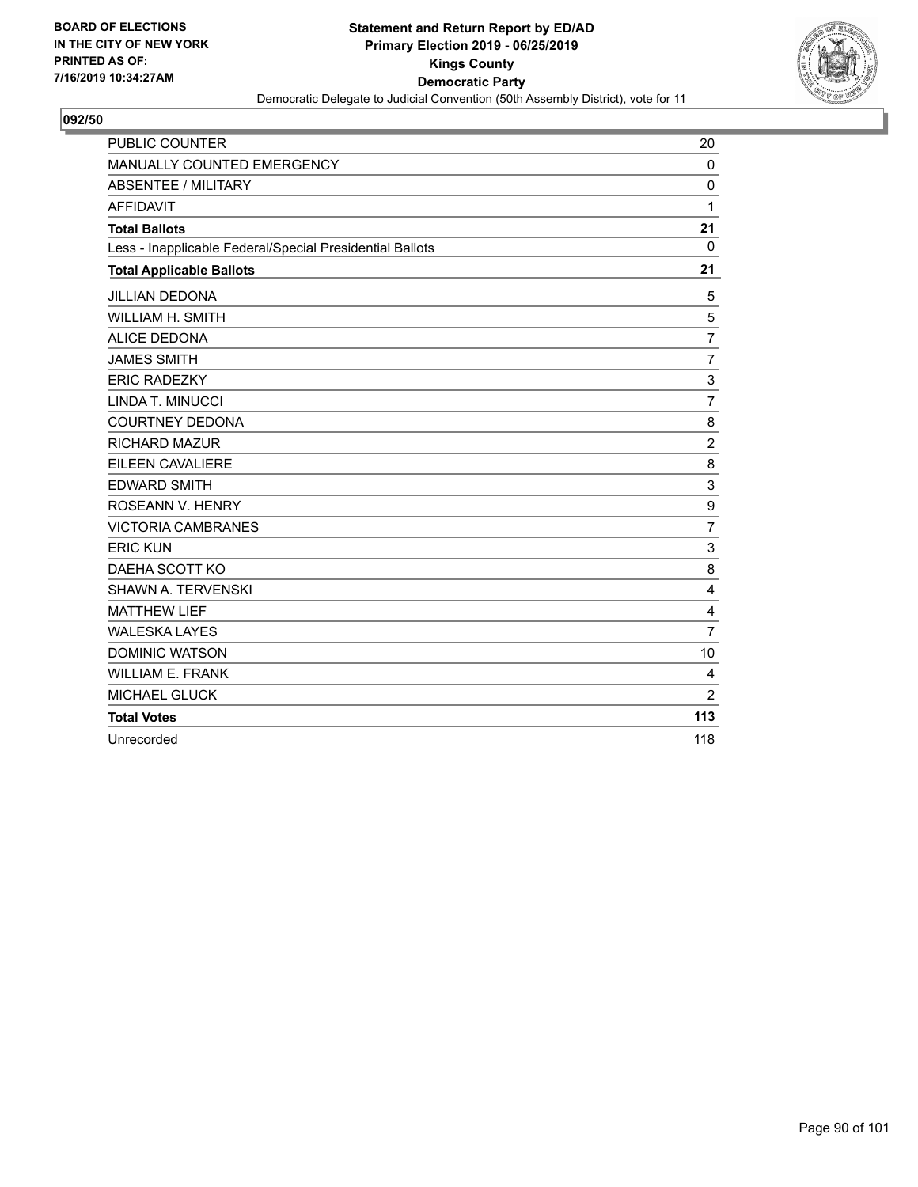BOARD OF ELECTIONS
IN THE CITY OF NEW YORK
PRINTED AS OF:
7/16/2019 10:34:27AM

**Statement and Return Report by ED/AD**
**Primary Election 2019 - 06/25/2019**
**Kings County**
**Democratic Party**
Democratic Delegate to Judicial Convention (50th Assembly District), vote for 11

**092/50**

| | |
|---|---|
| PUBLIC COUNTER | 20 |
| MANUALLY COUNTED EMERGENCY | 0 |
| ABSENTEE / MILITARY | 0 |
| AFFIDAVIT | 1 |
| **Total Ballots** | **21** |
| Less - Inapplicable Federal/Special Presidential Ballots | 0 |
| **Total Applicable Ballots** | **21** |
| JILLIAN DEDONA | 5 |
| WILLIAM H. SMITH | 5 |
| ALICE DEDONA | 7 |
| JAMES SMITH | 7 |
| ERIC RADEZKY | 3 |
| LINDA T. MINUCCI | 7 |
| COURTNEY DEDONA | 8 |
| RICHARD MAZUR | 2 |
| EILEEN CAVALIERE | 8 |
| EDWARD SMITH | 3 |
| ROSEANN V. HENRY | 9 |
| VICTORIA CAMBRANES | 7 |
| ERIC KUN | 3 |
| DAEHA SCOTT KO | 8 |
| SHAWN A. TERVENSKI | 4 |
| MATTHEW LIEF | 4 |
| WALESKA LAYES | 7 |
| DOMINIC WATSON | 10 |
| WILLIAM E. FRANK | 4 |
| MICHAEL GLUCK | 2 |
| **Total Votes** | **113** |
| Unrecorded | 118 |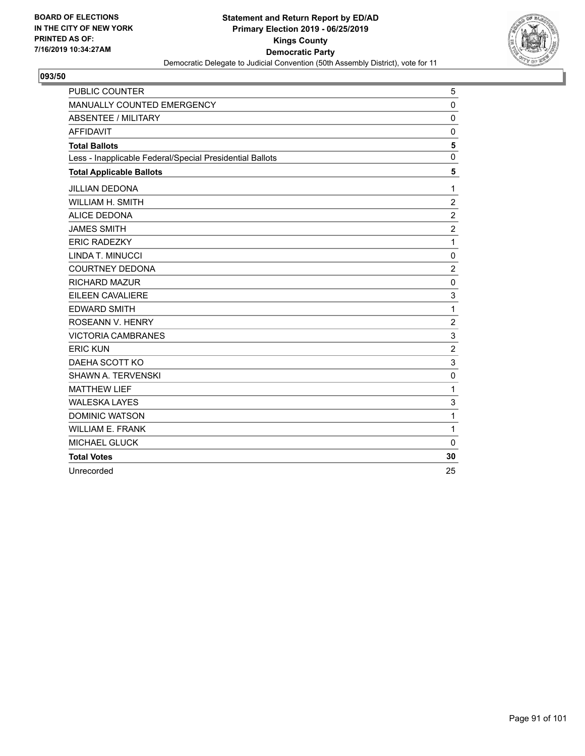BOARD OF ELECTIONS
IN THE CITY OF NEW YORK
PRINTED AS OF:
7/16/2019 10:34:27AM

**Statement and Return Report by ED/AD**
**Primary Election 2019 - 06/25/2019**
**Kings County**
**Democratic Party**
Democratic Delegate to Judicial Convention (50th Assembly District), vote for 11

**093/50**

| | |
|---|---|
| PUBLIC COUNTER | 5 |
| MANUALLY COUNTED EMERGENCY | 0 |
| ABSENTEE / MILITARY | 0 |
| AFFIDAVIT | 0 |
| **Total Ballots** | **5** |
| Less - Inapplicable Federal/Special Presidential Ballots | 0 |
| **Total Applicable Ballots** | **5** |
| JILLIAN DEDONA | 1 |
| WILLIAM H. SMITH | 2 |
| ALICE DEDONA | 2 |
| JAMES SMITH | 2 |
| ERIC RADEZKY | 1 |
| LINDA T. MINUCCI | 0 |
| COURTNEY DEDONA | 2 |
| RICHARD MAZUR | 0 |
| EILEEN CAVALIERE | 3 |
| EDWARD SMITH | 1 |
| ROSEANN V. HENRY | 2 |
| VICTORIA CAMBRANES | 3 |
| ERIC KUN | 2 |
| DAEHA SCOTT KO | 3 |
| SHAWN A. TERVENSKI | 0 |
| MATTHEW LIEF | 1 |
| WALESKA LAYES | 3 |
| DOMINIC WATSON | 1 |
| WILLIAM E. FRANK | 1 |
| MICHAEL GLUCK | 0 |
| **Total Votes** | **30** |
| Unrecorded | 25 |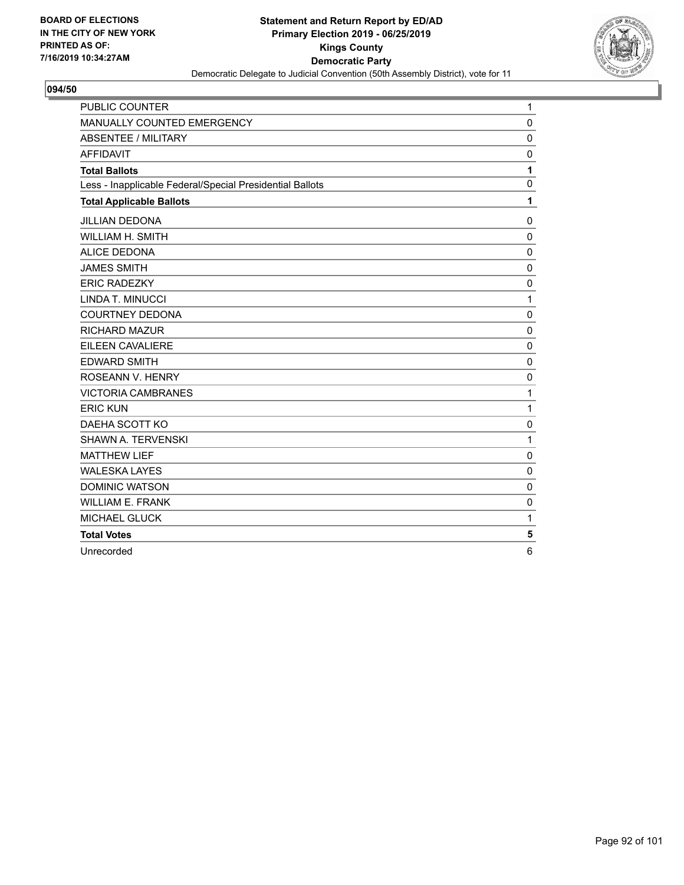BOARD OF ELECTIONS
IN THE CITY OF NEW YORK
PRINTED AS OF:
7/16/2019 10:34:27AM

**Statement and Return Report by ED/AD**
**Primary Election 2019 - 06/25/2019**
**Kings County**
**Democratic Party**
Democratic Delegate to Judicial Convention (50th Assembly District), vote for 11

**094/50**

| | |
|---|---|
| PUBLIC COUNTER | 1 |
| MANUALLY COUNTED EMERGENCY | 0 |
| ABSENTEE / MILITARY | 0 |
| AFFIDAVIT | 0 |
| **Total Ballots** | **1** |
| Less - Inapplicable Federal/Special Presidential Ballots | 0 |
| **Total Applicable Ballots** | **1** |
| JILLIAN DEDONA | 0 |
| WILLIAM H. SMITH | 0 |
| ALICE DEDONA | 0 |
| JAMES SMITH | 0 |
| ERIC RADEZKY | 0 |
| LINDA T. MINUCCI | 1 |
| COURTNEY DEDONA | 0 |
| RICHARD MAZUR | 0 |
| EILEEN CAVALIERE | 0 |
| EDWARD SMITH | 0 |
| ROSEANN V. HENRY | 0 |
| VICTORIA CAMBRANES | 1 |
| ERIC KUN | 1 |
| DAEHA SCOTT KO | 0 |
| SHAWN A. TERVENSKI | 1 |
| MATTHEW LIEF | 0 |
| WALESKA LAYES | 0 |
| DOMINIC WATSON | 0 |
| WILLIAM E. FRANK | 0 |
| MICHAEL GLUCK | 1 |
| **Total Votes** | **5** |
| Unrecorded | 6 |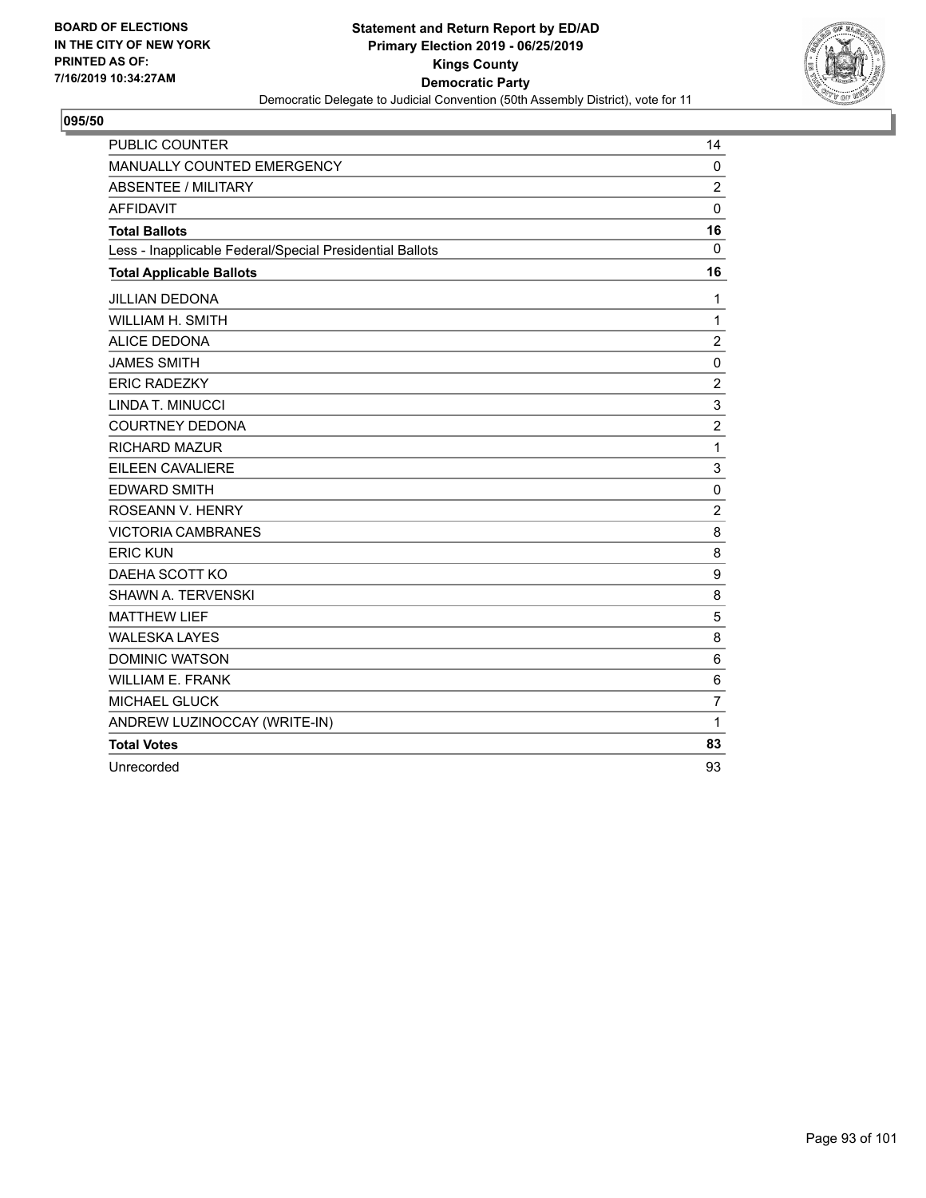BOARD OF ELECTIONS
IN THE CITY OF NEW YORK
PRINTED AS OF:
7/16/2019 10:34:27AM

**Statement and Return Report by ED/AD**
**Primary Election 2019 - 06/25/2019**
**Kings County**
**Democratic Party**
Democratic Delegate to Judicial Convention (50th Assembly District), vote for 11

**095/50**

| | |
|---|---|
| PUBLIC COUNTER | 14 |
| MANUALLY COUNTED EMERGENCY | 0 |
| ABSENTEE / MILITARY | 2 |
| AFFIDAVIT | 0 |
| **Total Ballots** | **16** |
| Less - Inapplicable Federal/Special Presidential Ballots | 0 |
| **Total Applicable Ballots** | **16** |
| JILLIAN DEDONA | 1 |
| WILLIAM H. SMITH | 1 |
| ALICE DEDONA | 2 |
| JAMES SMITH | 0 |
| ERIC RADEZKY | 2 |
| LINDA T. MINUCCI | 3 |
| COURTNEY DEDONA | 2 |
| RICHARD MAZUR | 1 |
| EILEEN CAVALIERE | 3 |
| EDWARD SMITH | 0 |
| ROSEANN V. HENRY | 2 |
| VICTORIA CAMBRANES | 8 |
| ERIC KUN | 8 |
| DAEHA SCOTT KO | 9 |
| SHAWN A. TERVENSKI | 8 |
| MATTHEW LIEF | 5 |
| WALESKA LAYES | 8 |
| DOMINIC WATSON | 6 |
| WILLIAM E. FRANK | 6 |
| MICHAEL GLUCK | 7 |
| ANDREW LUZINOCCAY (WRITE-IN) | 1 |
| **Total Votes** | **83** |
| Unrecorded | 93 |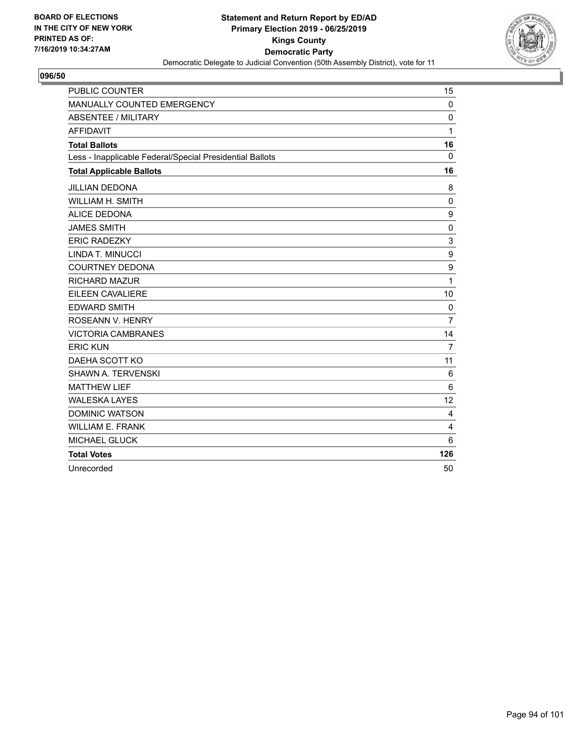BOARD OF ELECTIONS
IN THE CITY OF NEW YORK
PRINTED AS OF:
7/16/2019 10:34:27AM

**Statement and Return Report by ED/AD**
**Primary Election 2019 - 06/25/2019**
**Kings County**
**Democratic Party**
Democratic Delegate to Judicial Convention (50th Assembly District), vote for 11

**096/50**

| | |
|---|---|
| PUBLIC COUNTER | 15 |
| MANUALLY COUNTED EMERGENCY | 0 |
| ABSENTEE / MILITARY | 0 |
| AFFIDAVIT | 1 |
| **Total Ballots** | **16** |
| Less - Inapplicable Federal/Special Presidential Ballots | 0 |
| **Total Applicable Ballots** | **16** |
| JILLIAN DEDONA | 8 |
| WILLIAM H. SMITH | 0 |
| ALICE DEDONA | 9 |
| JAMES SMITH | 0 |
| ERIC RADEZKY | 3 |
| LINDA T. MINUCCI | 9 |
| COURTNEY DEDONA | 9 |
| RICHARD MAZUR | 1 |
| EILEEN CAVALIERE | 10 |
| EDWARD SMITH | 0 |
| ROSEANN V. HENRY | 7 |
| VICTORIA CAMBRANES | 14 |
| ERIC KUN | 7 |
| DAEHA SCOTT KO | 11 |
| SHAWN A. TERVENSKI | 6 |
| MATTHEW LIEF | 6 |
| WALESKA LAYES | 12 |
| DOMINIC WATSON | 4 |
| WILLIAM E. FRANK | 4 |
| MICHAEL GLUCK | 6 |
| **Total Votes** | **126** |
| Unrecorded | 50 |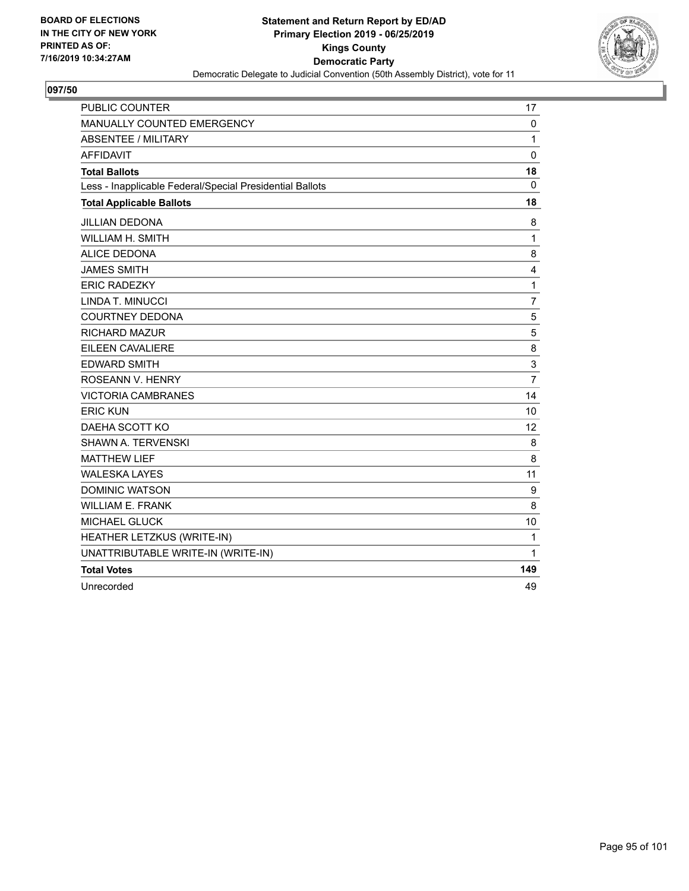BOARD OF ELECTIONS
IN THE CITY OF NEW YORK
PRINTED AS OF:
7/16/2019 10:34:27AM

**Statement and Return Report by ED/AD**
**Primary Election 2019 - 06/25/2019**
**Kings County**
**Democratic Party**
Democratic Delegate to Judicial Convention (50th Assembly District), vote for 11

## 097/50

| | |
|---|---|
| PUBLIC COUNTER | 17 |
| MANUALLY COUNTED EMERGENCY | 0 |
| ABSENTEE / MILITARY | 1 |
| AFFIDAVIT | 0 |
| **Total Ballots** | **18** |
| Less - Inapplicable Federal/Special Presidential Ballots | 0 |
| **Total Applicable Ballots** | **18** |
| JILLIAN DEDONA | 8 |
| WILLIAM H. SMITH | 1 |
| ALICE DEDONA | 8 |
| JAMES SMITH | 4 |
| ERIC RADEZKY | 1 |
| LINDA T. MINUCCI | 7 |
| COURTNEY DEDONA | 5 |
| RICHARD MAZUR | 5 |
| EILEEN CAVALIERE | 8 |
| EDWARD SMITH | 3 |
| ROSEANN V. HENRY | 7 |
| VICTORIA CAMBRANES | 14 |
| ERIC KUN | 10 |
| DAEHA SCOTT KO | 12 |
| SHAWN A. TERVENSKI | 8 |
| MATTHEW LIEF | 8 |
| WALESKA LAYES | 11 |
| DOMINIC WATSON | 9 |
| WILLIAM E. FRANK | 8 |
| MICHAEL GLUCK | 10 |
| HEATHER LETZKUS (WRITE-IN) | 1 |
| UNATTRIBUTABLE WRITE-IN (WRITE-IN) | 1 |
| **Total Votes** | **149** |
| Unrecorded | 49 |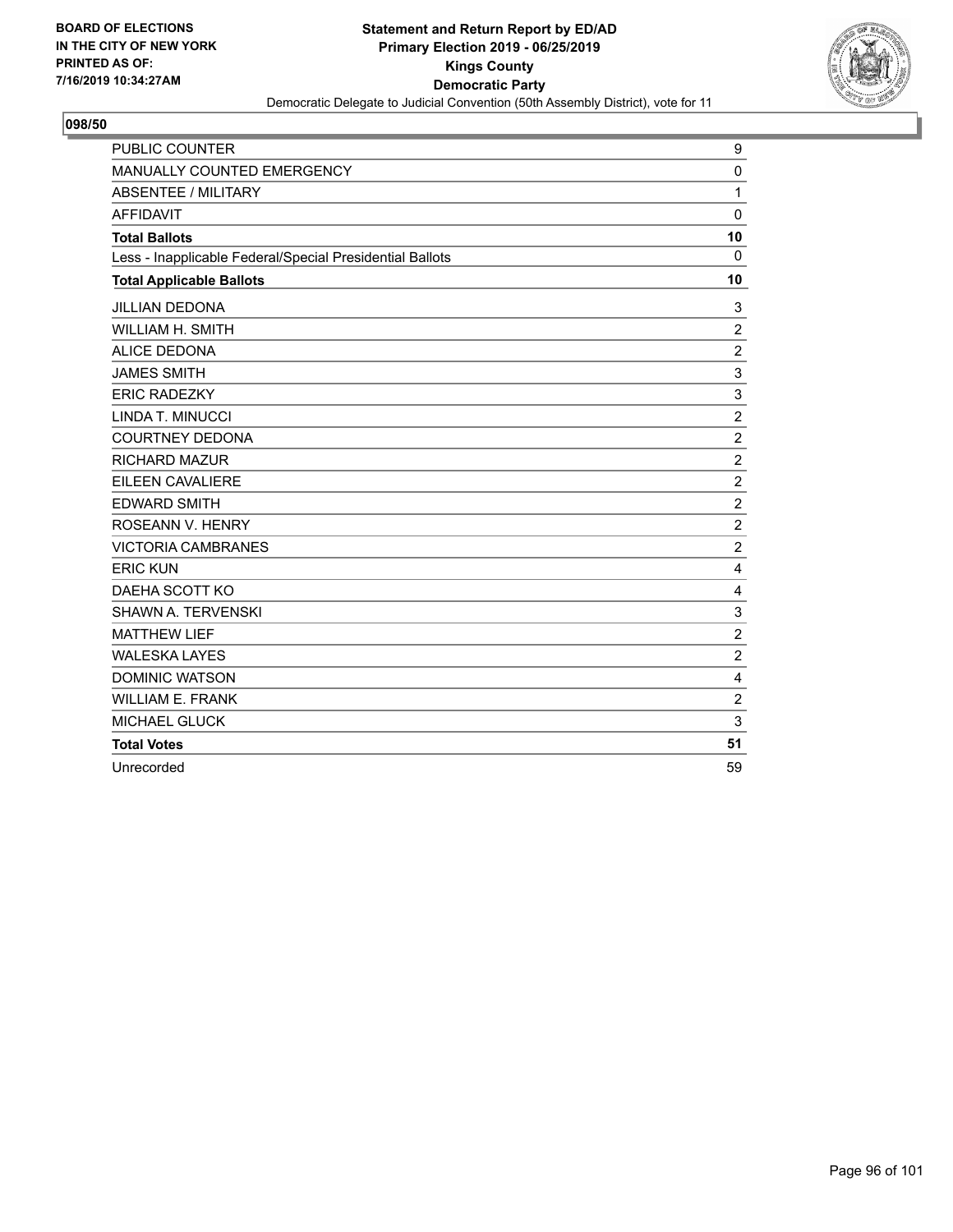BOARD OF ELECTIONS
IN THE CITY OF NEW YORK
PRINTED AS OF:
7/16/2019 10:34:27AM

**Statement and Return Report by ED/AD**
**Primary Election 2019 - 06/25/2019**
**Kings County**
**Democratic Party**
Democratic Delegate to Judicial Convention (50th Assembly District), vote for 11

**098/50**

| | |
|---|---|
| PUBLIC COUNTER | 9 |
| MANUALLY COUNTED EMERGENCY | 0 |
| ABSENTEE / MILITARY | 1 |
| AFFIDAVIT | 0 |
| **Total Ballots** | **10** |
| Less - Inapplicable Federal/Special Presidential Ballots | 0 |
| **Total Applicable Ballots** | **10** |
| JILLIAN DEDONA | 3 |
| WILLIAM H. SMITH | 2 |
| ALICE DEDONA | 2 |
| JAMES SMITH | 3 |
| ERIC RADEZKY | 3 |
| LINDA T. MINUCCI | 2 |
| COURTNEY DEDONA | 2 |
| RICHARD MAZUR | 2 |
| EILEEN CAVALIERE | 2 |
| EDWARD SMITH | 2 |
| ROSEANN V. HENRY | 2 |
| VICTORIA CAMBRANES | 2 |
| ERIC KUN | 4 |
| DAEHA SCOTT KO | 4 |
| SHAWN A. TERVENSKI | 3 |
| MATTHEW LIEF | 2 |
| WALESKA LAYES | 2 |
| DOMINIC WATSON | 4 |
| WILLIAM E. FRANK | 2 |
| MICHAEL GLUCK | 3 |
| **Total Votes** | **51** |
| Unrecorded | 59 |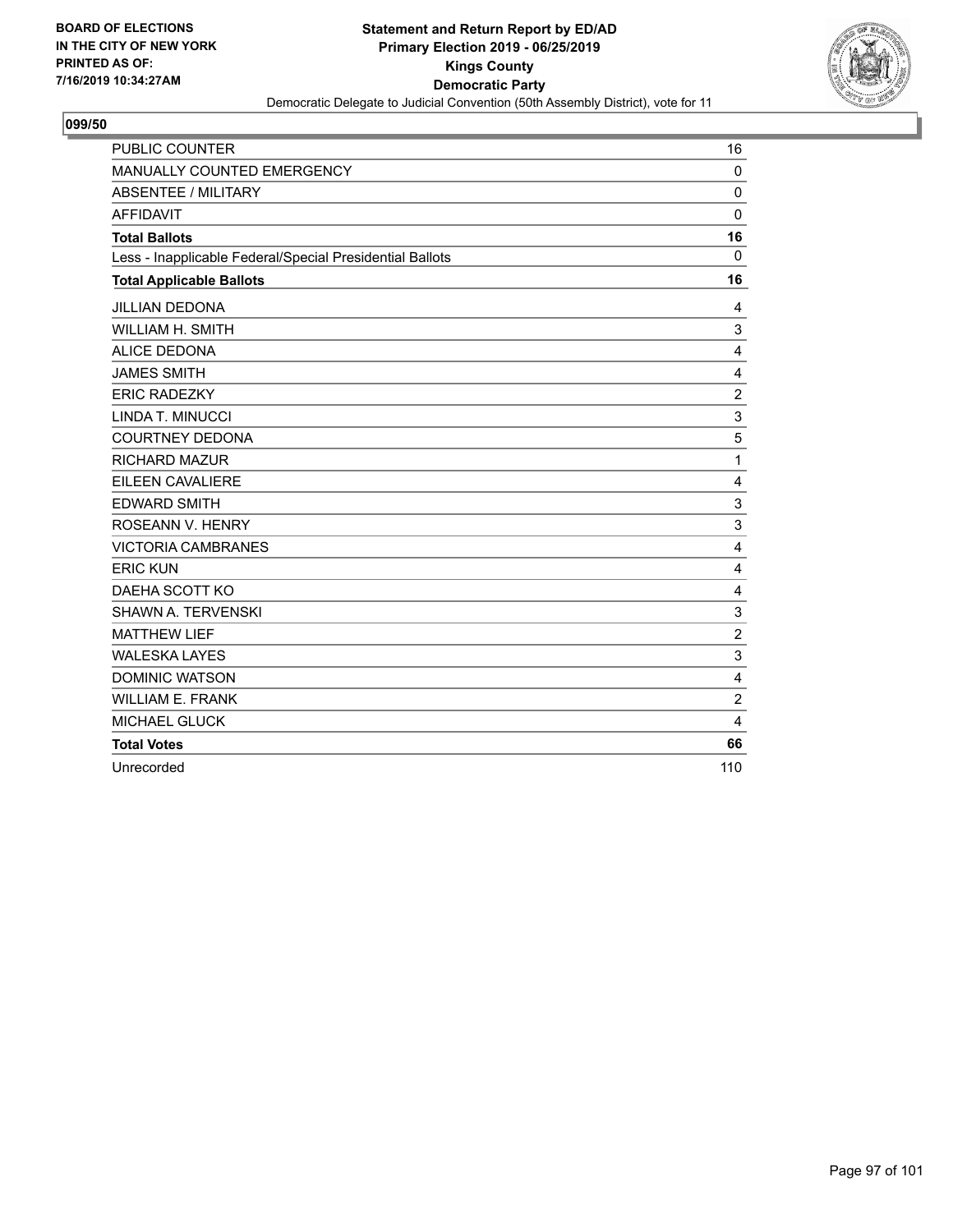BOARD OF ELECTIONS
IN THE CITY OF NEW YORK
PRINTED AS OF:
7/16/2019 10:34:27AM

**Statement and Return Report by ED/AD**
**Primary Election 2019 - 06/25/2019**
**Kings County**
**Democratic Party**
Democratic Delegate to Judicial Convention (50th Assembly District), vote for 11

## 099/50

| | |
|---|---|
| PUBLIC COUNTER | 16 |
| MANUALLY COUNTED EMERGENCY | 0 |
| ABSENTEE / MILITARY | 0 |
| AFFIDAVIT | 0 |
| **Total Ballots** | **16** |
| Less - Inapplicable Federal/Special Presidential Ballots | 0 |
| **Total Applicable Ballots** | **16** |
| JILLIAN DEDONA | 4 |
| WILLIAM H. SMITH | 3 |
| ALICE DEDONA | 4 |
| JAMES SMITH | 4 |
| ERIC RADEZKY | 2 |
| LINDA T. MINUCCI | 3 |
| COURTNEY DEDONA | 5 |
| RICHARD MAZUR | 1 |
| EILEEN CAVALIERE | 4 |
| EDWARD SMITH | 3 |
| ROSEANN V. HENRY | 3 |
| VICTORIA CAMBRANES | 4 |
| ERIC KUN | 4 |
| DAEHA SCOTT KO | 4 |
| SHAWN A. TERVENSKI | 3 |
| MATTHEW LIEF | 2 |
| WALESKA LAYES | 3 |
| DOMINIC WATSON | 4 |
| WILLIAM E. FRANK | 2 |
| MICHAEL GLUCK | 4 |
| **Total Votes** | **66** |
| Unrecorded | 110 |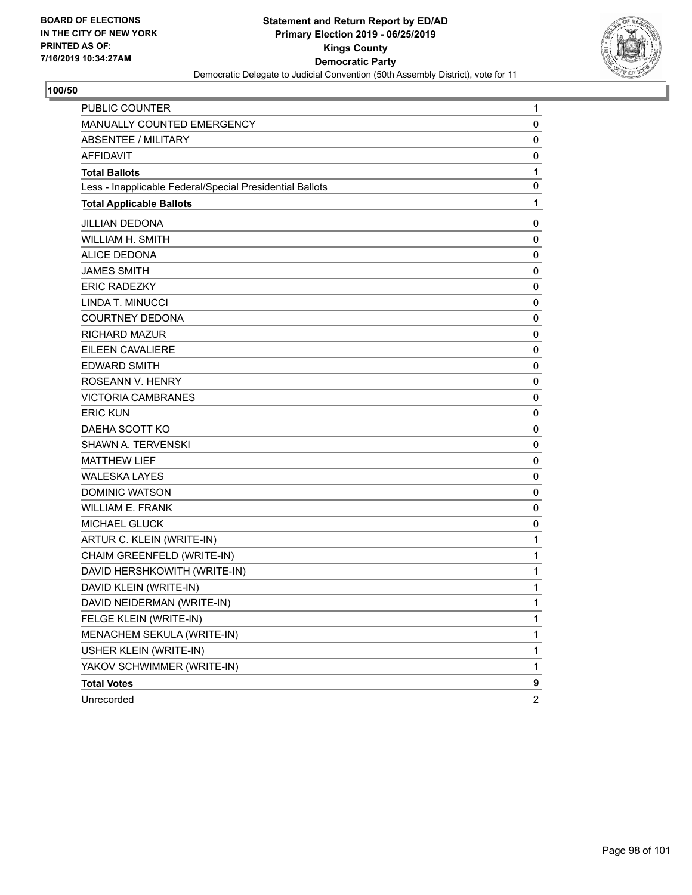BOARD OF ELECTIONS
IN THE CITY OF NEW YORK
PRINTED AS OF:
7/16/2019 10:34:27AM

**Statement and Return Report by ED/AD**
**Primary Election 2019 - 06/25/2019**
**Kings County**
**Democratic Party**
Democratic Delegate to Judicial Convention (50th Assembly District), vote for 11

**100/50**

| | |
|---|---|
| PUBLIC COUNTER | 1 |
| MANUALLY COUNTED EMERGENCY | 0 |
| ABSENTEE / MILITARY | 0 |
| AFFIDAVIT | 0 |
| **Total Ballots** | **1** |
| Less - Inapplicable Federal/Special Presidential Ballots | 0 |
| **Total Applicable Ballots** | **1** |
| JILLIAN DEDONA | 0 |
| WILLIAM H. SMITH | 0 |
| ALICE DEDONA | 0 |
| JAMES SMITH | 0 |
| ERIC RADEZKY | 0 |
| LINDA T. MINUCCI | 0 |
| COURTNEY DEDONA | 0 |
| RICHARD MAZUR | 0 |
| EILEEN CAVALIERE | 0 |
| EDWARD SMITH | 0 |
| ROSEANN V. HENRY | 0 |
| VICTORIA CAMBRANES | 0 |
| ERIC KUN | 0 |
| DAEHA SCOTT KO | 0 |
| SHAWN A. TERVENSKI | 0 |
| MATTHEW LIEF | 0 |
| WALESKA LAYES | 0 |
| DOMINIC WATSON | 0 |
| WILLIAM E. FRANK | 0 |
| MICHAEL GLUCK | 0 |
| ARTUR C. KLEIN (WRITE-IN) | 1 |
| CHAIM GREENFELD (WRITE-IN) | 1 |
| DAVID HERSHKOWITH (WRITE-IN) | 1 |
| DAVID KLEIN (WRITE-IN) | 1 |
| DAVID NEIDERMAN (WRITE-IN) | 1 |
| FELGE KLEIN (WRITE-IN) | 1 |
| MENACHEM SEKULA (WRITE-IN) | 1 |
| USHER KLEIN (WRITE-IN) | 1 |
| YAKOV SCHWIMMER (WRITE-IN) | 1 |
| **Total Votes** | **9** |
| Unrecorded | 2 |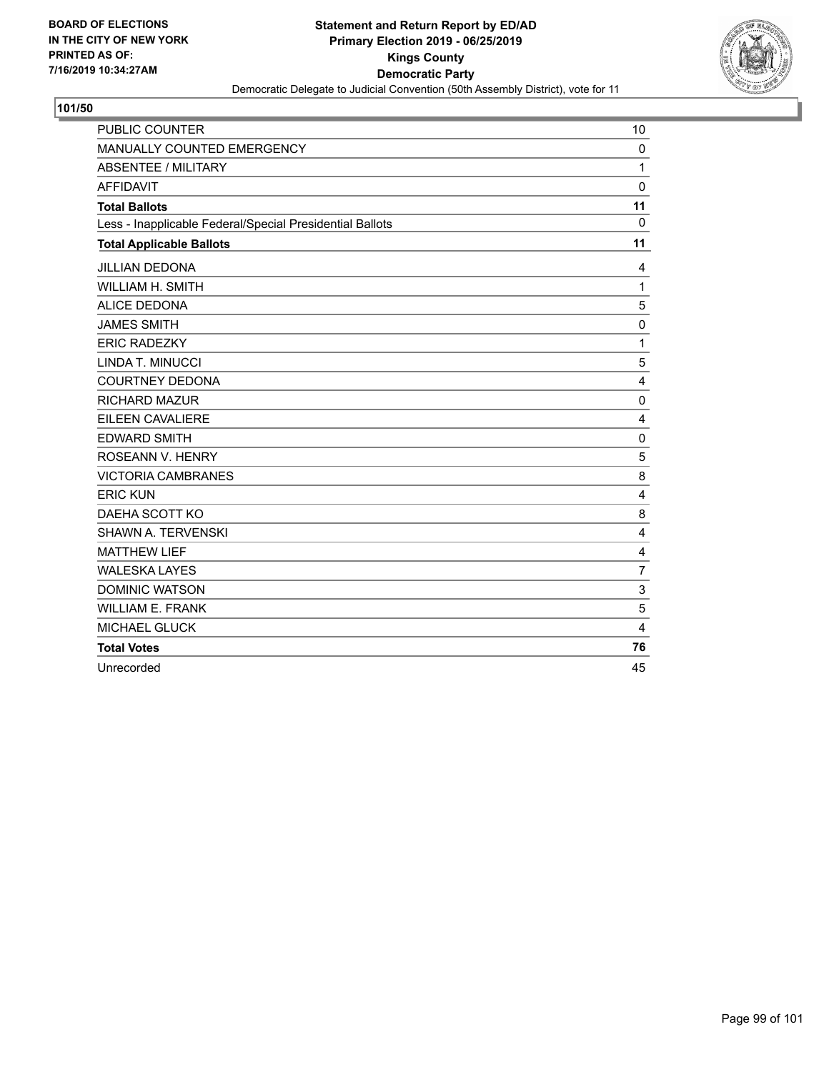BOARD OF ELECTIONS
IN THE CITY OF NEW YORK
PRINTED AS OF:
7/16/2019 10:34:27AM

**Statement and Return Report by ED/AD**
**Primary Election 2019 - 06/25/2019**
**Kings County**
**Democratic Party**
Democratic Delegate to Judicial Convention (50th Assembly District), vote for 11

**101/50**

| | |
|---|---|
| PUBLIC COUNTER | 10 |
| MANUALLY COUNTED EMERGENCY | 0 |
| ABSENTEE / MILITARY | 1 |
| AFFIDAVIT | 0 |
| **Total Ballots** | **11** |
| Less - Inapplicable Federal/Special Presidential Ballots | 0 |
| **Total Applicable Ballots** | **11** |
| JILLIAN DEDONA | 4 |
| WILLIAM H. SMITH | 1 |
| ALICE DEDONA | 5 |
| JAMES SMITH | 0 |
| ERIC RADEZKY | 1 |
| LINDA T. MINUCCI | 5 |
| COURTNEY DEDONA | 4 |
| RICHARD MAZUR | 0 |
| EILEEN CAVALIERE | 4 |
| EDWARD SMITH | 0 |
| ROSEANN V. HENRY | 5 |
| VICTORIA CAMBRANES | 8 |
| ERIC KUN | 4 |
| DAEHA SCOTT KO | 8 |
| SHAWN A. TERVENSKI | 4 |
| MATTHEW LIEF | 4 |
| WALESKA LAYES | 7 |
| DOMINIC WATSON | 3 |
| WILLIAM E. FRANK | 5 |
| MICHAEL GLUCK | 4 |
| **Total Votes** | **76** |
| Unrecorded | 45 |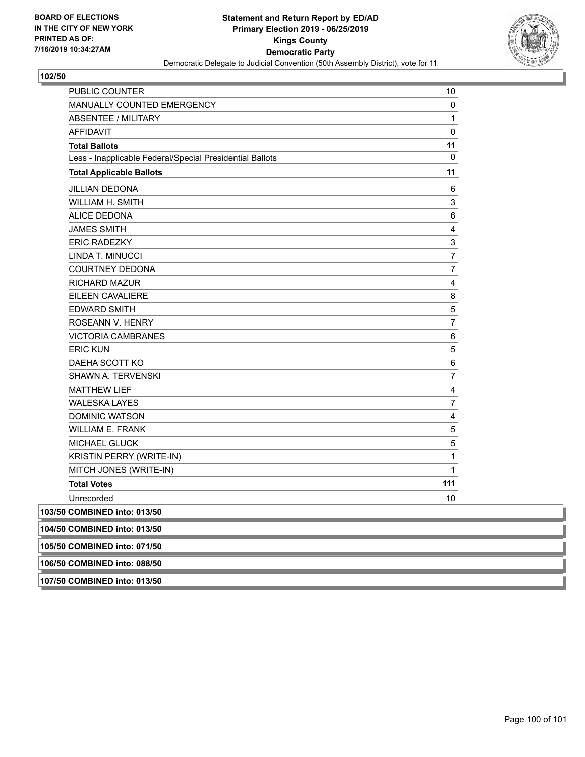**Statement and Return Report by ED/AD**
**Primary Election 2019 - 06/25/2019**
**Kings County**
**Democratic Party**
Democratic Delegate to Judicial Convention (50th Assembly District), vote for 11

BOARD OF ELECTIONS
IN THE CITY OF NEW YORK
PRINTED AS OF:
7/16/2019 10:34:27AM

**102/50**

| | |
|---|---|
| PUBLIC COUNTER | 10 |
| MANUALLY COUNTED EMERGENCY | 0 |
| ABSENTEE / MILITARY | 1 |
| AFFIDAVIT | 0 |
| **Total Ballots** | **11** |
| Less - Inapplicable Federal/Special Presidential Ballots | 0 |
| **Total Applicable Ballots** | **11** |
| JILLIAN DEDONA | 6 |
| WILLIAM H. SMITH | 3 |
| ALICE DEDONA | 6 |
| JAMES SMITH | 4 |
| ERIC RADEZKY | 3 |
| LINDA T. MINUCCI | 7 |
| COURTNEY DEDONA | 7 |
| RICHARD MAZUR | 4 |
| EILEEN CAVALIERE | 8 |
| EDWARD SMITH | 5 |
| ROSEANN V. HENRY | 7 |
| VICTORIA CAMBRANES | 6 |
| ERIC KUN | 5 |
| DAEHA SCOTT KO | 6 |
| SHAWN A. TERVENSKI | 7 |
| MATTHEW LIEF | 4 |
| WALESKA LAYES | 7 |
| DOMINIC WATSON | 4 |
| WILLIAM E. FRANK | 5 |
| MICHAEL GLUCK | 5 |
| KRISTIN PERRY (WRITE-IN) | 1 |
| MITCH JONES (WRITE-IN) | 1 |
| **Total Votes** | **111** |
| Unrecorded | 10 |

**103/50 COMBINED into: 013/50**

**104/50 COMBINED into: 013/50**

**105/50 COMBINED into: 071/50**

**106/50 COMBINED into: 088/50**

**107/50 COMBINED into: 013/50**